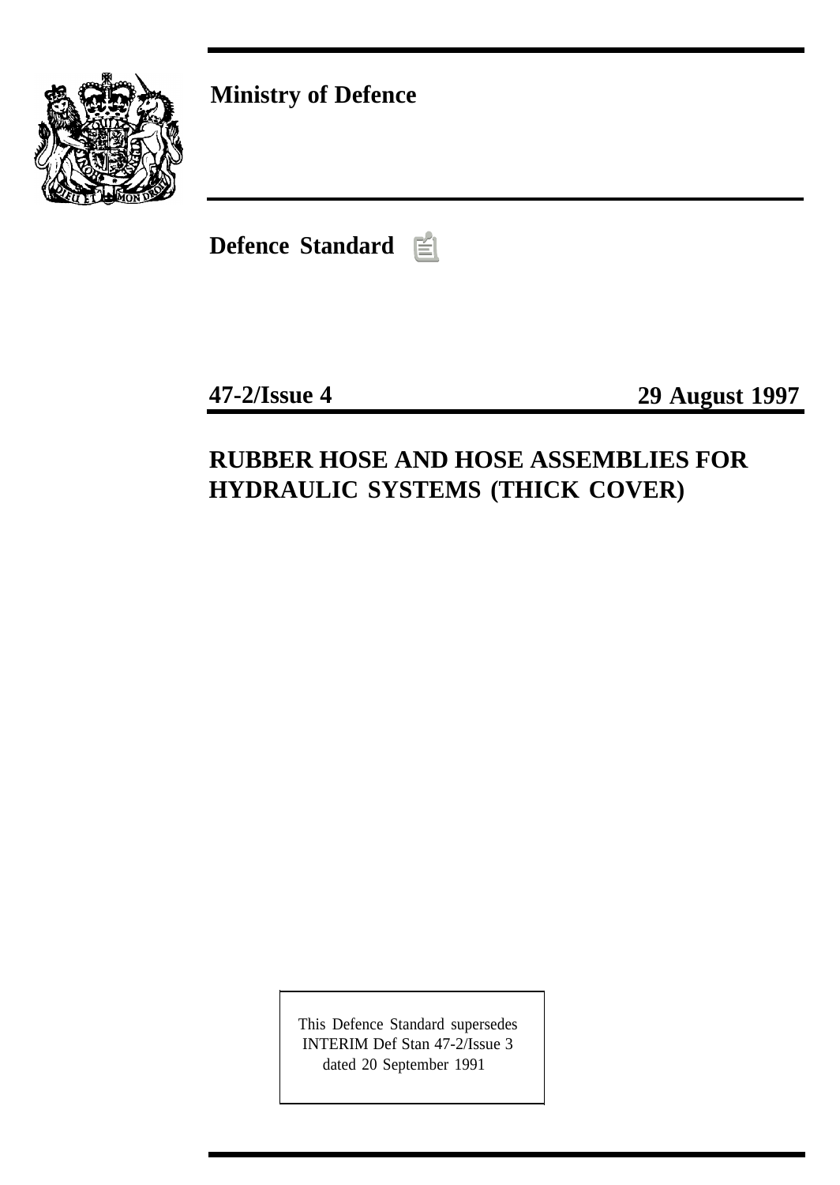**Ministry of Defence**

**Defence Standard**

**47-2/Issue 4** **29 August 1997**

# RUBBER HOSE AND HOSE ASSEMBLIES FOR HYDRAULIC SYSTEMS (THICK COVER)

This Defence Standard supersedes
INTERIM Def Stan 47-2/Issue 3
dated 20 September 1991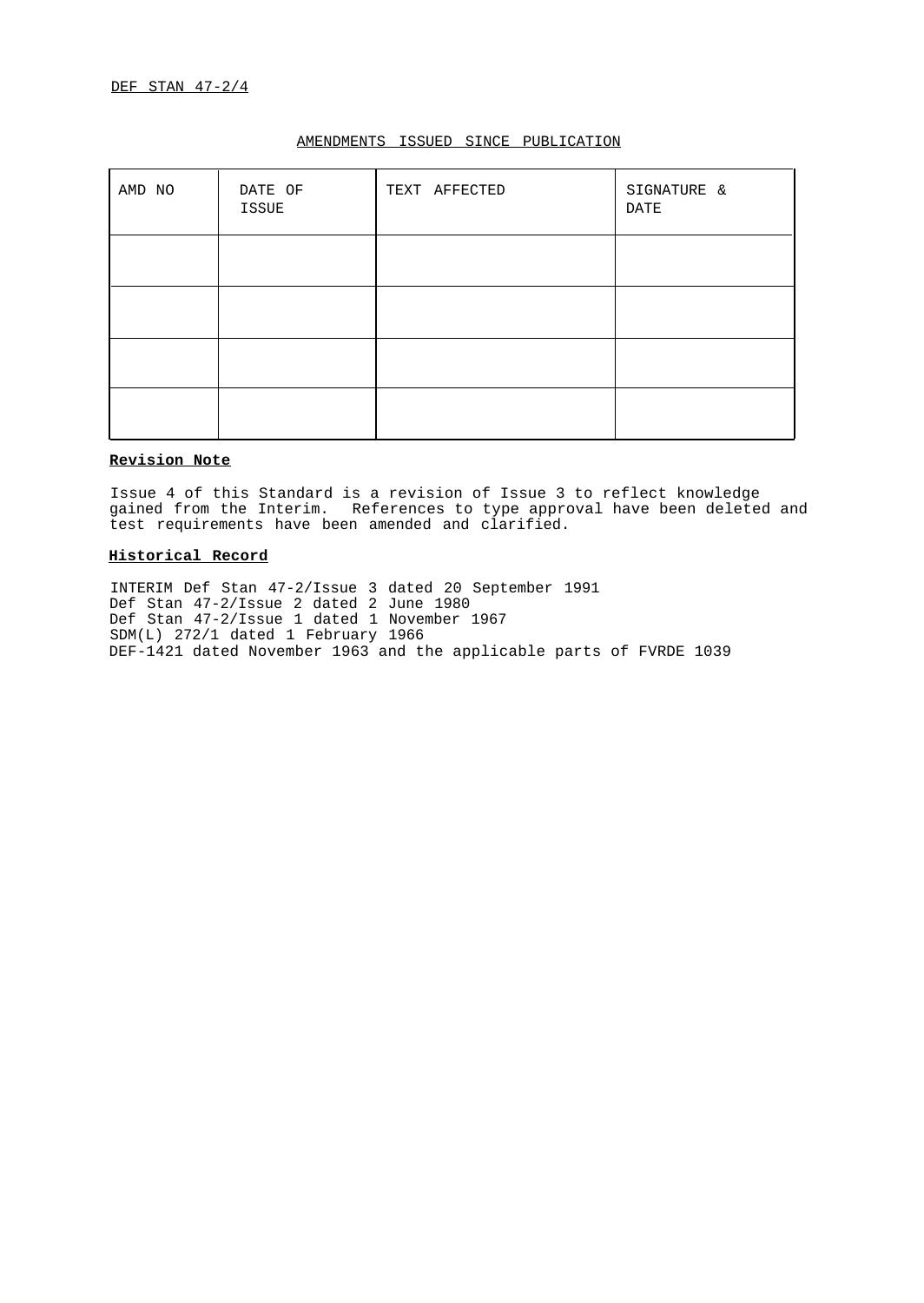## AMENDMENTS ISSUED SINCE PUBLICATION

| AMD NO | DATE OF ISSUE | TEXT AFFECTED | SIGNATURE & DATE |
|---|---|---|---|
| | | | |
| | | | |
| | | | |
| | | | |

**Revision Note**

Issue 4 of this Standard is a revision of Issue 3 to reflect knowledge gained from the Interim. References to type approval have been deleted and test requirements have been amended and clarified.

**Historical Record**

INTERIM Def Stan 47-2/Issue 3 dated 20 September 1991
Def Stan 47-2/Issue 2 dated 2 June 1980
Def Stan 47-2/Issue 1 dated 1 November 1967
SDM(L) 272/1 dated 1 February 1966
DEF-1421 dated November 1963 and the applicable parts of FVRDE 1039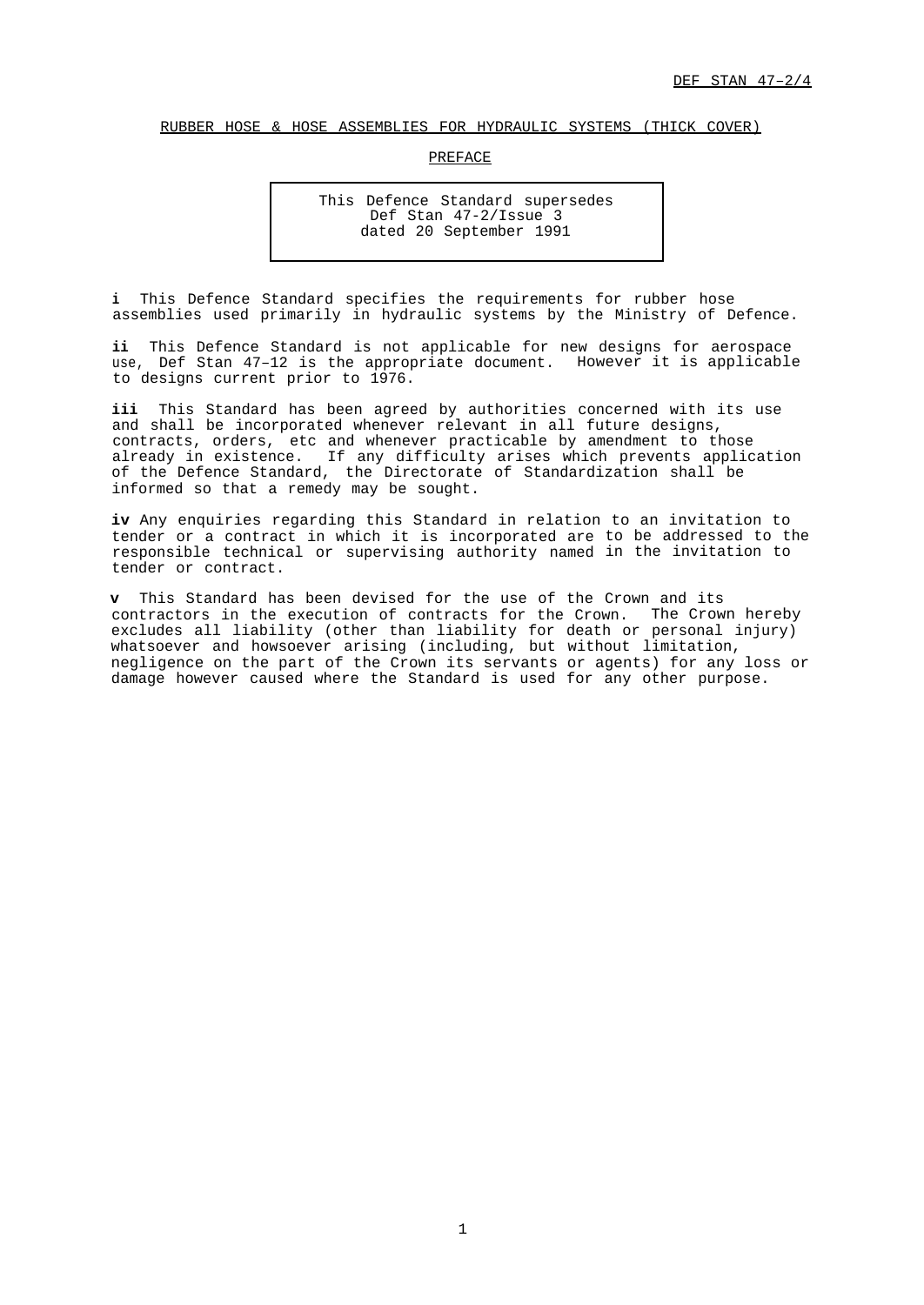RUBBER HOSE & HOSE ASSEMBLIES FOR HYDRAULIC SYSTEMS (THICK COVER)

PREFACE

> This Defence Standard supersedes
> Def Stan 47-2/Issue 3
> dated 20 September 1991

**i** This Defence Standard specifies the requirements for rubber hose assemblies used primarily in hydraulic systems by the Ministry of Defence.

**ii** This Defence Standard is not applicable for new designs for aerospace use, Def Stan 47–12 is the appropriate document. However it is applicable to designs current prior to 1976.

**iii** This Standard has been agreed by authorities concerned with its use and shall be incorporated whenever relevant in all future designs, contracts, orders, etc and whenever practicable by amendment to those already in existence. If any difficulty arises which prevents application of the Defence Standard, the Directorate of Standardization shall be informed so that a remedy may be sought.

**iv** Any enquiries regarding this Standard in relation to an invitation to tender or a contract in which it is incorporated are to be addressed to the responsible technical or supervising authority named in the invitation to tender or contract.

**v** This Standard has been devised for the use of the Crown and its contractors in the execution of contracts for the Crown. The Crown hereby excludes all liability (other than liability for death or personal injury) whatsoever and howsoever arising (including, but without limitation, negligence on the part of the Crown its servants or agents) for any loss or damage however caused where the Standard is used for any other purpose.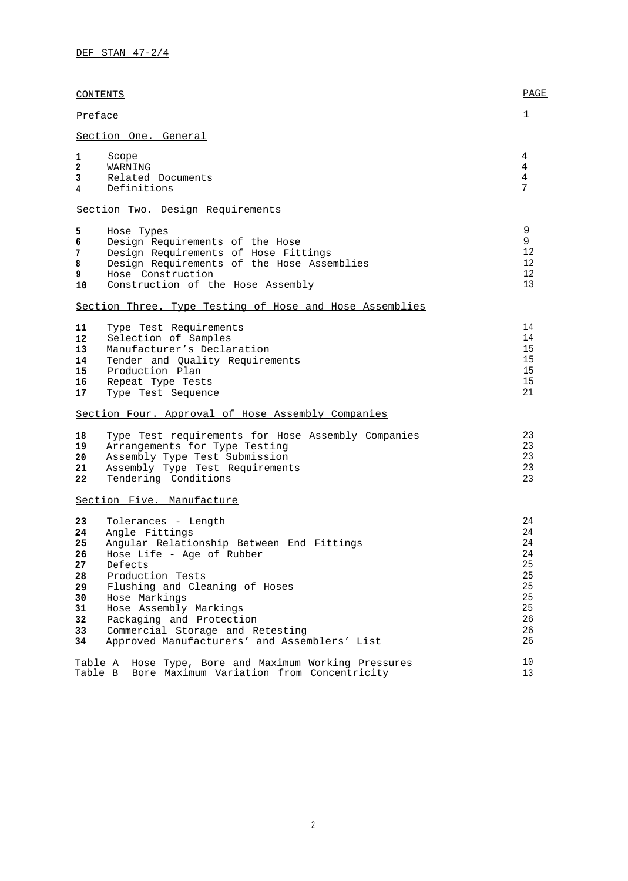CONTENTS

| | | PAGE |
|---|---|---|
| Preface | | 1 |
| **Section One. General** | | |
| **1** | Scope | 4 |
| **2** | WARNING | 4 |
| **3** | Related Documents | 4 |
| **4** | Definitions | 7 |
| **Section Two. Design Requirements** | | |
| **5** | Hose Types | 9 |
| **6** | Design Requirements of the Hose | 9 |
| **7** | Design Requirements of Hose Fittings | 12 |
| **8** | Design Requirements of the Hose Assemblies | 12 |
| **9** | Hose Construction | 12 |
| **10** | Construction of the Hose Assembly | 13 |
| **Section Three. Type Testing of Hose and Hose Assemblies** | | |
| **11** | Type Test Requirements | 14 |
| **12** | Selection of Samples | 14 |
| **13** | Manufacturer's Declaration | 15 |
| **14** | Tender and Quality Requirements | 15 |
| **15** | Production Plan | 15 |
| **16** | Repeat Type Tests | 15 |
| **17** | Type Test Sequence | 21 |
| **Section Four. Approval of Hose Assembly Companies** | | |
| **18** | Type Test requirements for Hose Assembly Companies | 23 |
| **19** | Arrangements for Type Testing | 23 |
| **20** | Assembly Type Test Submission | 23 |
| **21** | Assembly Type Test Requirements | 23 |
| **22** | Tendering Conditions | 23 |
| **Section Five. Manufacture** | | |
| **23** | Tolerances - Length | 24 |
| **24** | Angle Fittings | 24 |
| **25** | Angular Relationship Between End Fittings | 24 |
| **26** | Hose Life - Age of Rubber | 24 |
| **27** | Defects | 25 |
| **28** | Production Tests | 25 |
| **29** | Flushing and Cleaning of Hoses | 25 |
| **30** | Hose Markings | 25 |
| **31** | Hose Assembly Markings | 25 |
| **32** | Packaging and Protection | 26 |
| **33** | Commercial Storage and Retesting | 26 |
| **34** | Approved Manufacturers' and Assemblers' List | 26 |
| Table A | Hose Type, Bore and Maximum Working Pressures | 10 |
| Table B | Bore Maximum Variation from Concentricity | 13 |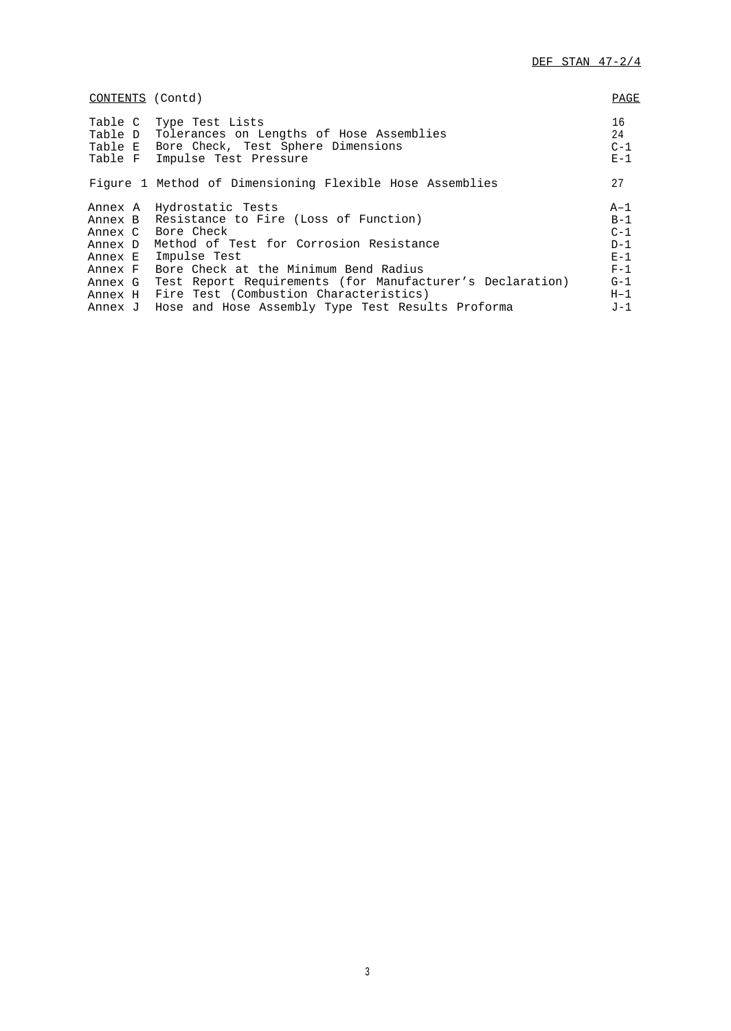CONTENTS (Contd)

| | | PAGE |
|---|---|---|
| Table C | Type Test Lists | 16 |
| Table D | Tolerances on Lengths of Hose Assemblies | 24 |
| Table E | Bore Check, Test Sphere Dimensions | C-1 |
| Table F | Impulse Test Pressure | E-1 |
| Figure 1 | Method of Dimensioning Flexible Hose Assemblies | 27 |
| Annex A | Hydrostatic Tests | A–1 |
| Annex B | Resistance to Fire (Loss of Function) | B-1 |
| Annex C | Bore Check | C-1 |
| Annex D | Method of Test for Corrosion Resistance | D-1 |
| Annex E | Impulse Test | E-1 |
| Annex F | Bore Check at the Minimum Bend Radius | F-1 |
| Annex G | Test Report Requirements (for Manufacturer's Declaration) | G-1 |
| Annex H | Fire Test (Combustion Characteristics) | H–1 |
| Annex J | Hose and Hose Assembly Type Test Results Proforma | J-1 |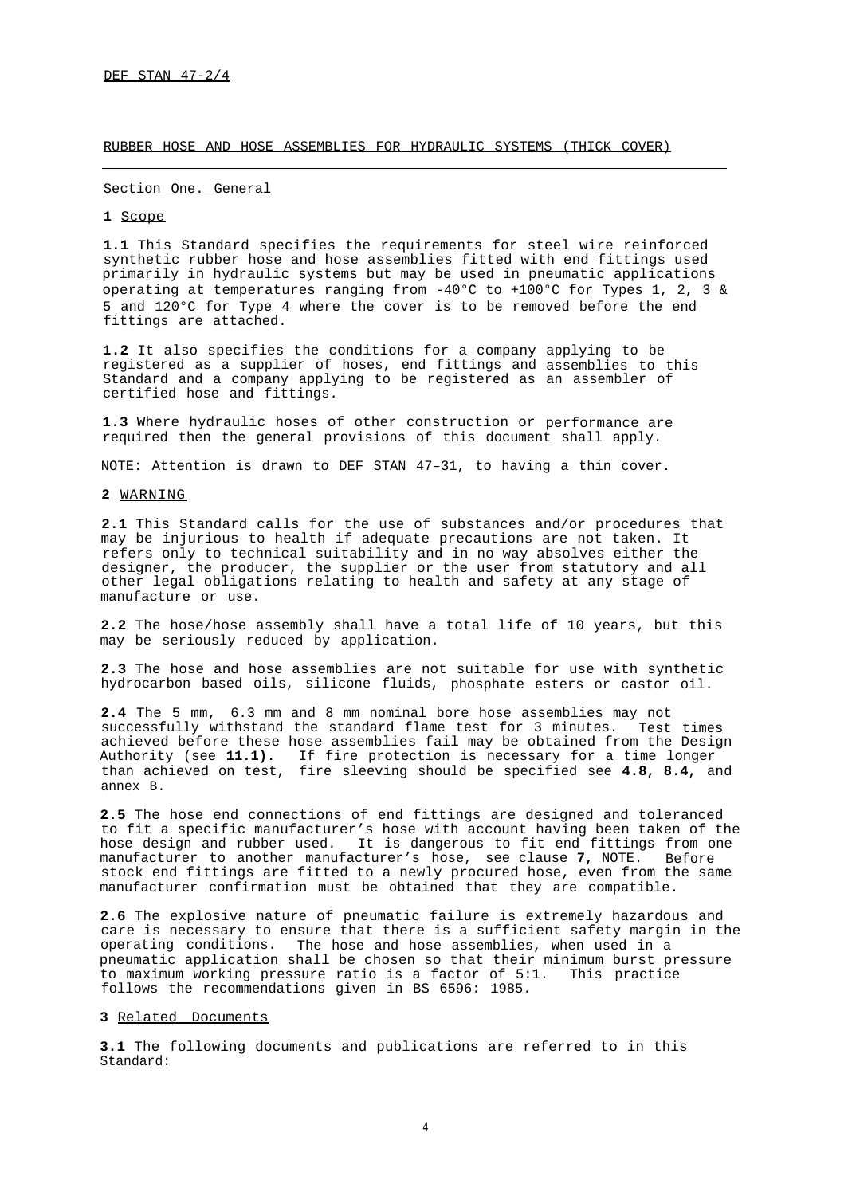DEF STAN 47-2/4

RUBBER HOSE AND HOSE ASSEMBLIES FOR HYDRAULIC SYSTEMS (THICK COVER)

## Section One. General

### 1 Scope

**1.1** This Standard specifies the requirements for steel wire reinforced synthetic rubber hose and hose assemblies fitted with end fittings used primarily in hydraulic systems but may be used in pneumatic applications operating at temperatures ranging from -40°C to +100°C for Types 1, 2, 3 & 5 and 120°C for Type 4 where the cover is to be removed before the end fittings are attached.

**1.2** It also specifies the conditions for a company applying to be registered as a supplier of hoses, end fittings and assemblies to this Standard and a company applying to be registered as an assembler of certified hose and fittings.

**1.3** Where hydraulic hoses of other construction or performance are required then the general provisions of this document shall apply.

NOTE: Attention is drawn to DEF STAN 47–31, to having a thin cover.

### 2 WARNING

**2.1** This Standard calls for the use of substances and/or procedures that may be injurious to health if adequate precautions are not taken. It refers only to technical suitability and in no way absolves either the designer, the producer, the supplier or the user from statutory and all other legal obligations relating to health and safety at any stage of manufacture or use.

**2.2** The hose/hose assembly shall have a total life of 10 years, but this may be seriously reduced by application.

**2.3** The hose and hose assemblies are not suitable for use with synthetic hydrocarbon based oils, silicone fluids, phosphate esters or castor oil.

**2.4** The 5 mm, 6.3 mm and 8 mm nominal bore hose assemblies may not successfully withstand the standard flame test for 3 minutes. Test times achieved before these hose assemblies fail may be obtained from the Design Authority (see **11.1).** If fire protection is necessary for a time longer than achieved on test, fire sleeving should be specified see **4.8, 8.4,** and annex B.

**2.5** The hose end connections of end fittings are designed and toleranced to fit a specific manufacturer's hose with account having been taken of the hose design and rubber used. It is dangerous to fit end fittings from one manufacturer to another manufacturer's hose, see clause **7,** NOTE. Before stock end fittings are fitted to a newly procured hose, even from the same manufacturer confirmation must be obtained that they are compatible.

**2.6** The explosive nature of pneumatic failure is extremely hazardous and care is necessary to ensure that there is a sufficient safety margin in the operating conditions. The hose and hose assemblies, when used in a pneumatic application shall be chosen so that their minimum burst pressure to maximum working pressure ratio is a factor of 5:1. This practice follows the recommendations given in BS 6596: 1985.

### 3 Related Documents

**3.1** The following documents and publications are referred to in this Standard: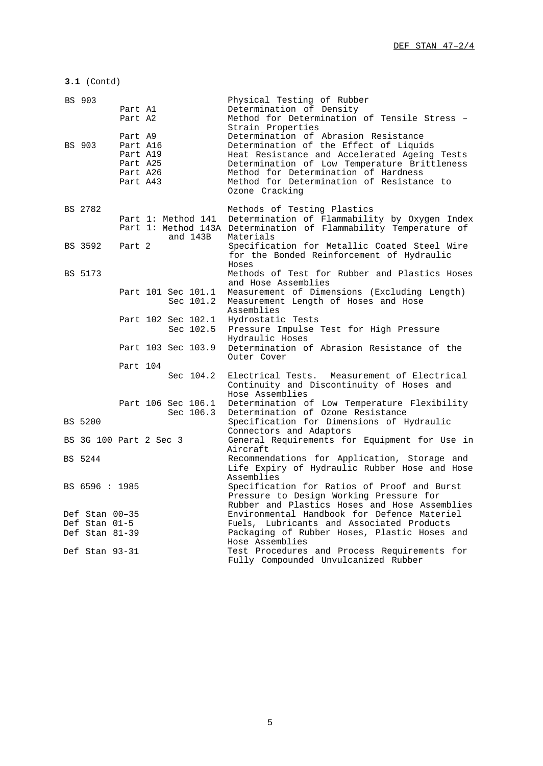**3.1** (Contd)

| | | |
|---|---|---|
| BS 903 | | Physical Testing of Rubber |
| | Part A1 | Determination of Density |
| | Part A2 | Method for Determination of Tensile Stress – Strain Properties |
| | Part A9 | Determination of Abrasion Resistance |
| BS 903 | Part A16 | Determination of the Effect of Liquids |
| | Part A19 | Heat Resistance and Accelerated Ageing Tests |
| | Part A25 | Determination of Low Temperature Brittleness |
| | Part A26 | Method for Determination of Hardness |
| | Part A43 | Method for Determination of Resistance to Ozone Cracking |
| BS 2782 | | Methods of Testing Plastics |
| | Part 1: Method 141 | Determination of Flammability by Oxygen Index |
| | Part 1: Method 143A and 143B | Determination of Flammability Temperature of Materials |
| BS 3592 | Part 2 | Specification for Metallic Coated Steel Wire for the Bonded Reinforcement of Hydraulic Hoses |
| BS 5173 | | Methods of Test for Rubber and Plastics Hoses and Hose Assemblies |
| | Part 101 Sec 101.1 | Measurement of Dimensions (Excluding Length) |
| | Sec 101.2 | Measurement Length of Hoses and Hose Assemblies |
| | Part 102 Sec 102.1 | Hydrostatic Tests |
| | Sec 102.5 | Pressure Impulse Test for High Pressure Hydraulic Hoses |
| | Part 103 Sec 103.9 | Determination of Abrasion Resistance of the Outer Cover |
| | Part 104 Sec 104.2 | Electrical Tests. Measurement of Electrical Continuity and Discontinuity of Hoses and Hose Assemblies |
| | Part 106 Sec 106.1 | Determination of Low Temperature Flexibility |
| | Sec 106.3 | Determination of Ozone Resistance |
| BS 5200 | | Specification for Dimensions of Hydraulic Connectors and Adaptors |
| BS 3G 100 Part 2 Sec 3 | | General Requirements for Equipment for Use in Aircraft |
| BS 5244 | | Recommendations for Application, Storage and Life Expiry of Hydraulic Rubber Hose and Hose Assemblies |
| BS 6596 : 1985 | | Specification for Ratios of Proof and Burst Pressure to Design Working Pressure for Rubber and Plastics Hoses and Hose Assemblies |
| Def Stan 00–35 | | Environmental Handbook for Defence Materiel |
| Def Stan 01-5 | | Fuels, Lubricants and Associated Products |
| Def Stan 81-39 | | Packaging of Rubber Hoses, Plastic Hoses and Hose Assemblies |
| Def Stan 93-31 | | Test Procedures and Process Requirements for Fully Compounded Unvulcanized Rubber |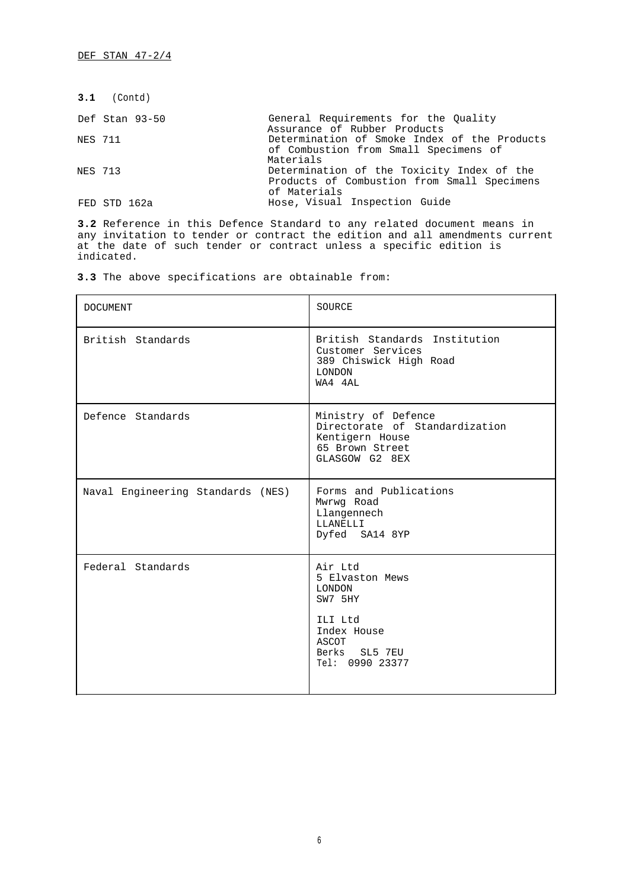**3.1** (Contd)

| | |
|---|---|
| Def Stan 93-50 | General Requirements for the Quality Assurance of Rubber Products |
| NES 711 | Determination of Smoke Index of the Products of Combustion from Small Specimens of Materials |
| NES 713 | Determination of the Toxicity Index of the Products of Combustion from Small Specimens of Materials |
| FED STD 162a | Hose, Visual Inspection Guide |

**3.2** Reference in this Defence Standard to any related document means in any invitation to tender or contract the edition and all amendments current at the date of such tender or contract unless a specific edition is indicated.

**3.3** The above specifications are obtainable from:

| DOCUMENT | SOURCE |
|---|---|
| British Standards | British Standards Institution<br>Customer Services<br>389 Chiswick High Road<br>LONDON<br>WA4 4AL |
| Defence Standards | Ministry of Defence<br>Directorate of Standardization<br>Kentigern House<br>65 Brown Street<br>GLASGOW G2 8EX |
| Naval Engineering Standards (NES) | Forms and Publications<br>Mwrwg Road<br>Llangennech<br>LLANELLI<br>Dyfed SA14 8YP |
| Federal Standards | Air Ltd<br>5 Elvaston Mews<br>LONDON<br>SW7 5HY<br><br>ILI Ltd<br>Index House<br>ASCOT<br>Berks SL5 7EU<br>Tel: 0990 23377 |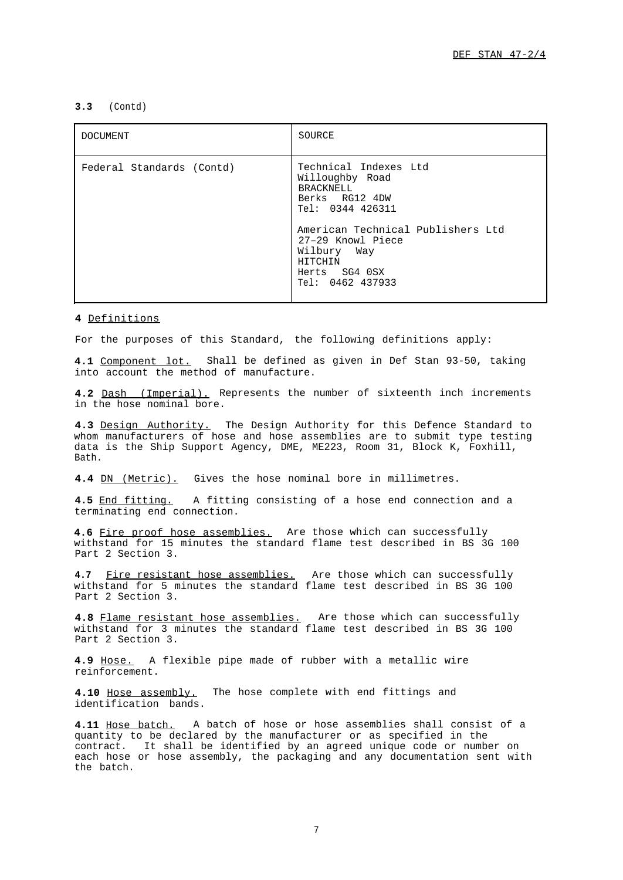**3.3** (Contd)

| DOCUMENT | SOURCE |
| --- | --- |
| Federal Standards (Contd) | Technical Indexes Ltd<br>Willoughby Road<br>BRACKNELL<br>Berks RG12 4DW<br>Tel: 0344 426311<br><br>American Technical Publishers Ltd<br>27–29 Knowl Piece<br>Wilbury Way<br>HITCHIN<br>Herts SG4 0SX<br>Tel: 0462 437933 |

**4** Definitions

For the purposes of this Standard, the following definitions apply:

**4.1** Component lot. Shall be defined as given in Def Stan 93-50, taking into account the method of manufacture.

**4.2** Dash (Imperial). Represents the number of sixteenth inch increments in the hose nominal bore.

**4.3** Design Authority. The Design Authority for this Defence Standard to whom manufacturers of hose and hose assemblies are to submit type testing data is the Ship Support Agency, DME, ME223, Room 31, Block K, Foxhill, Bath.

**4.4** DN (Metric). Gives the hose nominal bore in millimetres.

**4.5** End fitting. A fitting consisting of a hose end connection and a terminating end connection.

**4.6** Fire proof hose assemblies. Are those which can successfully withstand for 15 minutes the standard flame test described in BS 3G 100 Part 2 Section 3.

**4.7** Fire resistant hose assemblies. Are those which can successfully withstand for 5 minutes the standard flame test described in BS 3G 100 Part 2 Section 3.

**4.8** Flame resistant hose assemblies. Are those which can successfully withstand for 3 minutes the standard flame test described in BS 3G 100 Part 2 Section 3.

**4.9** Hose. A flexible pipe made of rubber with a metallic wire reinforcement.

**4.10** Hose assembly. The hose complete with end fittings and identification bands.

**4.11** Hose batch. A batch of hose or hose assemblies shall consist of a quantity to be declared by the manufacturer or as specified in the contract. It shall be identified by an agreed unique code or number on each hose or hose assembly, the packaging and any documentation sent with the batch.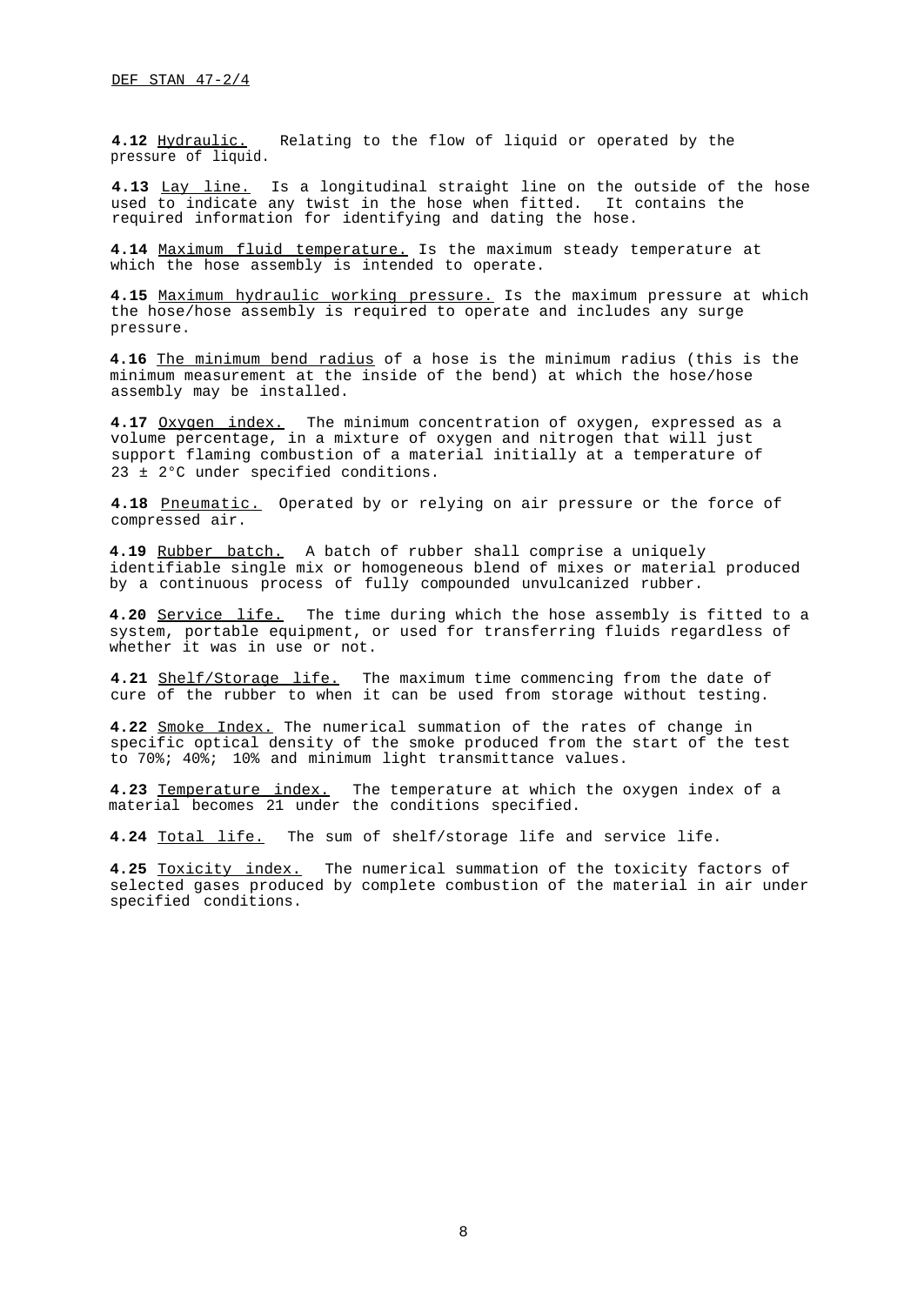**4.12** Hydraulic. Relating to the flow of liquid or operated by the pressure of liquid.

**4.13** Lay line. Is a longitudinal straight line on the outside of the hose used to indicate any twist in the hose when fitted. It contains the required information for identifying and dating the hose.

**4.14** Maximum fluid temperature. Is the maximum steady temperature at which the hose assembly is intended to operate.

**4.15** Maximum hydraulic working pressure. Is the maximum pressure at which the hose/hose assembly is required to operate and includes any surge pressure.

**4.16** The minimum bend radius of a hose is the minimum radius (this is the minimum measurement at the inside of the bend) at which the hose/hose assembly may be installed.

**4.17** Oxygen index. The minimum concentration of oxygen, expressed as a volume percentage, in a mixture of oxygen and nitrogen that will just support flaming combustion of a material initially at a temperature of 23 ± 2°C under specified conditions.

**4.18** Pneumatic. Operated by or relying on air pressure or the force of compressed air.

**4.19** Rubber batch. A batch of rubber shall comprise a uniquely identifiable single mix or homogeneous blend of mixes or material produced by a continuous process of fully compounded unvulcanized rubber.

**4.20** Service life. The time during which the hose assembly is fitted to a system, portable equipment, or used for transferring fluids regardless of whether it was in use or not.

**4.21** Shelf/Storage life. The maximum time commencing from the date of cure of the rubber to when it can be used from storage without testing.

**4.22** Smoke Index. The numerical summation of the rates of change in specific optical density of the smoke produced from the start of the test to 70%; 40%; 10% and minimum light transmittance values.

**4.23** Temperature index. The temperature at which the oxygen index of a material becomes 21 under the conditions specified.

**4.24** Total life. The sum of shelf/storage life and service life.

**4.25** Toxicity index. The numerical summation of the toxicity factors of selected gases produced by complete combustion of the material in air under specified conditions.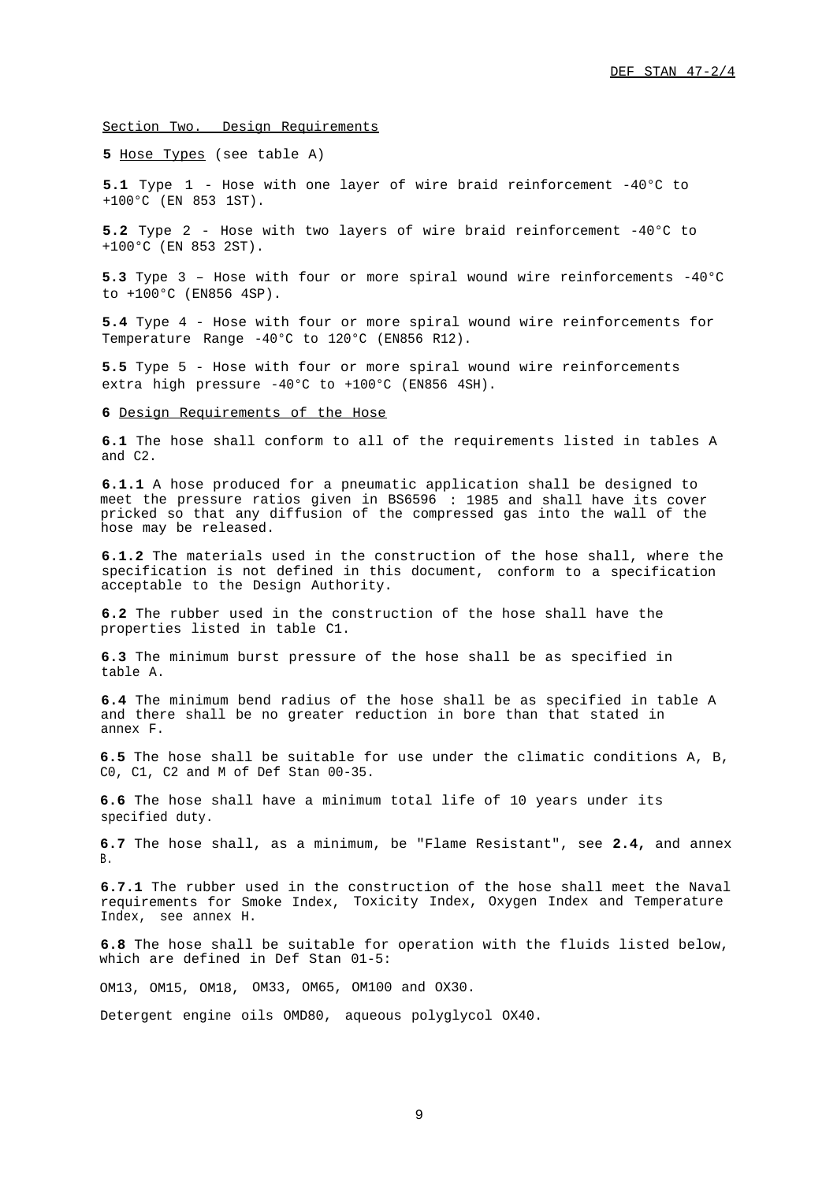## Section Two. Design Requirements

**5** Hose Types (see table A)

**5.1** Type 1 - Hose with one layer of wire braid reinforcement -40°C to +100°C (EN 853 1ST).

**5.2** Type 2 - Hose with two layers of wire braid reinforcement -40°C to +100°C (EN 853 2ST).

**5.3** Type 3 – Hose with four or more spiral wound wire reinforcements -40°C to +100°C (EN856 4SP).

**5.4** Type 4 - Hose with four or more spiral wound wire reinforcements for Temperature Range -40°C to 120°C (EN856 R12).

**5.5** Type 5 - Hose with four or more spiral wound wire reinforcements extra high pressure -40°C to +100°C (EN856 4SH).

**6** Design Requirements of the Hose

**6.1** The hose shall conform to all of the requirements listed in tables A and C2.

**6.1.1** A hose produced for a pneumatic application shall be designed to meet the pressure ratios given in BS6596 : 1985 and shall have its cover pricked so that any diffusion of the compressed gas into the wall of the hose may be released.

**6.1.2** The materials used in the construction of the hose shall, where the specification is not defined in this document, conform to a specification acceptable to the Design Authority.

**6.2** The rubber used in the construction of the hose shall have the properties listed in table C1.

**6.3** The minimum burst pressure of the hose shall be as specified in table A.

**6.4** The minimum bend radius of the hose shall be as specified in table A and there shall be no greater reduction in bore than that stated in annex F.

**6.5** The hose shall be suitable for use under the climatic conditions A, B, C0, C1, C2 and M of Def Stan 00-35.

**6.6** The hose shall have a minimum total life of 10 years under its specified duty.

**6.7** The hose shall, as a minimum, be "Flame Resistant", see **2.4,** and annex B.

**6.7.1** The rubber used in the construction of the hose shall meet the Naval requirements for Smoke Index, Toxicity Index, Oxygen Index and Temperature Index, see annex H.

**6.8** The hose shall be suitable for operation with the fluids listed below, which are defined in Def Stan 01-5:

OM13, OM15, OM18, OM33, OM65, OM100 and OX30.

Detergent engine oils OMD80, aqueous polyglycol OX40.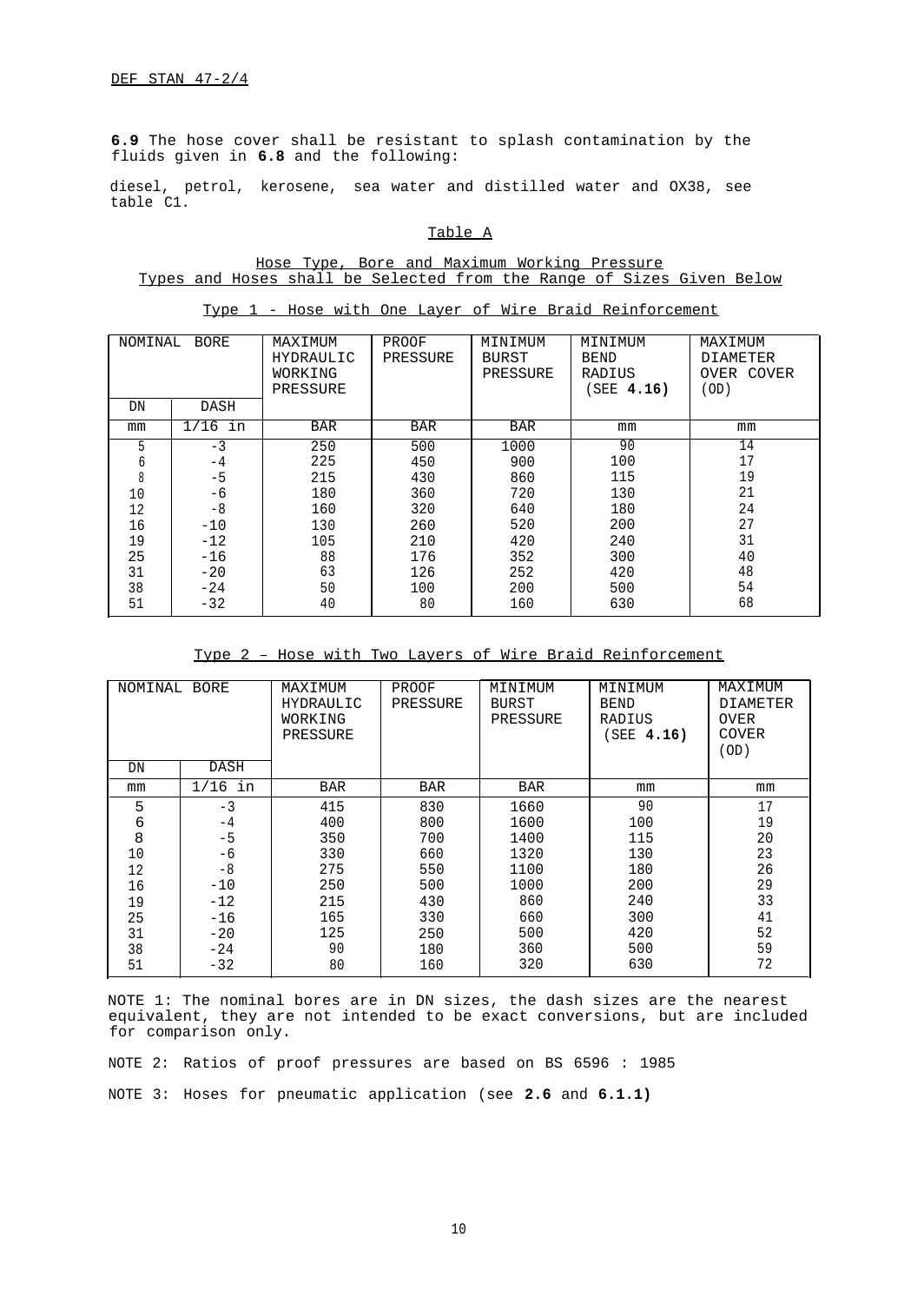**6.9** The hose cover shall be resistant to splash contamination by the fluids given in **6.8** and the following:

diesel, petrol, kerosene, sea water and distilled water and OX38, see table C1.

Table A

Hose Type, Bore and Maximum Working Pressure
Types and Hoses shall be Selected from the Range of Sizes Given Below

Type 1 - Hose with One Layer of Wire Braid Reinforcement

| NOMINAL BORE | | MAXIMUM HYDRAULIC WORKING PRESSURE | PROOF PRESSURE | MINIMUM BURST PRESSURE | MINIMUM BEND RADIUS (SEE **4.16**) | MAXIMUM DIAMETER OVER COVER (OD) |
|---|---|---|---|---|---|---|
| DN | DASH | | | | | |
| mm | 1/16 in | BAR | BAR | BAR | mm | mm |
| 5 | -3 | 250 | 500 | 1000 | 90 | 14 |
| 6 | -4 | 225 | 450 | 900 | 100 | 17 |
| 8 | -5 | 215 | 430 | 860 | 115 | 19 |
| 10 | -6 | 180 | 360 | 720 | 130 | 21 |
| 12 | -8 | 160 | 320 | 640 | 180 | 24 |
| 16 | -10 | 130 | 260 | 520 | 200 | 27 |
| 19 | -12 | 105 | 210 | 420 | 240 | 31 |
| 25 | -16 | 88 | 176 | 352 | 300 | 40 |
| 31 | -20 | 63 | 126 | 252 | 420 | 48 |
| 38 | -24 | 50 | 100 | 200 | 500 | 54 |
| 51 | -32 | 40 | 80 | 160 | 630 | 68 |

Type 2 – Hose with Two Layers of Wire Braid Reinforcement

| NOMINAL BORE | | MAXIMUM HYDRAULIC WORKING PRESSURE | PROOF PRESSURE | MINIMUM BURST PRESSURE | MINIMUM BEND RADIUS (SEE **4.16**) | MAXIMUM DIAMETER OVER COVER (OD) |
|---|---|---|---|---|---|---|
| DN | DASH | | | | | |
| mm | 1/16 in | BAR | BAR | BAR | mm | mm |
| 5 | -3 | 415 | 830 | 1660 | 90 | 17 |
| 6 | -4 | 400 | 800 | 1600 | 100 | 19 |
| 8 | -5 | 350 | 700 | 1400 | 115 | 20 |
| 10 | -6 | 330 | 660 | 1320 | 130 | 23 |
| 12 | -8 | 275 | 550 | 1100 | 180 | 26 |
| 16 | -10 | 250 | 500 | 1000 | 200 | 29 |
| 19 | -12 | 215 | 430 | 860 | 240 | 33 |
| 25 | -16 | 165 | 330 | 660 | 300 | 41 |
| 31 | -20 | 125 | 250 | 500 | 420 | 52 |
| 38 | -24 | 90 | 180 | 360 | 500 | 59 |
| 51 | -32 | 80 | 160 | 320 | 630 | 72 |

NOTE 1: The nominal bores are in DN sizes, the dash sizes are the nearest equivalent, they are not intended to be exact conversions, but are included for comparison only.

NOTE 2: Ratios of proof pressures are based on BS 6596 : 1985

NOTE 3: Hoses for pneumatic application (see **2.6** and **6.1.1)**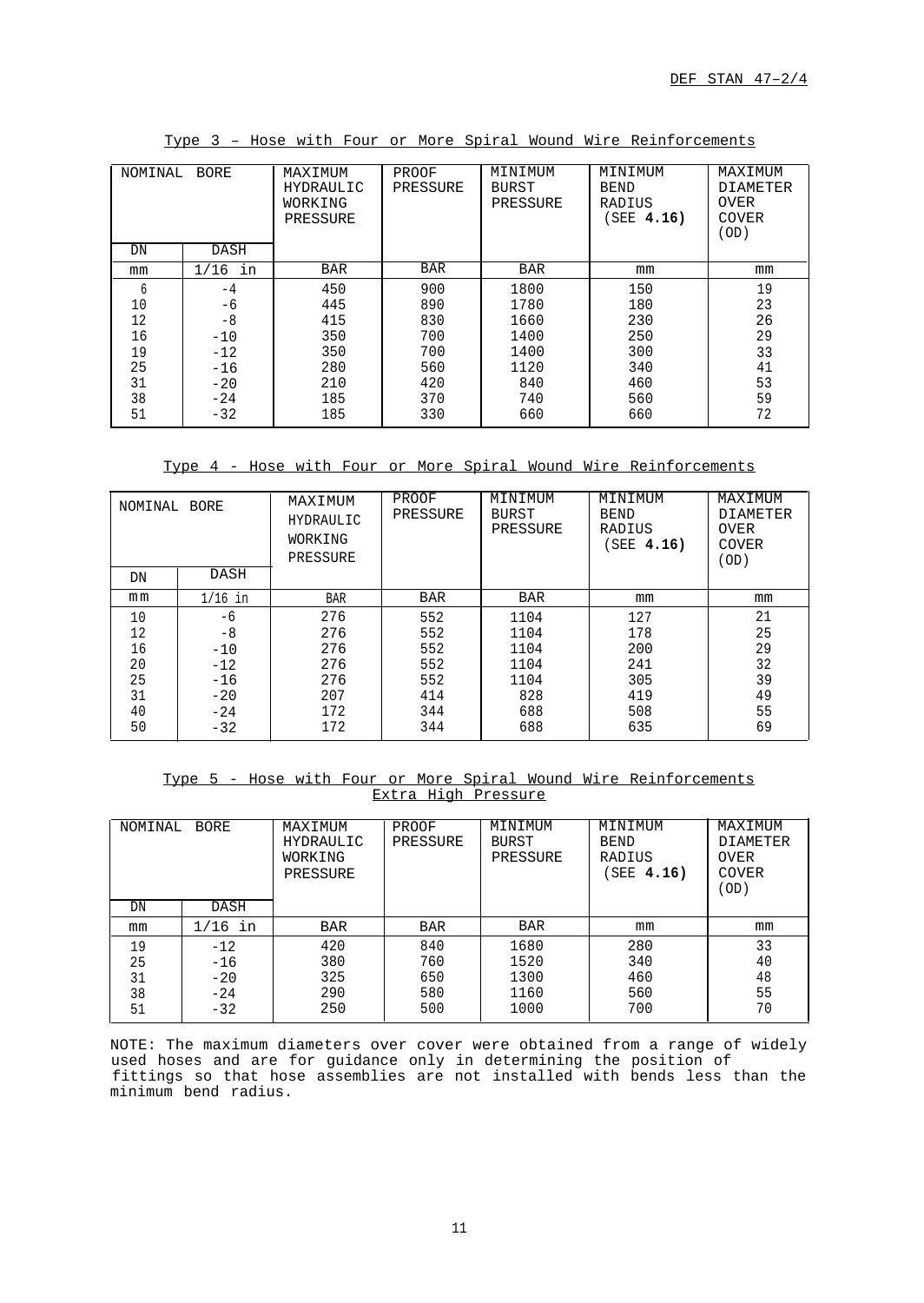Type 3 – Hose with Four or More Spiral Wound Wire Reinforcements

| NOMINAL BORE | | MAXIMUM HYDRAULIC WORKING PRESSURE | PROOF PRESSURE | MINIMUM BURST PRESSURE | MINIMUM BEND RADIUS (SEE **4.16**) | MAXIMUM DIAMETER OVER COVER (OD) |
|---|---|---|---|---|---|---|
| DN | DASH | | | | | |
| mm | 1/16 in | BAR | BAR | BAR | mm | mm |
| 6 | -4 | 450 | 900 | 1800 | 150 | 19 |
| 10 | -6 | 445 | 890 | 1780 | 180 | 23 |
| 12 | -8 | 415 | 830 | 1660 | 230 | 26 |
| 16 | -10 | 350 | 700 | 1400 | 250 | 29 |
| 19 | -12 | 350 | 700 | 1400 | 300 | 33 |
| 25 | -16 | 280 | 560 | 1120 | 340 | 41 |
| 31 | -20 | 210 | 420 | 840 | 460 | 53 |
| 38 | -24 | 185 | 370 | 740 | 560 | 59 |
| 51 | -32 | 185 | 330 | 660 | 660 | 72 |

Type 4 - Hose with Four or More Spiral Wound Wire Reinforcements

| NOMINAL BORE | | MAXIMUM HYDRAULIC WORKING PRESSURE | PROOF PRESSURE | MINIMUM BURST PRESSURE | MINIMUM BEND RADIUS (SEE **4.16**) | MAXIMUM DIAMETER OVER COVER (OD) |
|---|---|---|---|---|---|---|
| DN | DASH | | | | | |
| mm | 1/16 in | BAR | BAR | BAR | mm | mm |
| 10 | -6 | 276 | 552 | 1104 | 127 | 21 |
| 12 | -8 | 276 | 552 | 1104 | 178 | 25 |
| 16 | -10 | 276 | 552 | 1104 | 200 | 29 |
| 20 | -12 | 276 | 552 | 1104 | 241 | 32 |
| 25 | -16 | 276 | 552 | 1104 | 305 | 39 |
| 31 | -20 | 207 | 414 | 828 | 419 | 49 |
| 40 | -24 | 172 | 344 | 688 | 508 | 55 |
| 50 | -32 | 172 | 344 | 688 | 635 | 69 |

Type 5 - Hose with Four or More Spiral Wound Wire Reinforcements
Extra High Pressure

| NOMINAL BORE | | MAXIMUM HYDRAULIC WORKING PRESSURE | PROOF PRESSURE | MINIMUM BURST PRESSURE | MINIMUM BEND RADIUS (SEE **4.16**) | MAXIMUM DIAMETER OVER COVER (OD) |
|---|---|---|---|---|---|---|
| DN | DASH | | | | | |
| mm | 1/16 in | BAR | BAR | BAR | mm | mm |
| 19 | -12 | 420 | 840 | 1680 | 280 | 33 |
| 25 | -16 | 380 | 760 | 1520 | 340 | 40 |
| 31 | -20 | 325 | 650 | 1300 | 460 | 48 |
| 38 | -24 | 290 | 580 | 1160 | 560 | 55 |
| 51 | -32 | 250 | 500 | 1000 | 700 | 70 |

NOTE: The maximum diameters over cover were obtained from a range of widely used hoses and are for guidance only in determining the position of fittings so that hose assemblies are not installed with bends less than the minimum bend radius.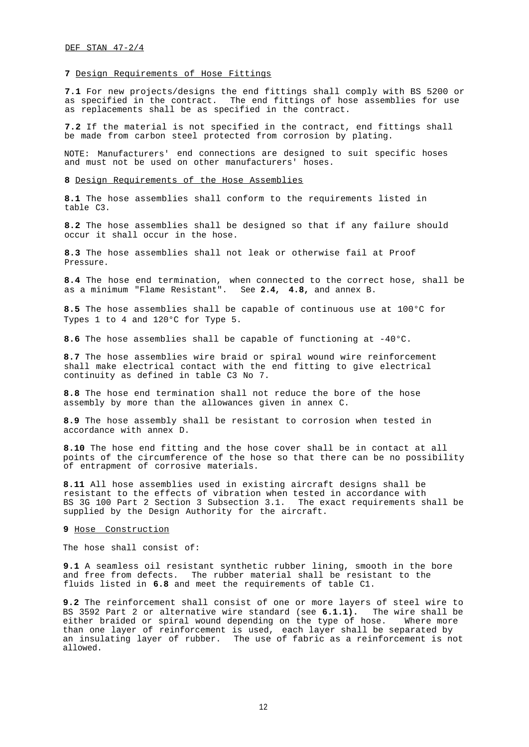**7** Design Requirements of Hose Fittings

**7.1** For new projects/designs the end fittings shall comply with BS 5200 or as specified in the contract. The end fittings of hose assemblies for use as replacements shall be as specified in the contract.

**7.2** If the material is not specified in the contract, end fittings shall be made from carbon steel protected from corrosion by plating.

NOTE: Manufacturers' end connections are designed to suit specific hoses and must not be used on other manufacturers' hoses.

**8** Design Requirements of the Hose Assemblies

**8.1** The hose assemblies shall conform to the requirements listed in table C3.

**8.2** The hose assemblies shall be designed so that if any failure should occur it shall occur in the hose.

**8.3** The hose assemblies shall not leak or otherwise fail at Proof Pressure.

**8.4** The hose end termination, when connected to the correct hose, shall be as a minimum "Flame Resistant". See **2.4**, **4.8**, and annex B.

**8.5** The hose assemblies shall be capable of continuous use at 100°C for Types 1 to 4 and 120°C for Type 5.

**8.6** The hose assemblies shall be capable of functioning at -40°C.

**8.7** The hose assemblies wire braid or spiral wound wire reinforcement shall make electrical contact with the end fitting to give electrical continuity as defined in table C3 No 7.

**8.8** The hose end termination shall not reduce the bore of the hose assembly by more than the allowances given in annex C.

**8.9** The hose assembly shall be resistant to corrosion when tested in accordance with annex D.

**8.10** The hose end fitting and the hose cover shall be in contact at all points of the circumference of the hose so that there can be no possibility of entrapment of corrosive materials.

**8.11** All hose assemblies used in existing aircraft designs shall be resistant to the effects of vibration when tested in accordance with BS 3G 100 Part 2 Section 3 Subsection 3.1. The exact requirements shall be supplied by the Design Authority for the aircraft.

**9** Hose Construction

The hose shall consist of:

**9.1** A seamless oil resistant synthetic rubber lining, smooth in the bore and free from defects. The rubber material shall be resistant to the fluids listed in **6.8** and meet the requirements of table C1.

**9.2** The reinforcement shall consist of one or more layers of steel wire to BS 3592 Part 2 or alternative wire standard (see **6.1.1**). The wire shall be either braided or spiral wound depending on the type of hose. Where more than one layer of reinforcement is used, each layer shall be separated by an insulating layer of rubber. The use of fabric as a reinforcement is not allowed.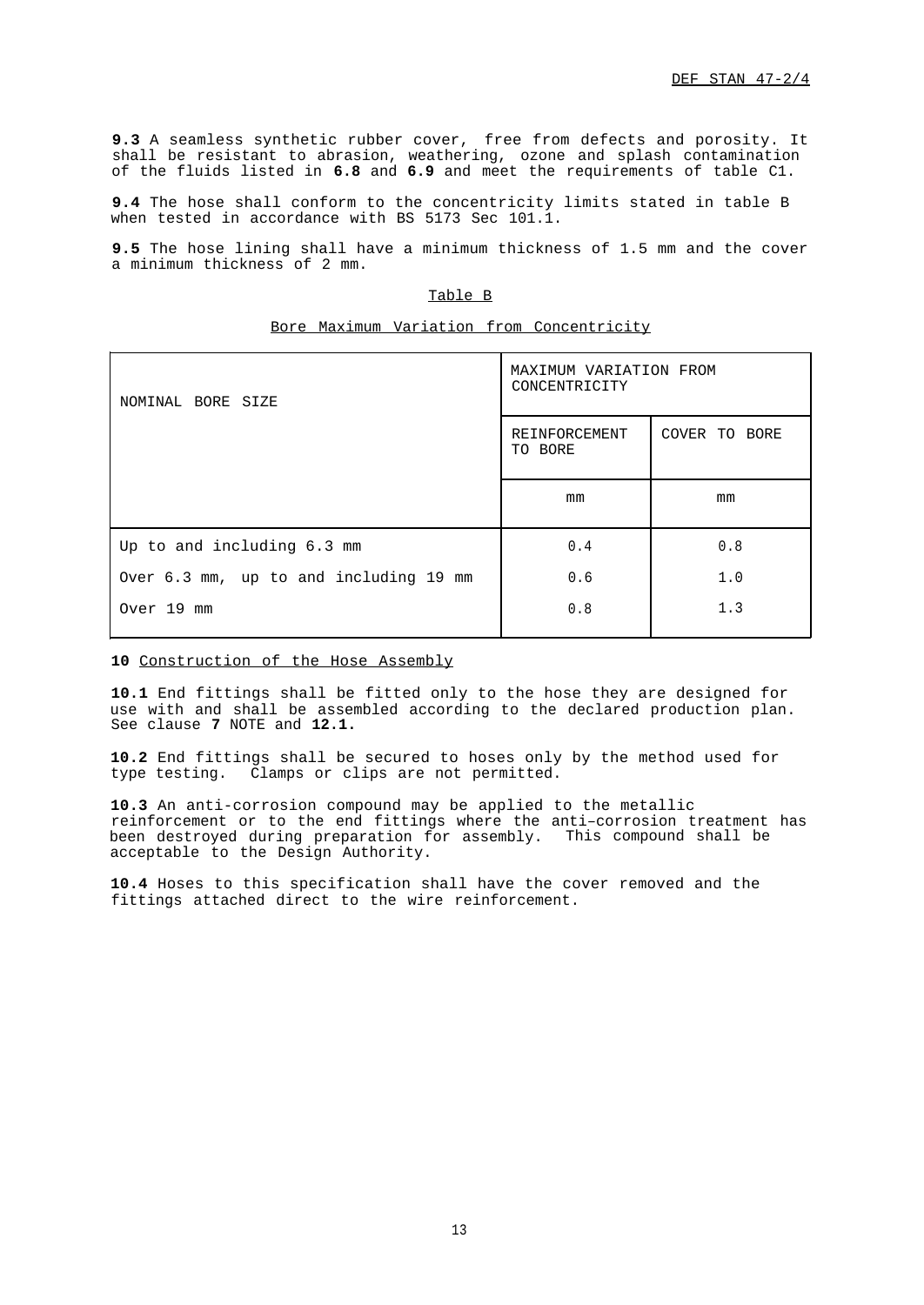**9.3** A seamless synthetic rubber cover, free from defects and porosity. It shall be resistant to abrasion, weathering, ozone and splash contamination of the fluids listed in **6.8** and **6.9** and meet the requirements of table C1.

**9.4** The hose shall conform to the concentricity limits stated in table B when tested in accordance with BS 5173 Sec 101.1.

**9.5** The hose lining shall have a minimum thickness of 1.5 mm and the cover a minimum thickness of 2 mm.

Table B

Bore Maximum Variation from Concentricity

| NOMINAL BORE SIZE | MAXIMUM VARIATION FROM CONCENTRICITY | |
|---|---|---|
| | REINFORCEMENT TO BORE | COVER TO BORE |
| | mm | mm |
| Up to and including 6.3 mm | 0.4 | 0.8 |
| Over 6.3 mm, up to and including 19 mm | 0.6 | 1.0 |
| Over 19 mm | 0.8 | 1.3 |

**10** Construction of the Hose Assembly

**10.1** End fittings shall be fitted only to the hose they are designed for use with and shall be assembled according to the declared production plan. See clause **7** NOTE and **12.1.**

**10.2** End fittings shall be secured to hoses only by the method used for type testing. Clamps or clips are not permitted.

**10.3** An anti-corrosion compound may be applied to the metallic reinforcement or to the end fittings where the anti–corrosion treatment has been destroyed during preparation for assembly. This compound shall be acceptable to the Design Authority.

**10.4** Hoses to this specification shall have the cover removed and the fittings attached direct to the wire reinforcement.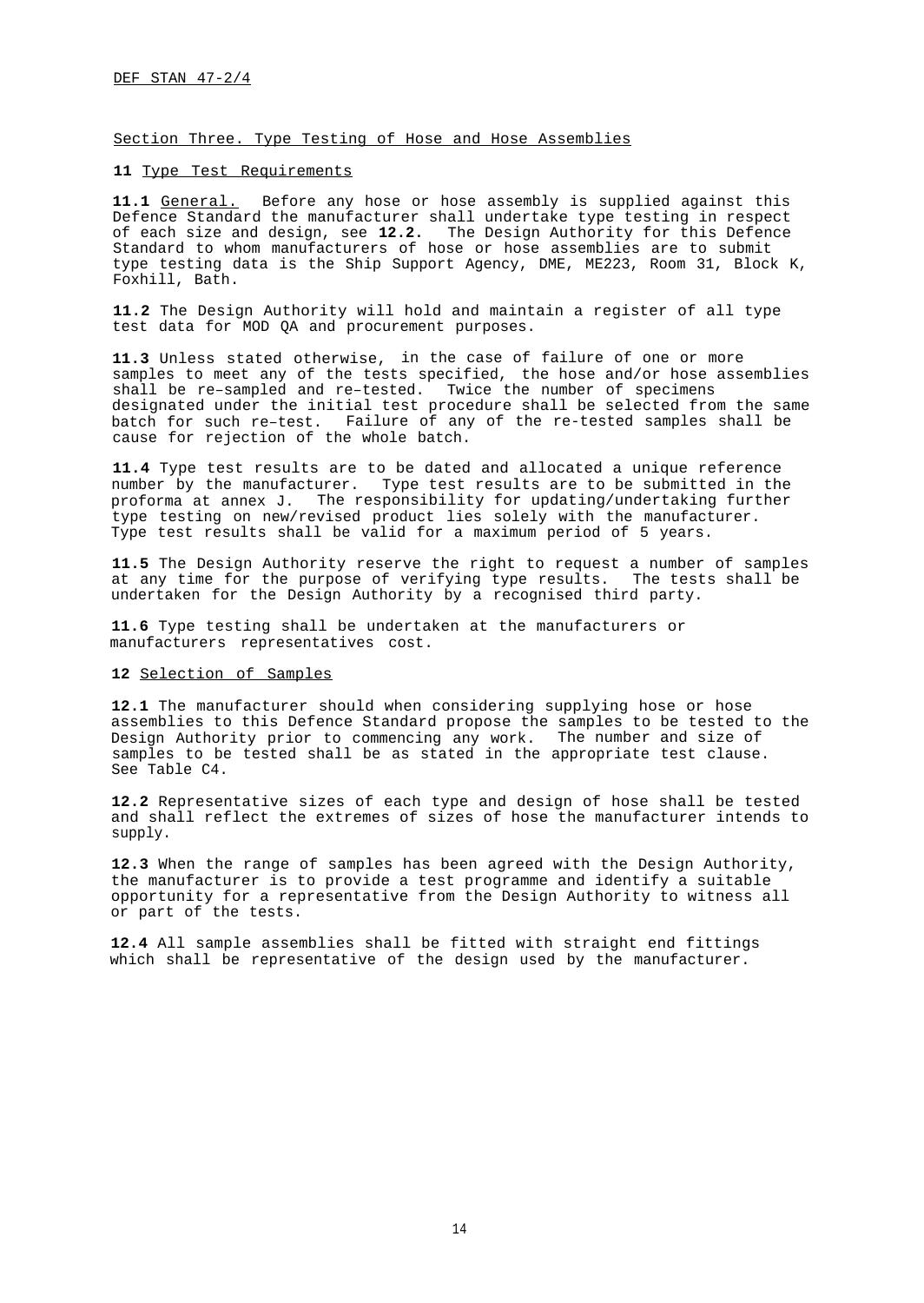## Section Three. Type Testing of Hose and Hose Assemblies

### 11 Type Test Requirements

**11.1** General. Before any hose or hose assembly is supplied against this Defence Standard the manufacturer shall undertake type testing in respect of each size and design, see **12.2.** The Design Authority for this Defence Standard to whom manufacturers of hose or hose assemblies are to submit type testing data is the Ship Support Agency, DME, ME223, Room 31, Block K, Foxhill, Bath.

**11.2** The Design Authority will hold and maintain a register of all type test data for MOD QA and procurement purposes.

**11.3** Unless stated otherwise, in the case of failure of one or more samples to meet any of the tests specified, the hose and/or hose assemblies shall be re–sampled and re–tested. Twice the number of specimens designated under the initial test procedure shall be selected from the same batch for such re–test. Failure of any of the re-tested samples shall be cause for rejection of the whole batch.

**11.4** Type test results are to be dated and allocated a unique reference number by the manufacturer. Type test results are to be submitted in the proforma at annex J. The responsibility for updating/undertaking further type testing on new/revised product lies solely with the manufacturer. Type test results shall be valid for a maximum period of 5 years.

**11.5** The Design Authority reserve the right to request a number of samples at any time for the purpose of verifying type results. The tests shall be undertaken for the Design Authority by a recognised third party.

**11.6** Type testing shall be undertaken at the manufacturers or manufacturers representatives cost.

### 12 Selection of Samples

**12.1** The manufacturer should when considering supplying hose or hose assemblies to this Defence Standard propose the samples to be tested to the Design Authority prior to commencing any work. The number and size of samples to be tested shall be as stated in the appropriate test clause. See Table C4.

**12.2** Representative sizes of each type and design of hose shall be tested and shall reflect the extremes of sizes of hose the manufacturer intends to supply.

**12.3** When the range of samples has been agreed with the Design Authority, the manufacturer is to provide a test programme and identify a suitable opportunity for a representative from the Design Authority to witness all or part of the tests.

**12.4** All sample assemblies shall be fitted with straight end fittings which shall be representative of the design used by the manufacturer.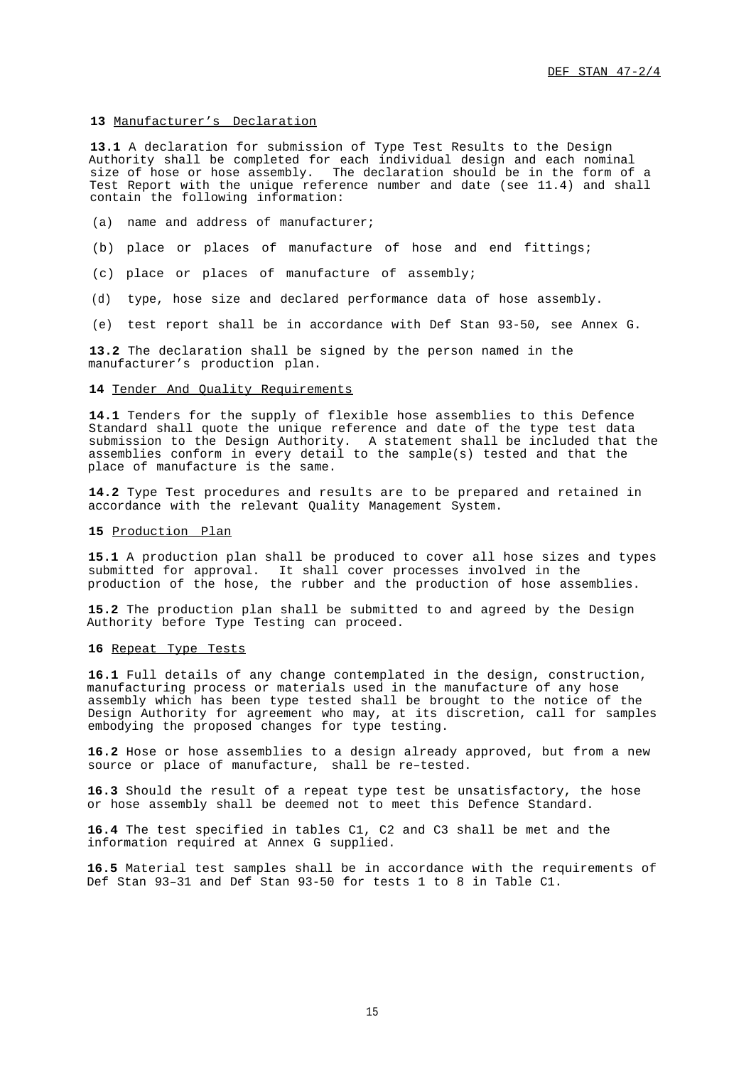## 13 Manufacturer's Declaration

**13.1** A declaration for submission of Type Test Results to the Design Authority shall be completed for each individual design and each nominal size of hose or hose assembly. The declaration should be in the form of a Test Report with the unique reference number and date (see 11.4) and shall contain the following information:

(a) name and address of manufacturer;

(b) place or places of manufacture of hose and end fittings;

(c) place or places of manufacture of assembly;

(d) type, hose size and declared performance data of hose assembly.

(e) test report shall be in accordance with Def Stan 93-50, see Annex G.

**13.2** The declaration shall be signed by the person named in the manufacturer's production plan.

## 14 Tender And Quality Requirements

**14.1** Tenders for the supply of flexible hose assemblies to this Defence Standard shall quote the unique reference and date of the type test data submission to the Design Authority. A statement shall be included that the assemblies conform in every detail to the sample(s) tested and that the place of manufacture is the same.

**14.2** Type Test procedures and results are to be prepared and retained in accordance with the relevant Quality Management System.

## 15 Production Plan

**15.1** A production plan shall be produced to cover all hose sizes and types submitted for approval. It shall cover processes involved in the production of the hose, the rubber and the production of hose assemblies.

**15.2** The production plan shall be submitted to and agreed by the Design Authority before Type Testing can proceed.

## 16 Repeat Type Tests

**16.1** Full details of any change contemplated in the design, construction, manufacturing process or materials used in the manufacture of any hose assembly which has been type tested shall be brought to the notice of the Design Authority for agreement who may, at its discretion, call for samples embodying the proposed changes for type testing.

**16.2** Hose or hose assemblies to a design already approved, but from a new source or place of manufacture, shall be re–tested.

**16.3** Should the result of a repeat type test be unsatisfactory, the hose or hose assembly shall be deemed not to meet this Defence Standard.

**16.4** The test specified in tables C1, C2 and C3 shall be met and the information required at Annex G supplied.

**16.5** Material test samples shall be in accordance with the requirements of Def Stan 93–31 and Def Stan 93-50 for tests 1 to 8 in Table C1.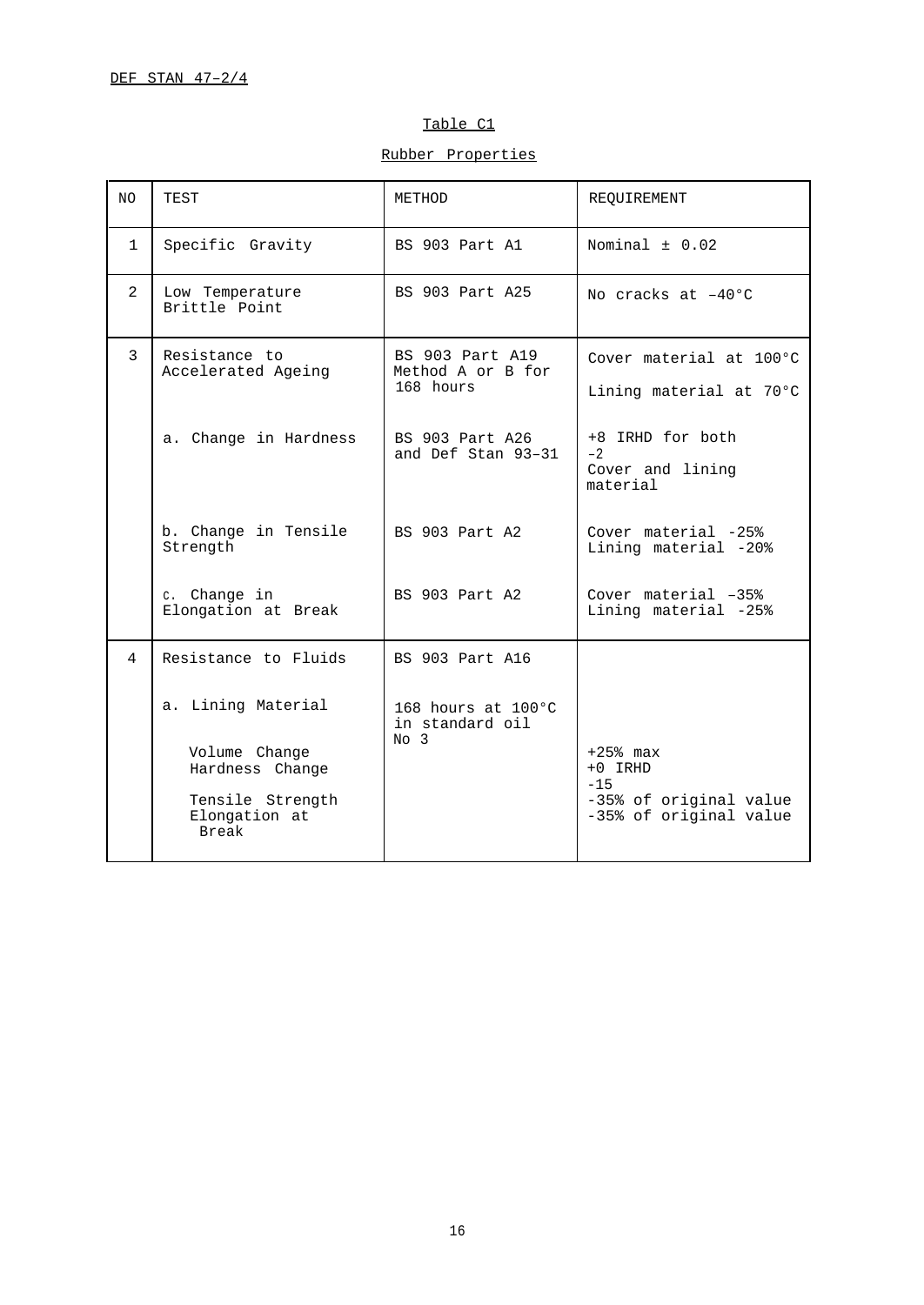Table C1

Rubber Properties

| NO | TEST | METHOD | REQUIREMENT |
|---|---|---|---|
| 1 | Specific Gravity | BS 903 Part A1 | Nominal ± 0.02 |
| 2 | Low Temperature Brittle Point | BS 903 Part A25 | No cracks at –40°C |
| 3 | Resistance to Accelerated Ageing | BS 903 Part A19 Method A or B for 168 hours | Cover material at 100°C<br>Lining material at 70°C |
| | a. Change in Hardness | BS 903 Part A26 and Def Stan 93–31 | +8 IRHD for both<br>–2<br>Cover and lining material |
| | b. Change in Tensile Strength | BS 903 Part A2 | Cover material -25%<br>Lining material -20% |
| | c. Change in Elongation at Break | BS 903 Part A2 | Cover material –35%<br>Lining material -25% |
| 4 | Resistance to Fluids | BS 903 Part A16 | |
| | a. Lining Material | 168 hours at 100°C in standard oil No 3 | |
| | Volume Change | | +25% max |
| | Hardness Change | | +0 IRHD<br>-15 |
| | Tensile Strength | | -35% of original value |
| | Elongation at Break | | -35% of original value |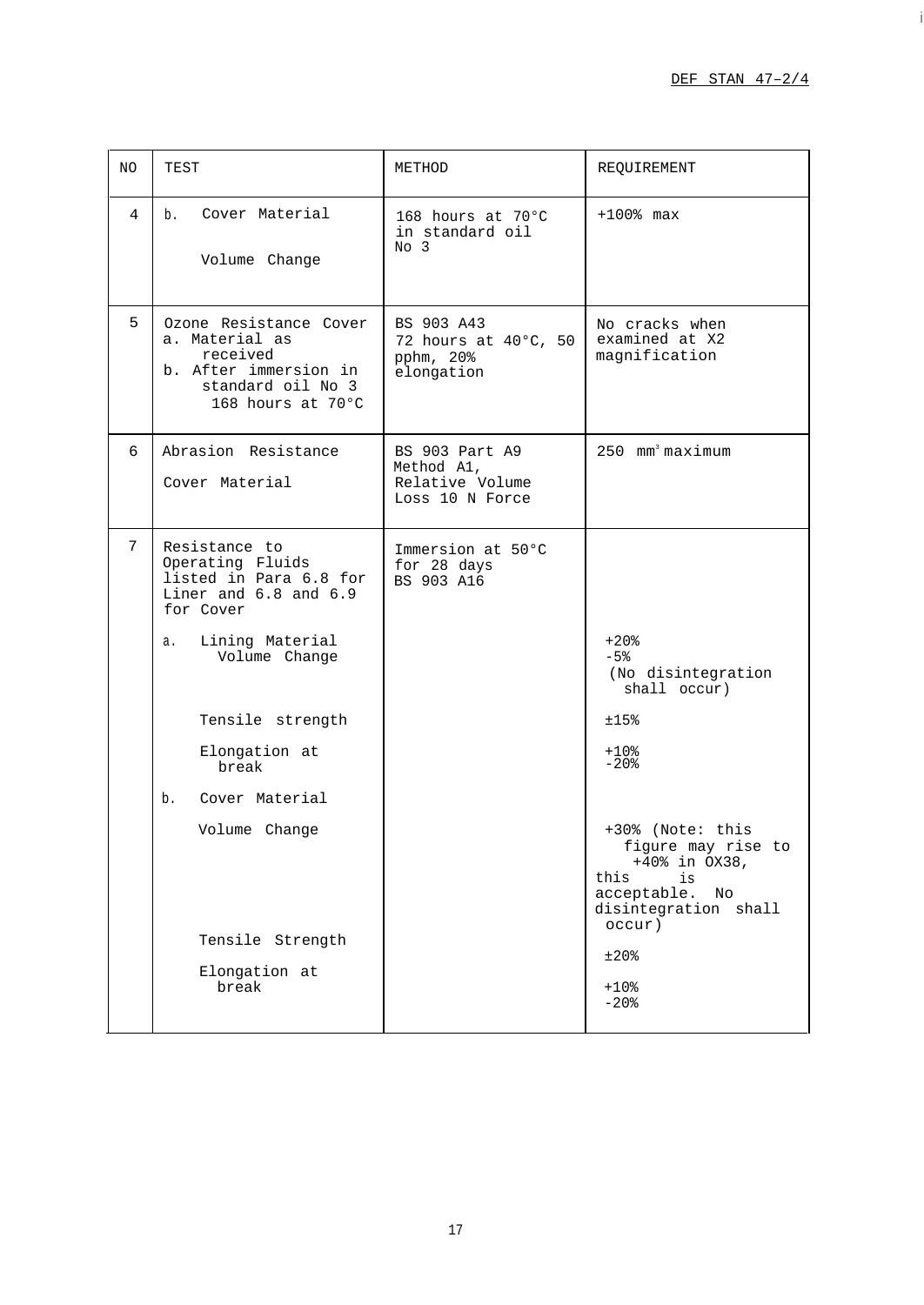| NO | TEST | METHOD | REQUIREMENT |
|---|---|---|---|
| 4 | b. Cover Material<br><br>Volume Change | 168 hours at 70°C in standard oil No 3 | +100% max |
| 5 | Ozone Resistance Cover<br>a. Material as received<br>b. After immersion in standard oil No 3 168 hours at 70°C | BS 903 A43<br>72 hours at 40°C, 50 pphm, 20% elongation | No cracks when examined at X2 magnification |
| 6 | Abrasion Resistance<br><br>Cover Material | BS 903 Part A9 Method A1, Relative Volume Loss 10 N Force | 250 $mm^3$ maximum |
| 7 | Resistance to Operating Fluids listed in Para 6.8 for Liner and 6.8 and 6.9 for Cover | Immersion at 50°C for 28 days BS 903 A16 | |
| | a. Lining Material<br>Volume Change | | +20%<br>-5%<br>(No disintegration shall occur) |
| | Tensile strength | | ±15% |
| | Elongation at break | | +10%<br>-20% |
| | b. Cover Material | | |
| | Volume Change | | +30% (Note: this figure may rise to +40% in OX38, this is acceptable. No disintegration shall occur) |
| | Tensile Strength | | ±20% |
| | Elongation at break | | +10%<br>-20% |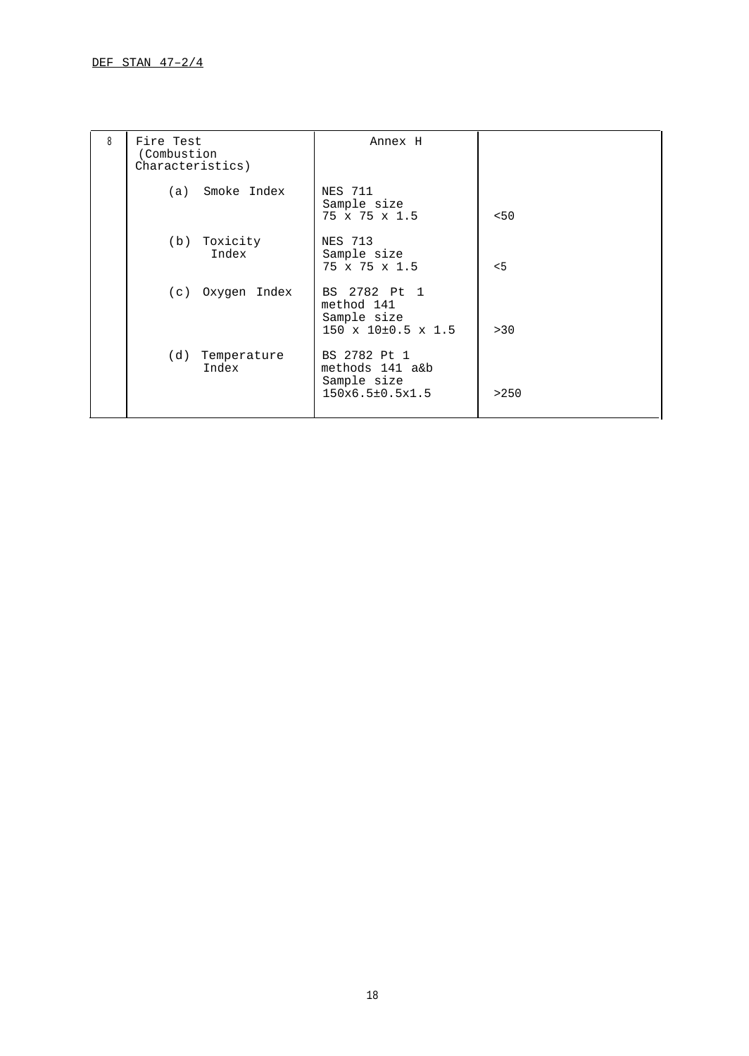| | | | |
|---|---|---|---|
| 8 | Fire Test (Combustion Characteristics) | Annex H | |
| | (a) Smoke Index | NES 711 Sample size 75 x 75 x 1.5 | <50 |
| | (b) Toxicity Index | NES 713 Sample size 75 x 75 x 1.5 | <5 |
| | (c) Oxygen Index | BS 2782 Pt 1 method 141 Sample size 150 x 10±0.5 x 1.5 | >30 |
| | (d) Temperature Index | BS 2782 Pt 1 methods 141 a&b Sample size 150x6.5±0.5x1.5 | >250 |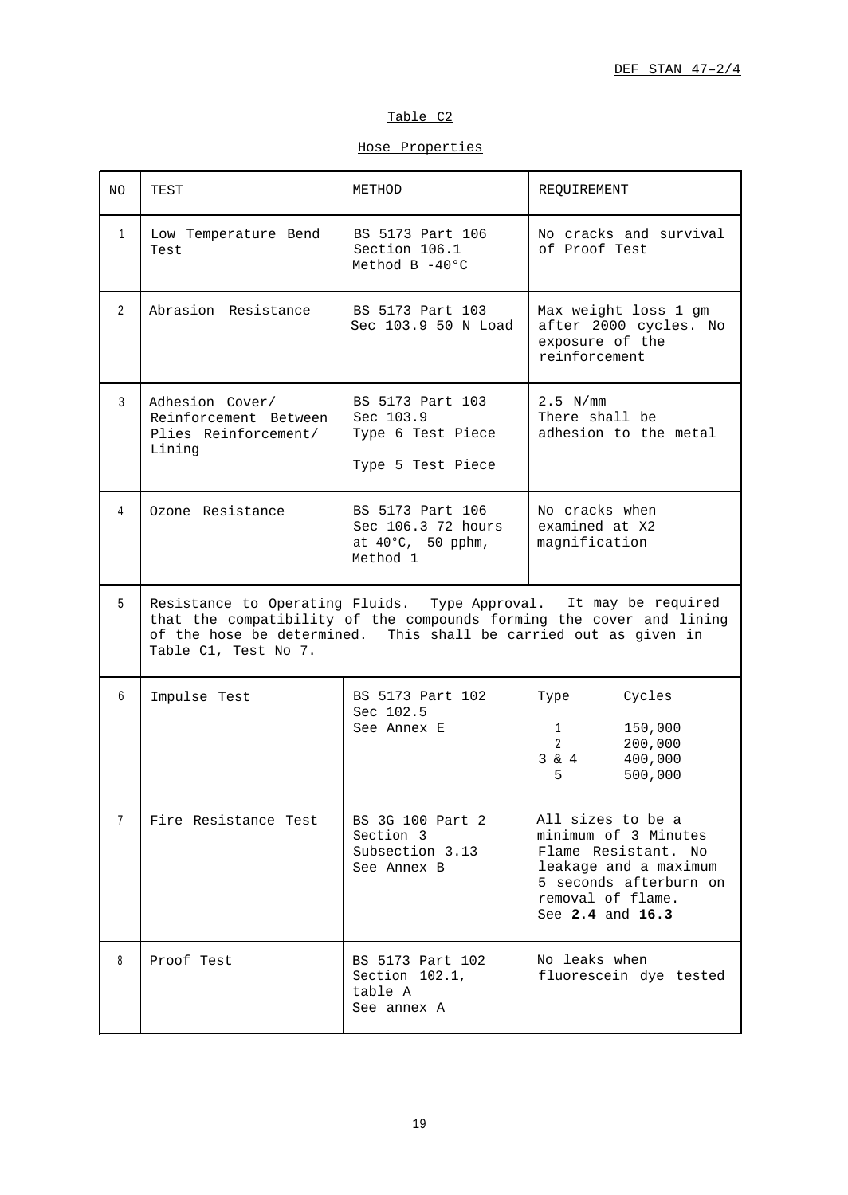Table C2

Hose Properties

| NO | TEST | METHOD | REQUIREMENT |
|---|---|---|---|
| 1 | Low Temperature Bend Test | BS 5173 Part 106 Section 106.1 Method B -40°C | No cracks and survival of Proof Test |
| 2 | Abrasion Resistance | BS 5173 Part 103 Sec 103.9 50 N Load | Max weight loss 1 gm after 2000 cycles. No exposure of the reinforcement |
| 3 | Adhesion Cover/ Reinforcement Between Plies Reinforcement/ Lining | BS 5173 Part 103 Sec 103.9 Type 6 Test Piece<br><br>Type 5 Test Piece | 2.5 N/mm There shall be adhesion to the metal |
| 4 | Ozone Resistance | BS 5173 Part 106 Sec 106.3 72 hours at 40°C, 50 pphm, Method 1 | No cracks when examined at X2 magnification |
| 5 | Resistance to Operating Fluids. Type Approval. It may be required that the compatibility of the compounds forming the cover and lining of the hose be determined. This shall be carried out as given in Table C1, Test No 7. | | |
| 6 | Impulse Test | BS 5173 Part 102 Sec 102.5 See Annex E | Type Cycles<br>1 150,000<br>2 200,000<br>3 & 4 400,000<br>5 500,000 |
| 7 | Fire Resistance Test | BS 3G 100 Part 2 Section 3 Subsection 3.13 See Annex B | All sizes to be a minimum of 3 Minutes Flame Resistant. No leakage and a maximum 5 seconds afterburn on removal of flame. See **2.4** and **16.3** |
| 8 | Proof Test | BS 5173 Part 102 Section 102.1, table A See annex A | No leaks when fluorescein dye tested |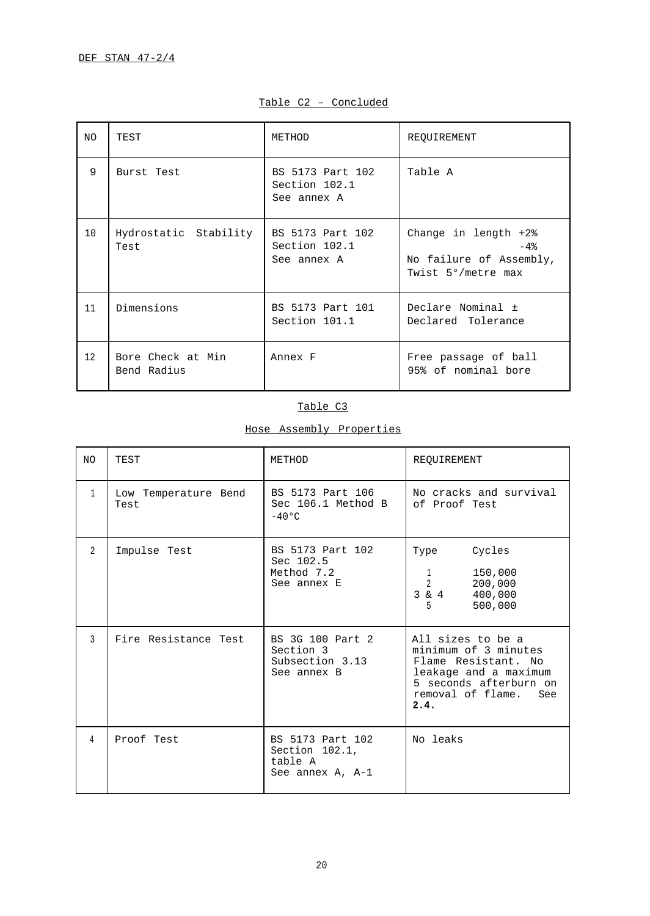Table C2 – Concluded

| NO | TEST | METHOD | REQUIREMENT |
|---|---|---|---|
| 9 | Burst Test | BS 5173 Part 102 Section 102.1 See annex A | Table A |
| 10 | Hydrostatic Stability Test | BS 5173 Part 102 Section 102.1 See annex A | Change in length +2% -4% No failure of Assembly, Twist 5°/metre max |
| 11 | Dimensions | BS 5173 Part 101 Section 101.1 | Declare Nominal ± Declared Tolerance |
| 12 | Bore Check at Min Bend Radius | Annex F | Free passage of ball 95% of nominal bore |

Table C3

Hose Assembly Properties

| NO | TEST | METHOD | REQUIREMENT |
|---|---|---|---|
| 1 | Low Temperature Bend Test | BS 5173 Part 106 Sec 106.1 Method B -40°C | No cracks and survival of Proof Test |
| 2 | Impulse Test | BS 5173 Part 102 Sec 102.5 Method 7.2 See annex E | Type — Cycles<br>1 — 150,000<br>2 — 200,000<br>3 & 4 — 400,000<br>5 — 500,000 |
| 3 | Fire Resistance Test | BS 3G 100 Part 2 Section 3 Subsection 3.13 See annex B | All sizes to be a minimum of 3 minutes Flame Resistant. No leakage and a maximum 5 seconds afterburn on removal of flame. See **2.4.** |
| 4 | Proof Test | BS 5173 Part 102 Section 102.1, table A See annex A, A-1 | No leaks |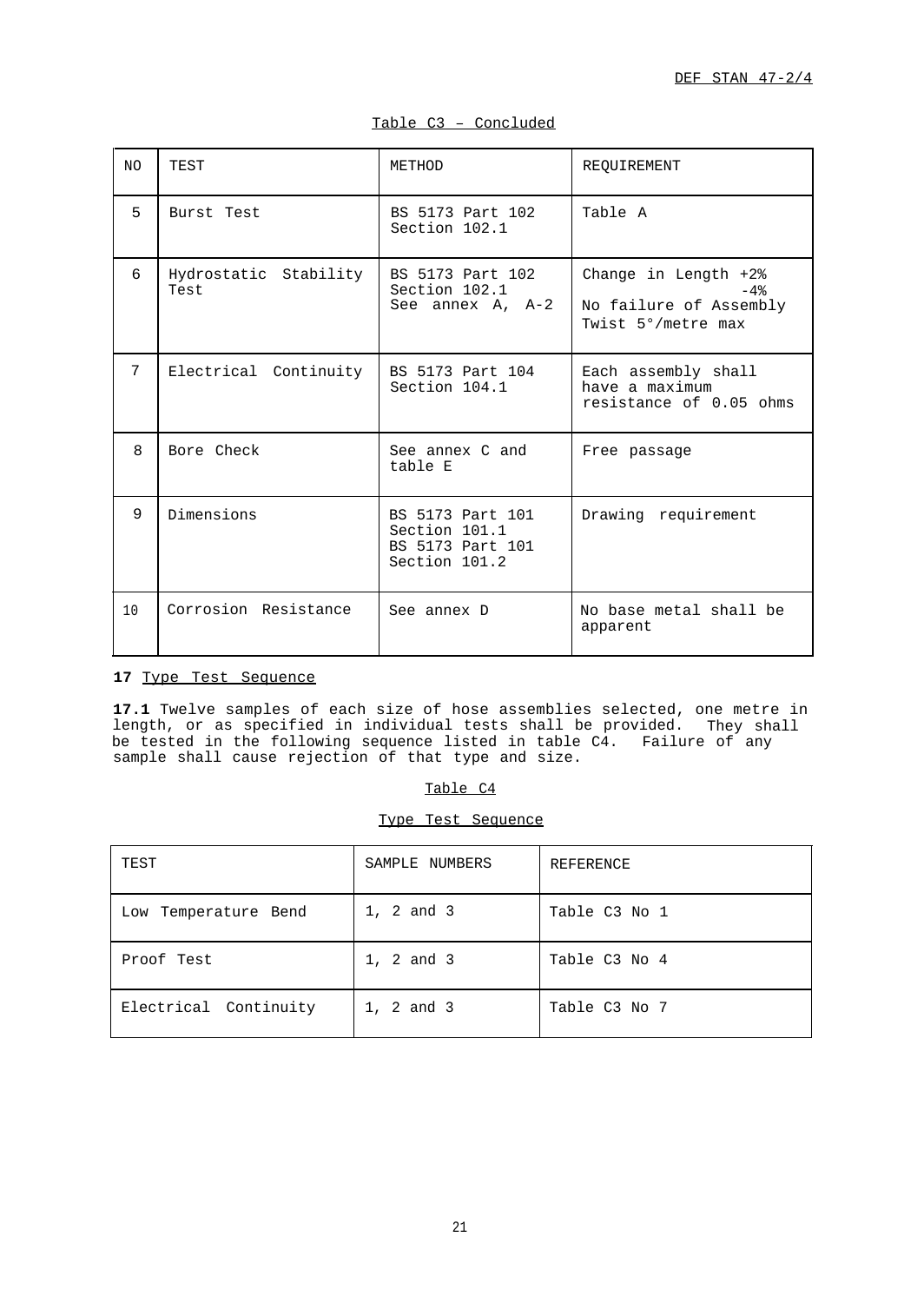Table C3 – Concluded

| NO | TEST | METHOD | REQUIREMENT |
|---|---|---|---|
| 5 | Burst Test | BS 5173 Part 102 Section 102.1 | Table A |
| 6 | Hydrostatic Stability Test | BS 5173 Part 102 Section 102.1 See annex A, A-2 | Change in Length +2% -4% No failure of Assembly Twist 5°/metre max |
| 7 | Electrical Continuity | BS 5173 Part 104 Section 104.1 | Each assembly shall have a maximum resistance of 0.05 ohms |
| 8 | Bore Check | See annex C and table E | Free passage |
| 9 | Dimensions | BS 5173 Part 101 Section 101.1 BS 5173 Part 101 Section 101.2 | Drawing requirement |
| 10 | Corrosion Resistance | See annex D | No base metal shall be apparent |

**17** Type Test Sequence

**17.1** Twelve samples of each size of hose assemblies selected, one metre in length, or as specified in individual tests shall be provided. They shall be tested in the following sequence listed in table C4. Failure of any sample shall cause rejection of that type and size.

Table C4

Type Test Sequence

| TEST | SAMPLE NUMBERS | REFERENCE |
|---|---|---|
| Low Temperature Bend | 1, 2 and 3 | Table C3 No 1 |
| Proof Test | 1, 2 and 3 | Table C3 No 4 |
| Electrical Continuity | 1, 2 and 3 | Table C3 No 7 |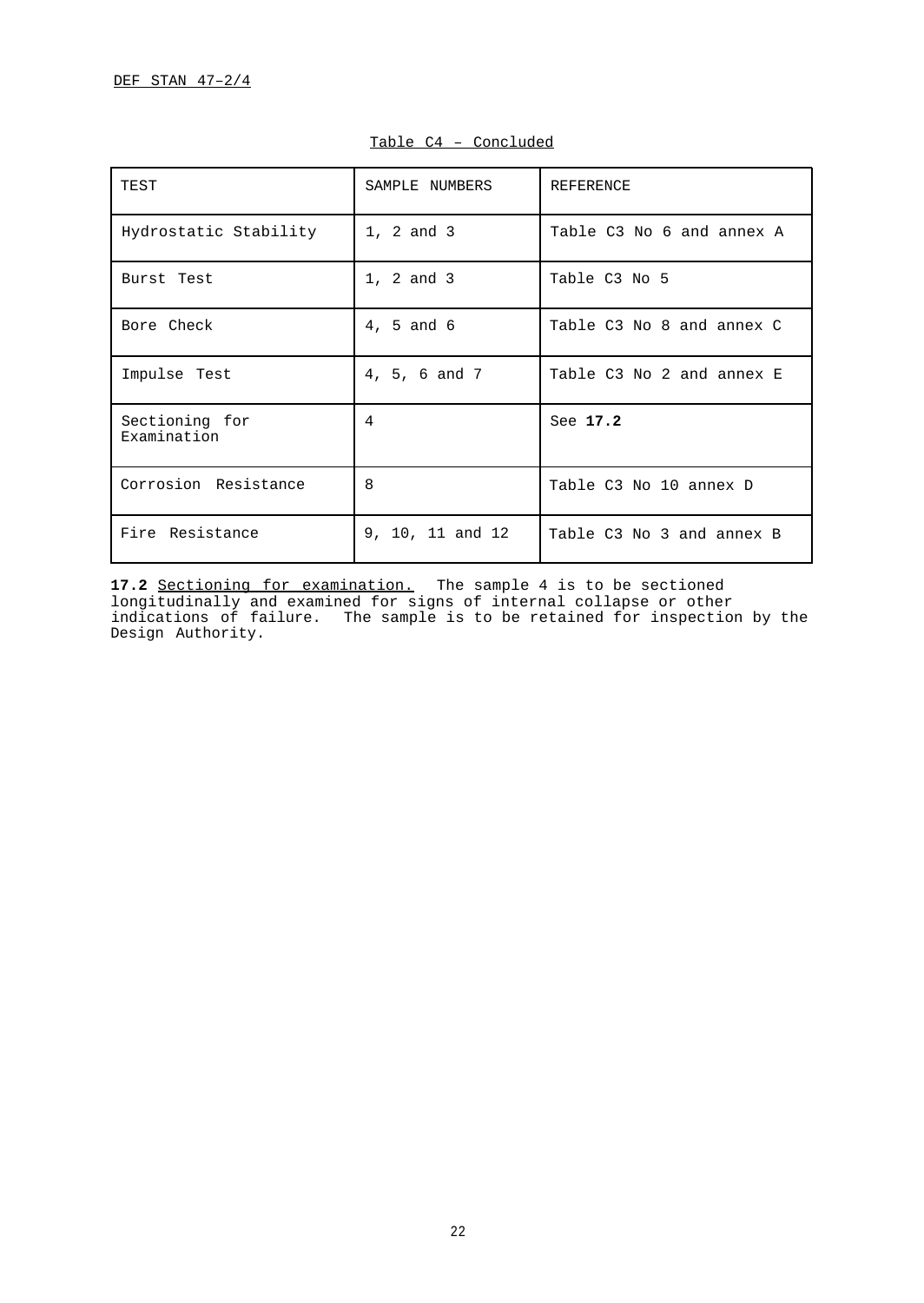Table C4 – Concluded

| TEST | SAMPLE NUMBERS | REFERENCE |
| --- | --- | --- |
| Hydrostatic Stability | 1, 2 and 3 | Table C3 No 6 and annex A |
| Burst Test | 1, 2 and 3 | Table C3 No 5 |
| Bore Check | 4, 5 and 6 | Table C3 No 8 and annex C |
| Impulse Test | 4, 5, 6 and 7 | Table C3 No 2 and annex E |
| Sectioning for Examination | 4 | See **17.2** |
| Corrosion Resistance | 8 | Table C3 No 10 annex D |
| Fire Resistance | 9, 10, 11 and 12 | Table C3 No 3 and annex B |

**17.2** Sectioning for examination. The sample 4 is to be sectioned longitudinally and examined for signs of internal collapse or other indications of failure. The sample is to be retained for inspection by the Design Authority.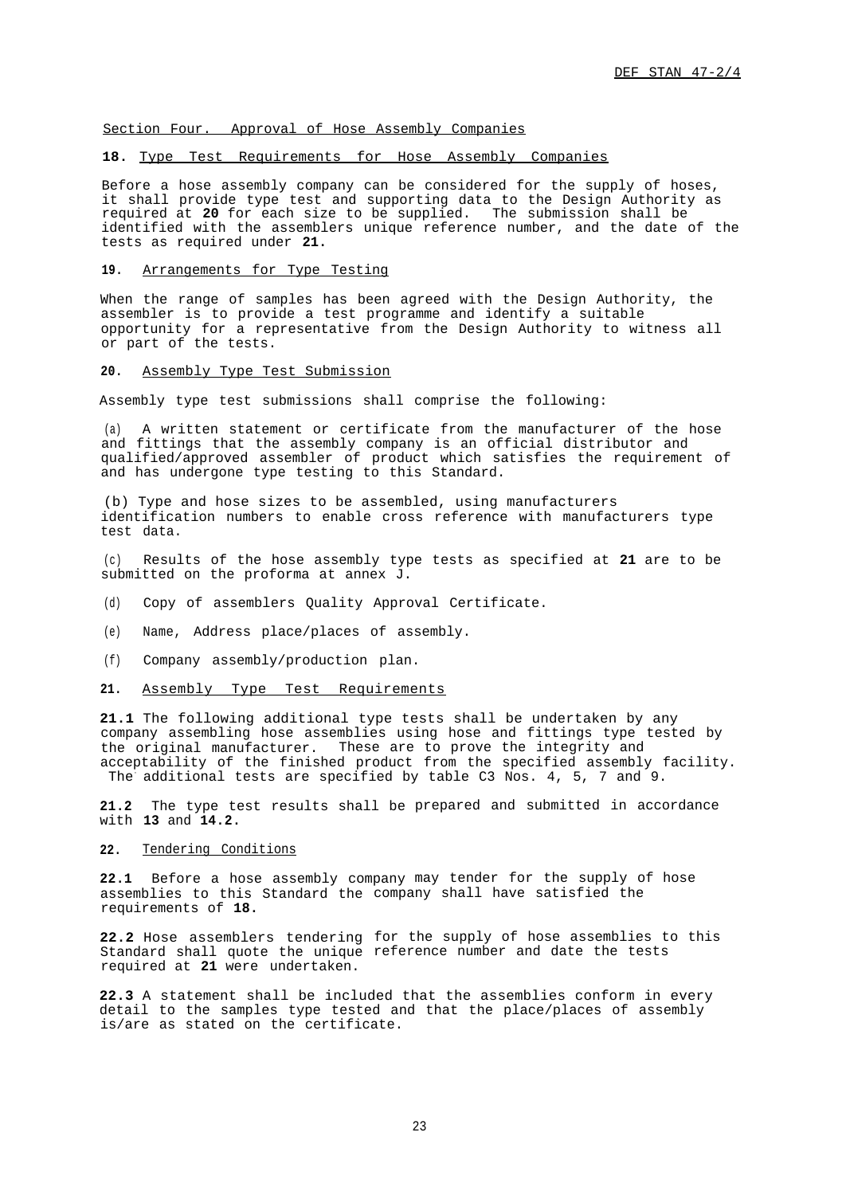## Section Four. Approval of Hose Assembly Companies

### 18. Type Test Requirements for Hose Assembly Companies

Before a hose assembly company can be considered for the supply of hoses, it shall provide type test and supporting data to the Design Authority as required at **20** for each size to be supplied. The submission shall be identified with the assemblers unique reference number, and the date of the tests as required under **21.**

### 19. Arrangements for Type Testing

When the range of samples has been agreed with the Design Authority, the assembler is to provide a test programme and identify a suitable opportunity for a representative from the Design Authority to witness all or part of the tests.

### 20. Assembly Type Test Submission

Assembly type test submissions shall comprise the following:

(a) A written statement or certificate from the manufacturer of the hose and fittings that the assembly company is an official distributor and qualified/approved assembler of product which satisfies the requirement of and has undergone type testing to this Standard.

(b) Type and hose sizes to be assembled, using manufacturers identification numbers to enable cross reference with manufacturers type test data.

(c) Results of the hose assembly type tests as specified at **21** are to be submitted on the proforma at annex J.

(d) Copy of assemblers Quality Approval Certificate.

(e) Name, Address place/places of assembly.

(f) Company assembly/production plan.

### 21. Assembly Type Test Requirements

**21.1** The following additional type tests shall be undertaken by any company assembling hose assemblies using hose and fittings type tested by the original manufacturer. These are to prove the integrity and acceptability of the finished product from the specified assembly facility. The additional tests are specified by table C3 Nos. 4, 5, 7 and 9.

**21.2** The type test results shall be prepared and submitted in accordance with **13** and **14.2.**

### 22. Tendering Conditions

**22.1** Before a hose assembly company may tender for the supply of hose assemblies to this Standard the company shall have satisfied the requirements of **18.**

**22.2** Hose assemblers tendering for the supply of hose assemblies to this Standard shall quote the unique reference number and date the tests required at **21** were undertaken.

**22.3** A statement shall be included that the assemblies conform in every detail to the samples type tested and that the place/places of assembly is/are as stated on the certificate.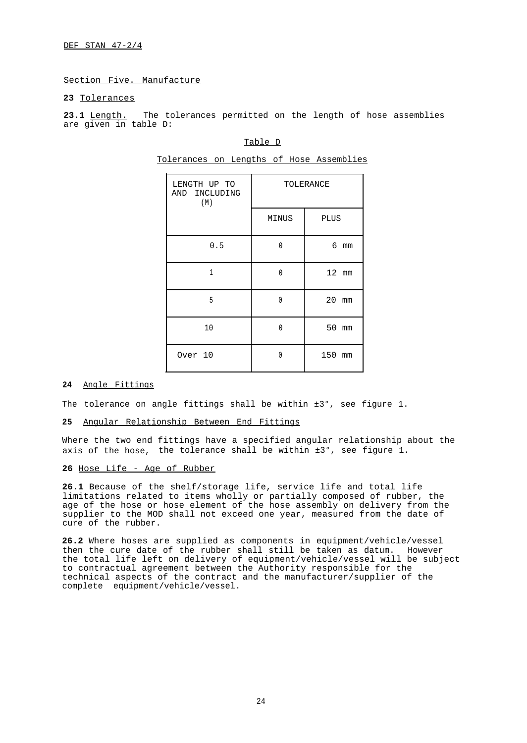## Section Five. Manufacture

### 23 Tolerances

**23.1** Length. The tolerances permitted on the length of hose assemblies are given in table D:

Table D

Tolerances on Lengths of Hose Assemblies

| LENGTH UP TO AND INCLUDING (M) | TOLERANCE | |
|---|---|---|
| | MINUS | PLUS |
| 0.5 | 0 | 6 mm |
| 1 | 0 | 12 mm |
| 5 | 0 | 20 mm |
| 10 | 0 | 50 mm |
| Over 10 | 0 | 150 mm |

### 24 Angle Fittings

The tolerance on angle fittings shall be within ±3°, see figure 1.

### 25 Angular Relationship Between End Fittings

Where the two end fittings have a specified angular relationship about the axis of the hose, the tolerance shall be within ±3°, see figure 1.

### 26 Hose Life - Age of Rubber

**26.1** Because of the shelf/storage life, service life and total life limitations related to items wholly or partially composed of rubber, the age of the hose or hose element of the hose assembly on delivery from the supplier to the MOD shall not exceed one year, measured from the date of cure of the rubber.

**26.2** Where hoses are supplied as components in equipment/vehicle/vessel then the cure date of the rubber shall still be taken as datum. However the total life left on delivery of equipment/vehicle/vessel will be subject to contractual agreement between the Authority responsible for the technical aspects of the contract and the manufacturer/supplier of the complete equipment/vehicle/vessel.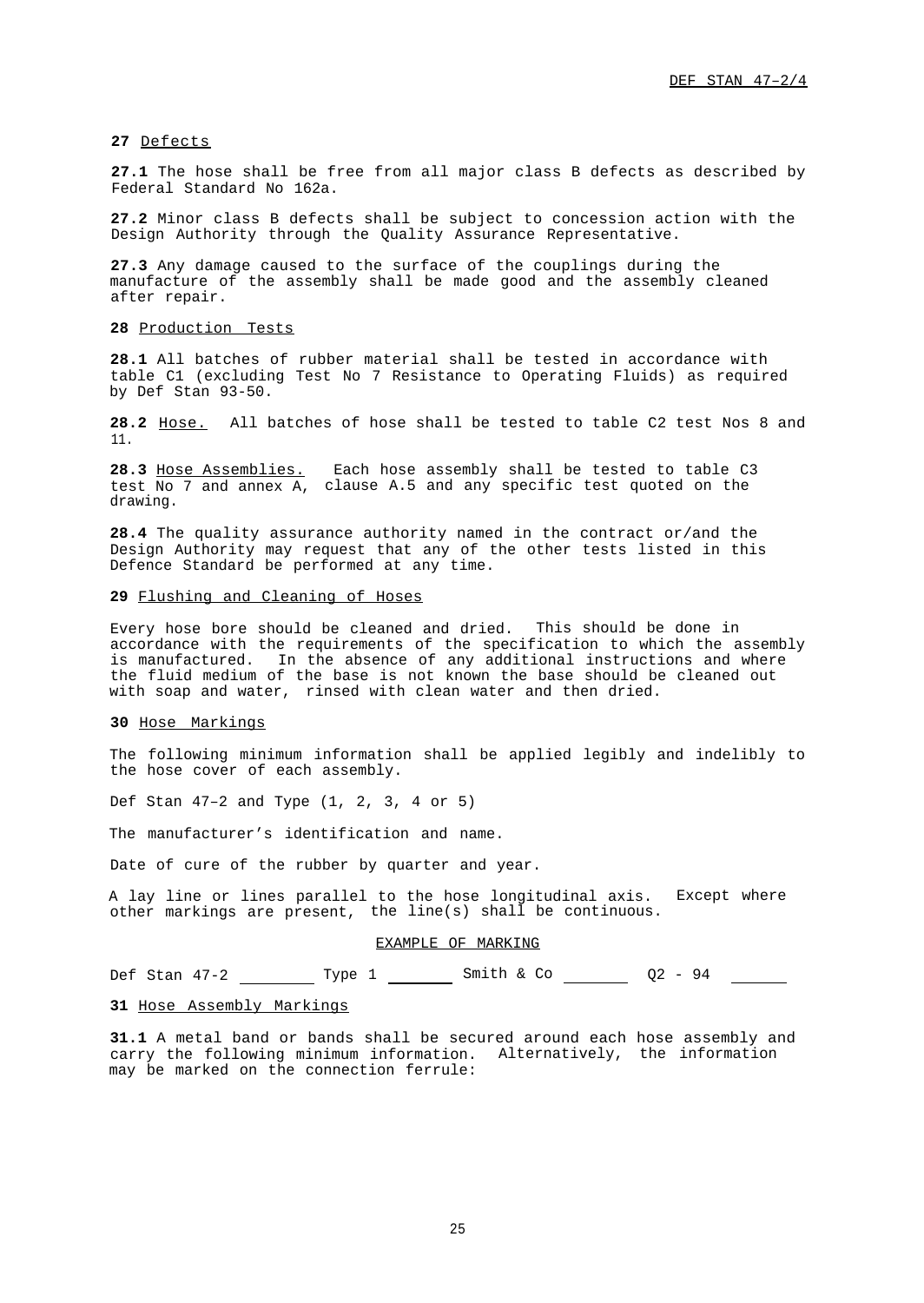**27** Defects

**27.1** The hose shall be free from all major class B defects as described by Federal Standard No 162a.

**27.2** Minor class B defects shall be subject to concession action with the Design Authority through the Quality Assurance Representative.

**27.3** Any damage caused to the surface of the couplings during the manufacture of the assembly shall be made good and the assembly cleaned after repair.

**28** Production Tests

**28.1** All batches of rubber material shall be tested in accordance with table C1 (excluding Test No 7 Resistance to Operating Fluids) as required by Def Stan 93-50.

**28.2** Hose. All batches of hose shall be tested to table C2 test Nos 8 and 11.

**28.3** Hose Assemblies. Each hose assembly shall be tested to table C3 test No 7 and annex A, clause A.5 and any specific test quoted on the drawing.

**28.4** The quality assurance authority named in the contract or/and the Design Authority may request that any of the other tests listed in this Defence Standard be performed at any time.

**29** Flushing and Cleaning of Hoses

Every hose bore should be cleaned and dried. This should be done in accordance with the requirements of the specification to which the assembly is manufactured. In the absence of any additional instructions and where the fluid medium of the base is not known the base should be cleaned out with soap and water, rinsed with clean water and then dried.

**30** Hose Markings

The following minimum information shall be applied legibly and indelibly to the hose cover of each assembly.

Def Stan 47–2 and Type (1, 2, 3, 4 or 5)

The manufacturer's identification and name.

Date of cure of the rubber by quarter and year.

A lay line or lines parallel to the hose longitudinal axis. Except where other markings are present, the line(s) shall be continuous.

EXAMPLE OF MARKING

Def Stan 47-2 ________ Type 1 ________ Smith & Co ________ Q2 - 94 ________

**31** Hose Assembly Markings

**31.1** A metal band or bands shall be secured around each hose assembly and carry the following minimum information. Alternatively, the information may be marked on the connection ferrule: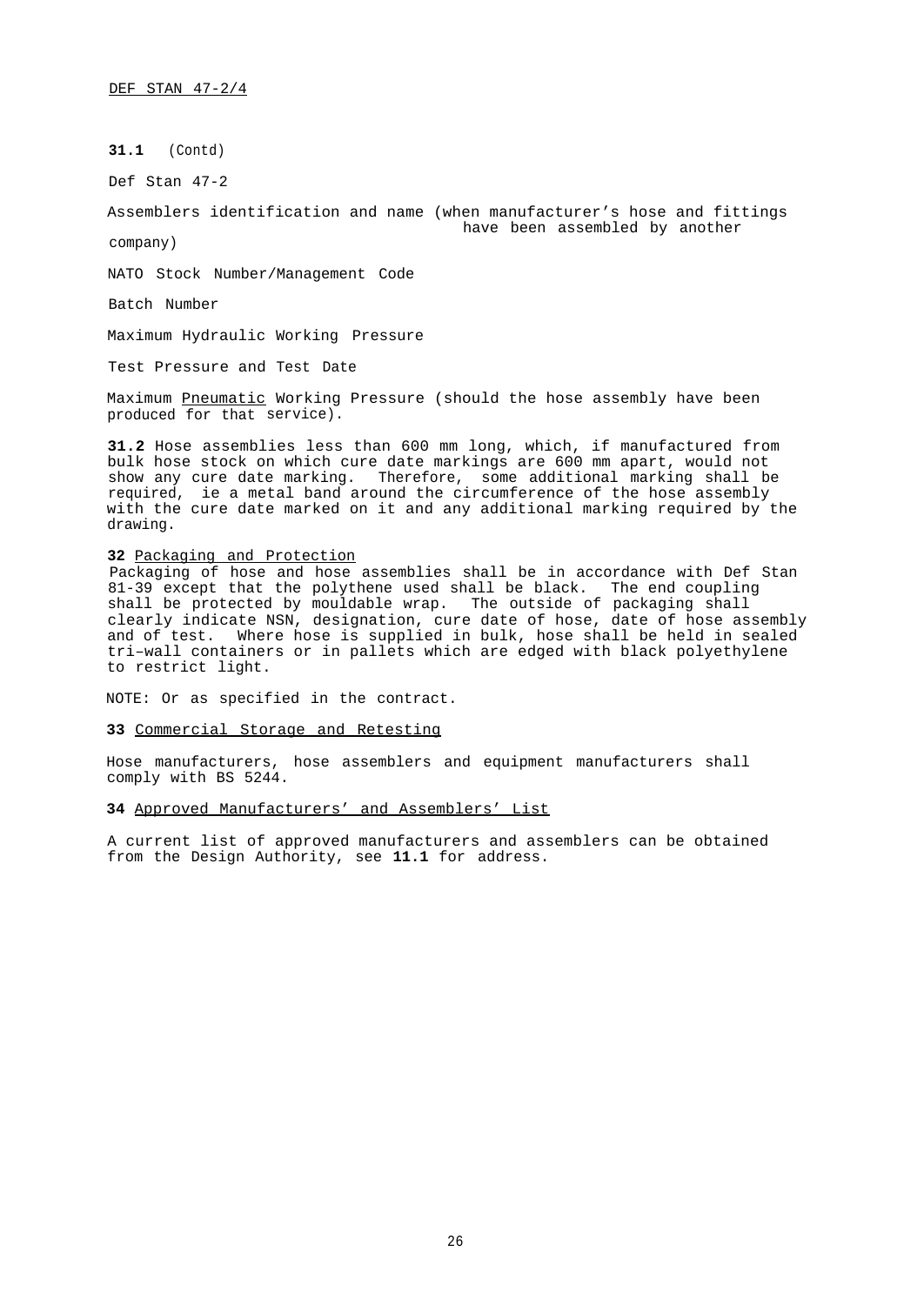**31.1** (Contd)

Def Stan 47-2

Assemblers identification and name (when manufacturer's hose and fittings have been assembled by another company)

NATO Stock Number/Management Code

Batch Number

Maximum Hydraulic Working Pressure

Test Pressure and Test Date

Maximum Pneumatic Working Pressure (should the hose assembly have been produced for that service).

**31.2** Hose assemblies less than 600 mm long, which, if manufactured from bulk hose stock on which cure date markings are 600 mm apart, would not show any cure date marking. Therefore, some additional marking shall be required, ie a metal band around the circumference of the hose assembly with the cure date marked on it and any additional marking required by the drawing.

**32** Packaging and Protection

Packaging of hose and hose assemblies shall be in accordance with Def Stan 81-39 except that the polythene used shall be black. The end coupling shall be protected by mouldable wrap. The outside of packaging shall clearly indicate NSN, designation, cure date of hose, date of hose assembly and of test. Where hose is supplied in bulk, hose shall be held in sealed tri–wall containers or in pallets which are edged with black polyethylene to restrict light.

NOTE: Or as specified in the contract.

**33** Commercial Storage and Retesting

Hose manufacturers, hose assemblers and equipment manufacturers shall comply with BS 5244.

**34** Approved Manufacturers' and Assemblers' List

A current list of approved manufacturers and assemblers can be obtained from the Design Authority, see **11.1** for address.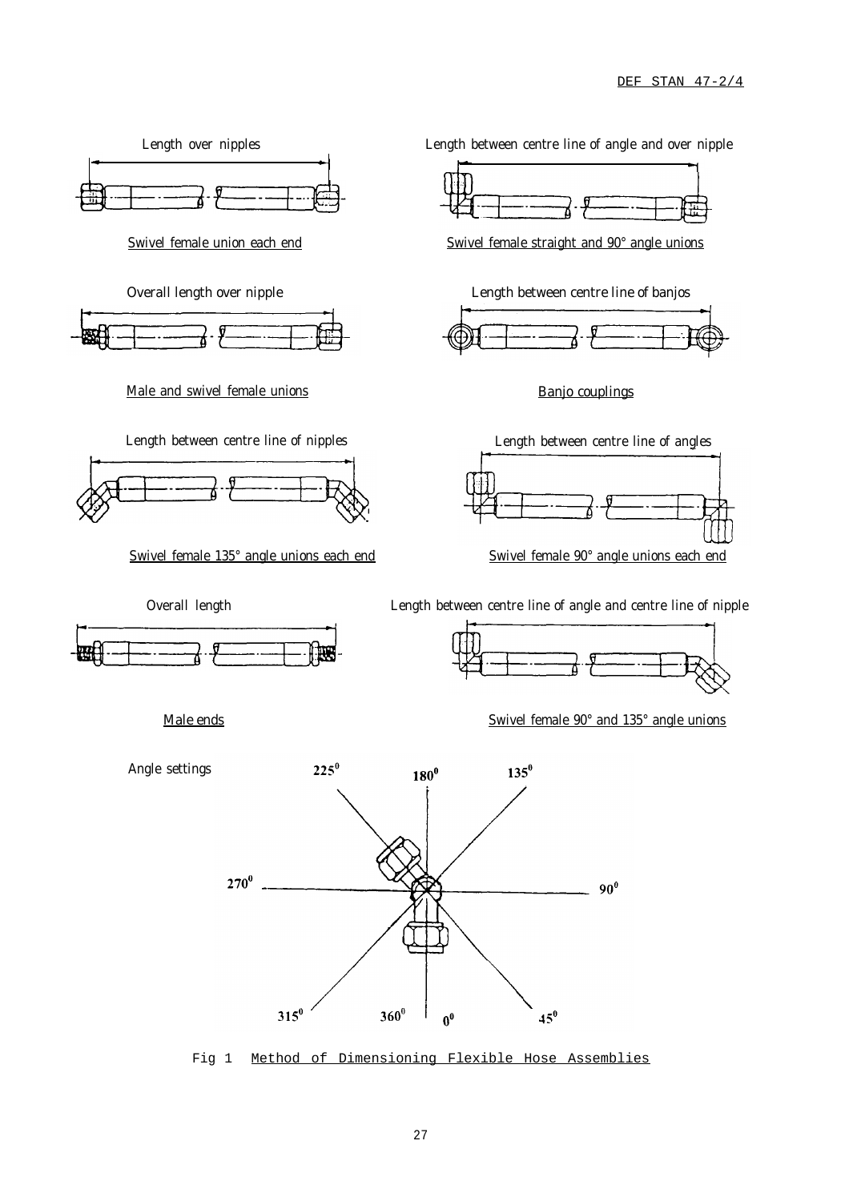Length over nipples

Swivel female union each end

Length between centre line of angle and over nipple

Swivel female straight and 90° angle unions

Overall length over nipple

Male and swivel female unions

Length between centre line of banjos

Banjo couplings

Length between centre line of nipples

Swivel female 135° angle unions each end

Length between centre line of angles

Swivel female 90° angle unions each end

Overall length

Male ends

Length between centre line of angle and centre line of nipple

Swivel female 90° and 135° angle unions

Angle settings

225°  180°  135°  270°  90°  315°  360°  0°  45°

Fig 1  Method of Dimensioning Flexible Hose Assemblies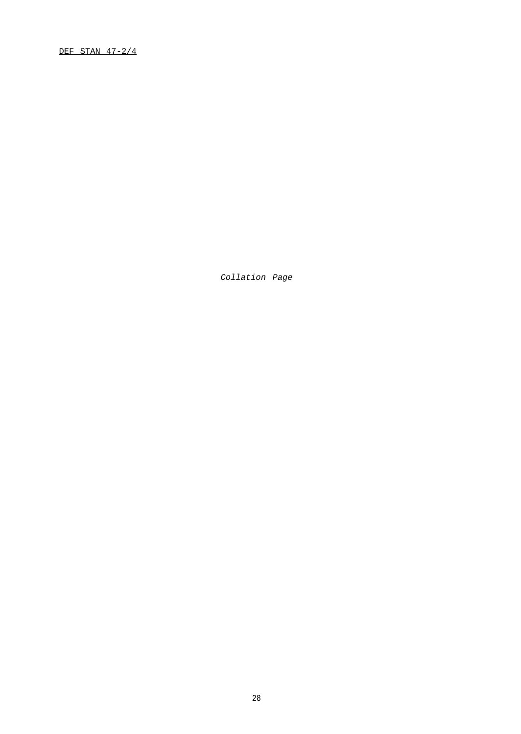*Collation Page*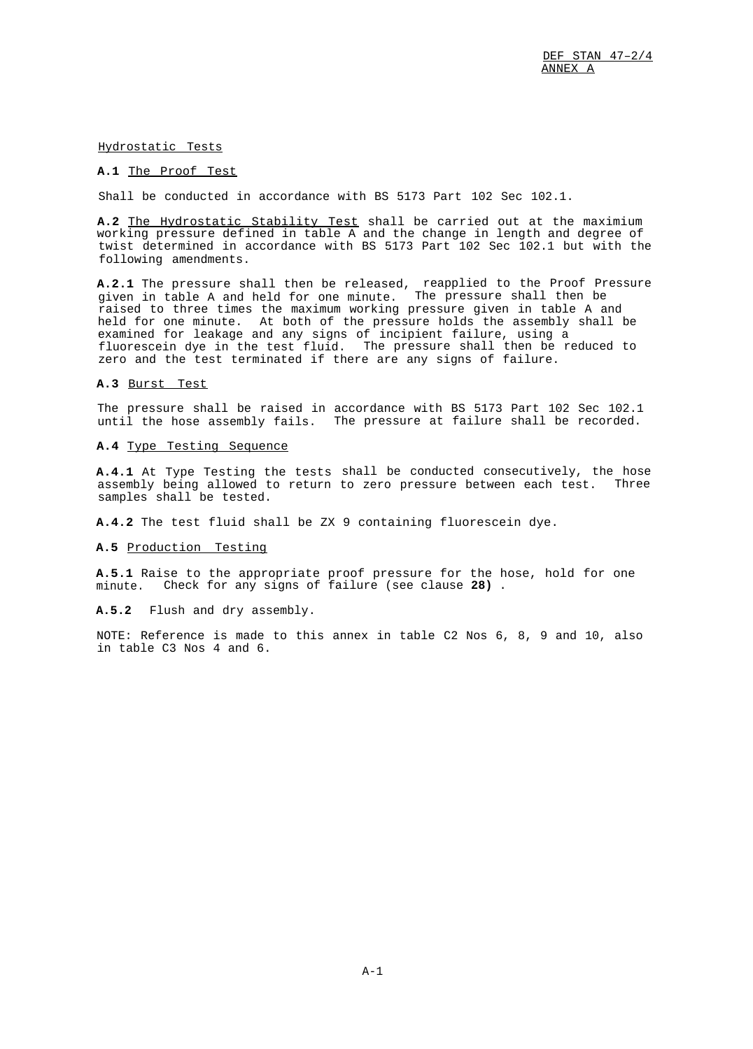## Hydrostatic Tests

**A.1** The Proof Test

Shall be conducted in accordance with BS 5173 Part 102 Sec 102.1.

**A.2** The Hydrostatic Stability Test shall be carried out at the maximium working pressure defined in table A and the change in length and degree of twist determined in accordance with BS 5173 Part 102 Sec 102.1 but with the following amendments.

**A.2.1** The pressure shall then be released, reapplied to the Proof Pressure given in table A and held for one minute. The pressure shall then be raised to three times the maximum working pressure given in table A and held for one minute. At both of the pressure holds the assembly shall be examined for leakage and any signs of incipient failure, using a fluorescein dye in the test fluid. The pressure shall then be reduced to zero and the test terminated if there are any signs of failure.

**A.3** Burst Test

The pressure shall be raised in accordance with BS 5173 Part 102 Sec 102.1 until the hose assembly fails. The pressure at failure shall be recorded.

**A.4** Type Testing Sequence

**A.4.1** At Type Testing the tests shall be conducted consecutively, the hose assembly being allowed to return to zero pressure between each test. Three samples shall be tested.

**A.4.2** The test fluid shall be ZX 9 containing fluorescein dye.

**A.5** Production Testing

**A.5.1** Raise to the appropriate proof pressure for the hose, hold for one minute. Check for any signs of failure (see clause **28)** .

**A.5.2** Flush and dry assembly.

NOTE: Reference is made to this annex in table C2 Nos 6, 8, 9 and 10, also in table C3 Nos 4 and 6.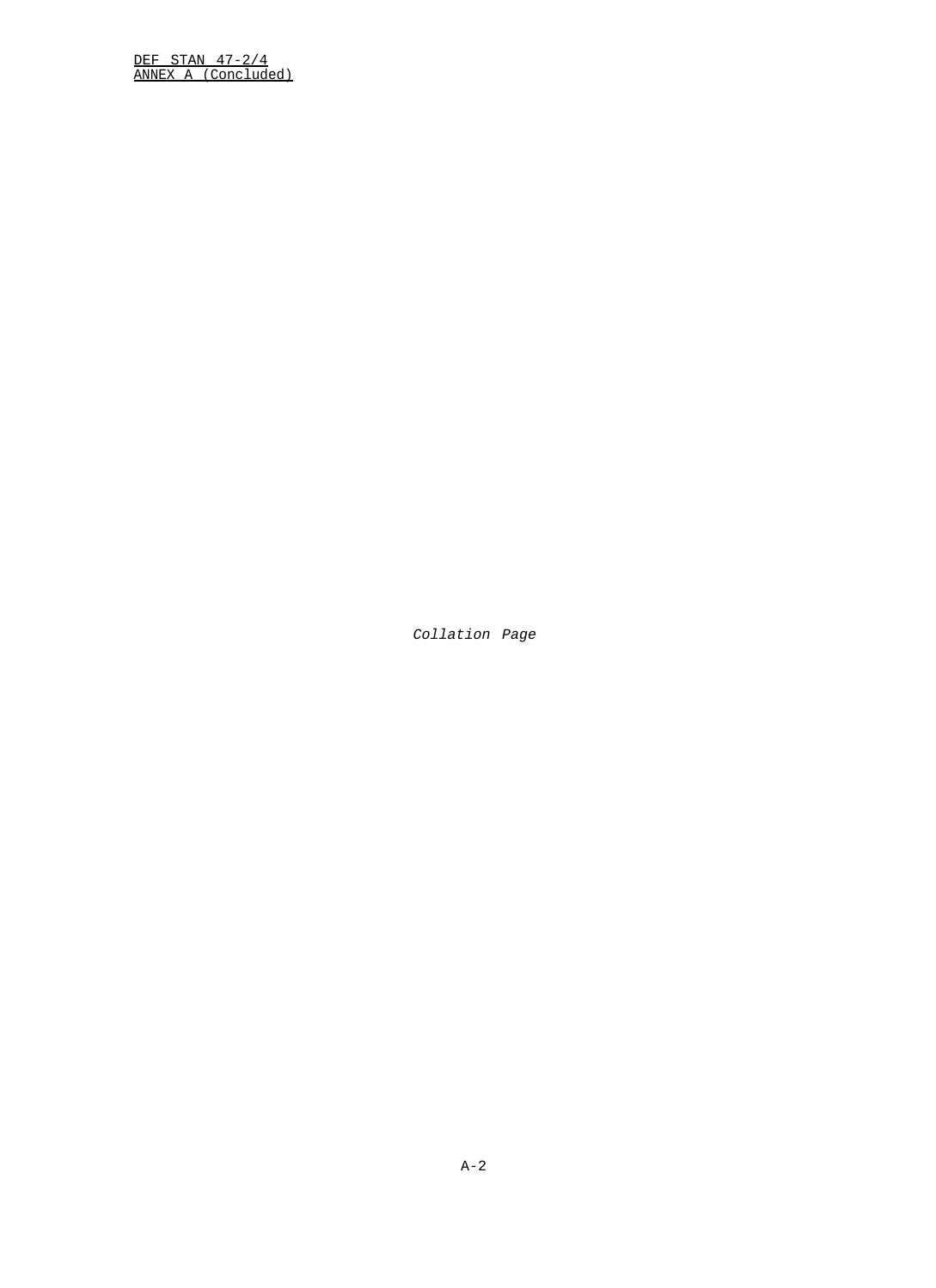*Collation Page*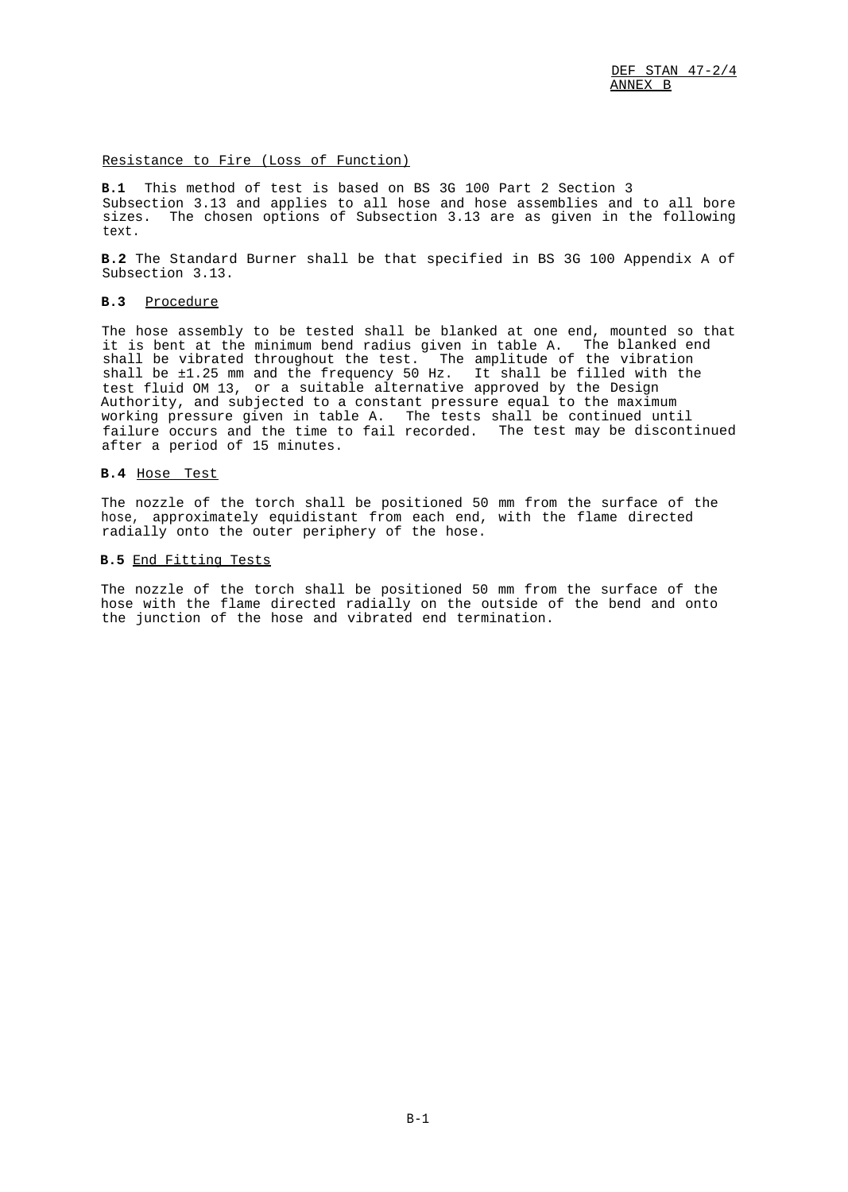## Resistance to Fire (Loss of Function)

**B.1** This method of test is based on BS 3G 100 Part 2 Section 3 Subsection 3.13 and applies to all hose and hose assemblies and to all bore sizes. The chosen options of Subsection 3.13 are as given in the following text.

**B.2** The Standard Burner shall be that specified in BS 3G 100 Appendix A of Subsection 3.13.

### B.3 Procedure

The hose assembly to be tested shall be blanked at one end, mounted so that it is bent at the minimum bend radius given in table A. The blanked end shall be vibrated throughout the test. The amplitude of the vibration shall be ±1.25 mm and the frequency 50 Hz. It shall be filled with the test fluid OM 13, or a suitable alternative approved by the Design Authority, and subjected to a constant pressure equal to the maximum working pressure given in table A. The tests shall be continued until failure occurs and the time to fail recorded. The test may be discontinued after a period of 15 minutes.

### B.4 Hose Test

The nozzle of the torch shall be positioned 50 mm from the surface of the hose, approximately equidistant from each end, with the flame directed radially onto the outer periphery of the hose.

### B.5 End Fitting Tests

The nozzle of the torch shall be positioned 50 mm from the surface of the hose with the flame directed radially on the outside of the bend and onto the junction of the hose and vibrated end termination.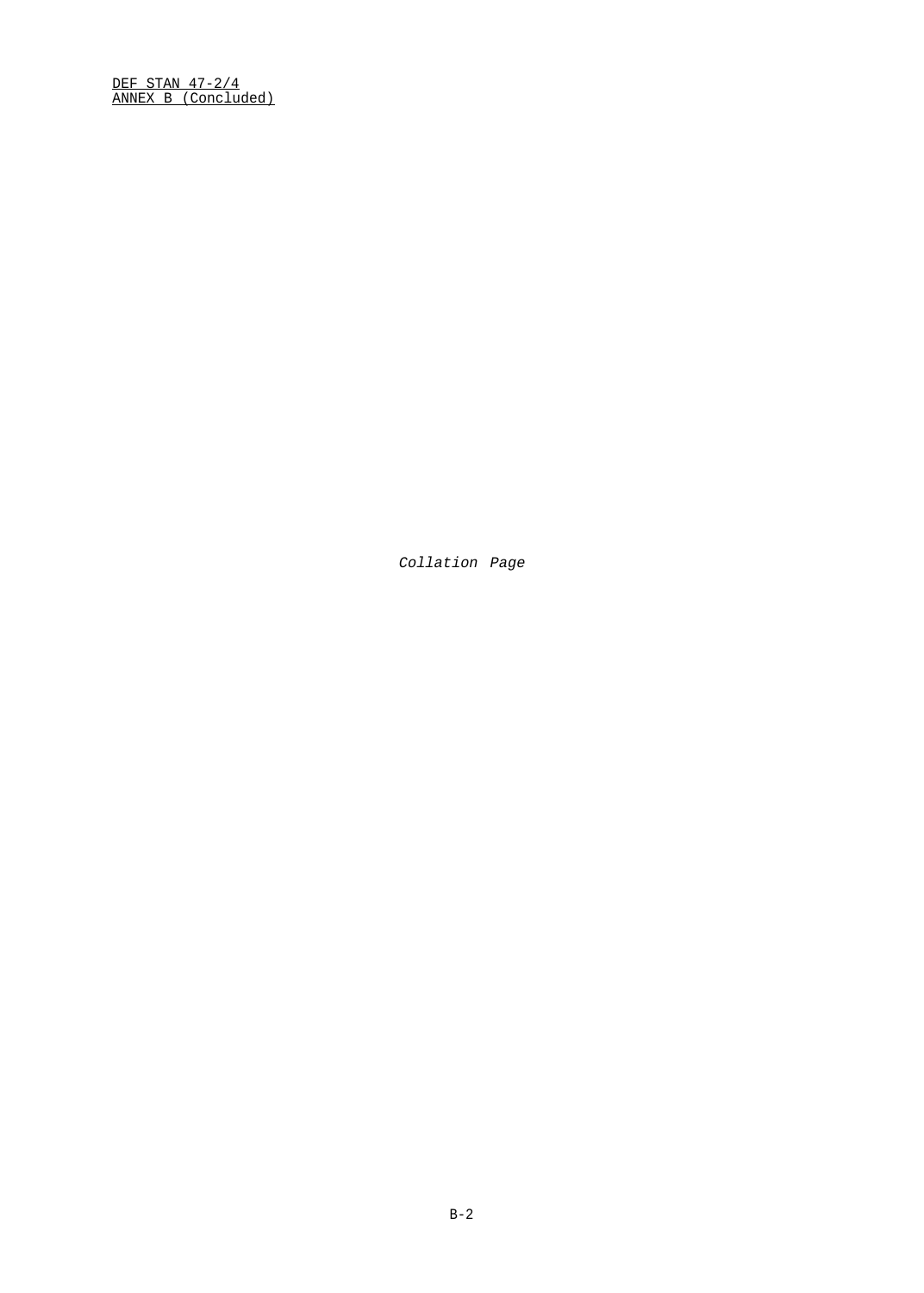*Collation Page*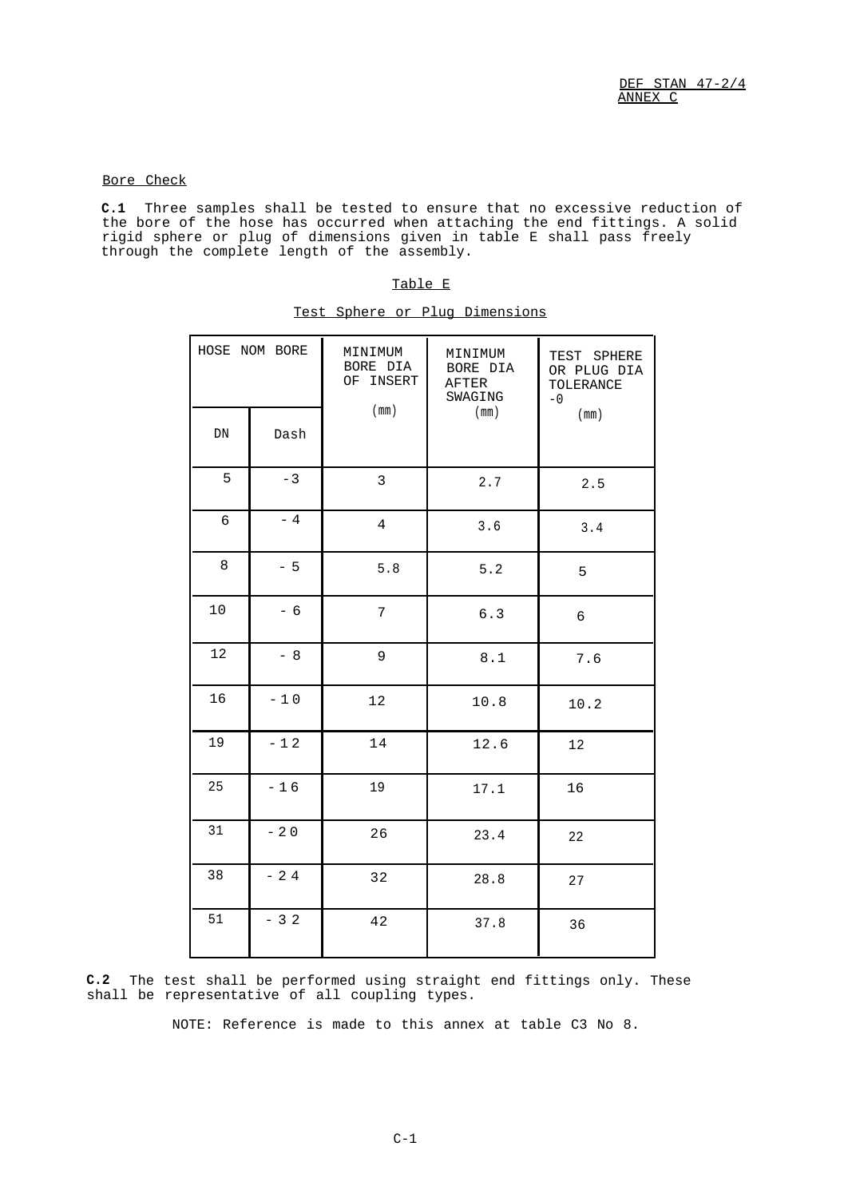## Bore Check

**C.1** Three samples shall be tested to ensure that no excessive reduction of the bore of the hose has occurred when attaching the end fittings. A solid rigid sphere or plug of dimensions given in table E shall pass freely through the complete length of the assembly.

Table E

Test Sphere or Plug Dimensions

| HOSE NOM BORE | | MINIMUM BORE DIA OF INSERT (mm) | MINIMUM BORE DIA AFTER SWAGING (mm) | TEST SPHERE OR PLUG DIA TOLERANCE -0 (mm) |
|---|---|---|---|---|
| DN | Dash | | | |
| 5 | -3 | 3 | 2.7 | 2.5 |
| 6 | -4 | 4 | 3.6 | 3.4 |
| 8 | -5 | 5.8 | 5.2 | 5 |
| 10 | -6 | 7 | 6.3 | 6 |
| 12 | -8 | 9 | 8.1 | 7.6 |
| 16 | -10 | 12 | 10.8 | 10.2 |
| 19 | -12 | 14 | 12.6 | 12 |
| 25 | -16 | 19 | 17.1 | 16 |
| 31 | -20 | 26 | 23.4 | 22 |
| 38 | -24 | 32 | 28.8 | 27 |
| 51 | -32 | 42 | 37.8 | 36 |

**C.2** The test shall be performed using straight end fittings only. These shall be representative of all coupling types.

NOTE: Reference is made to this annex at table C3 No 8.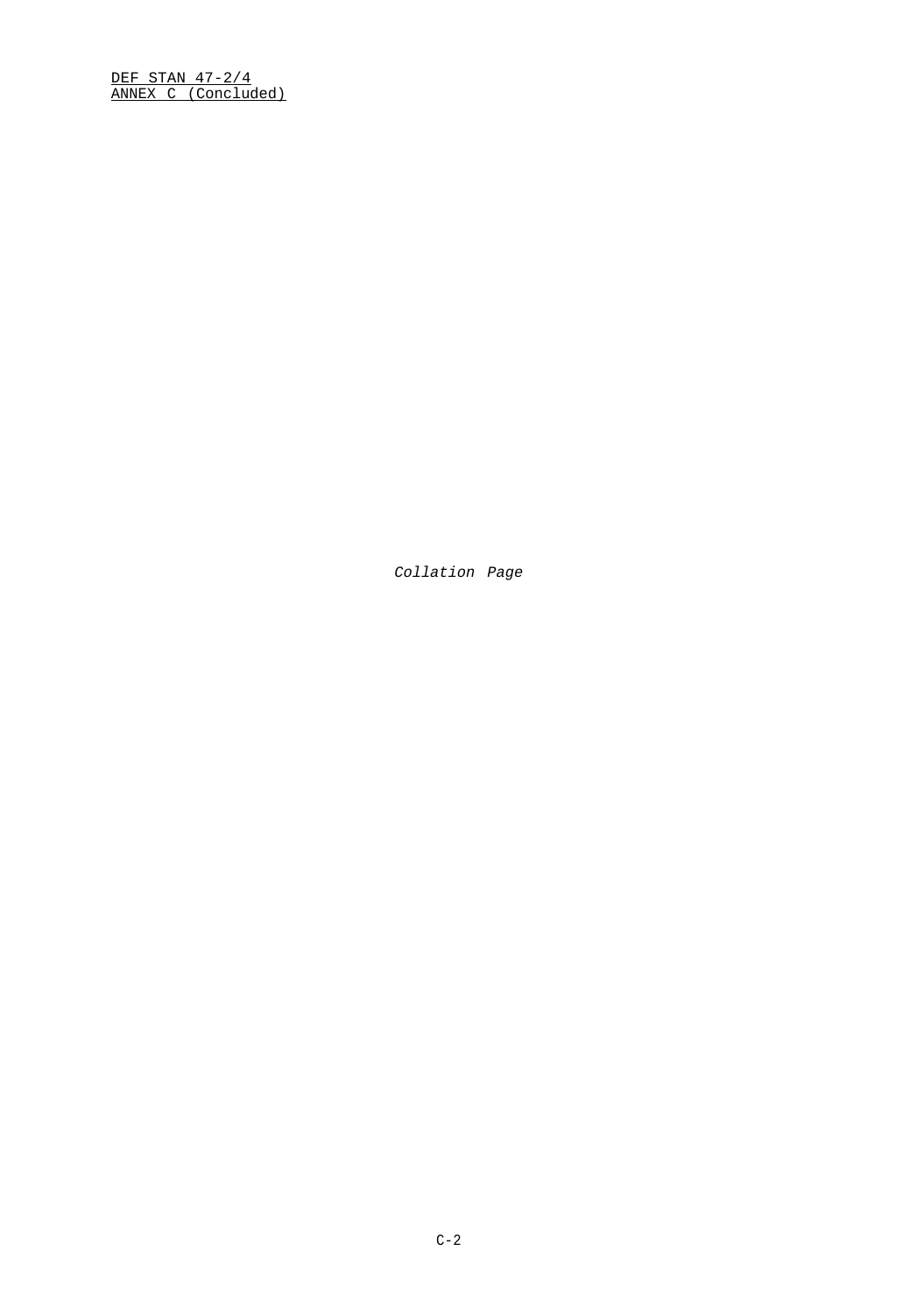*Collation Page*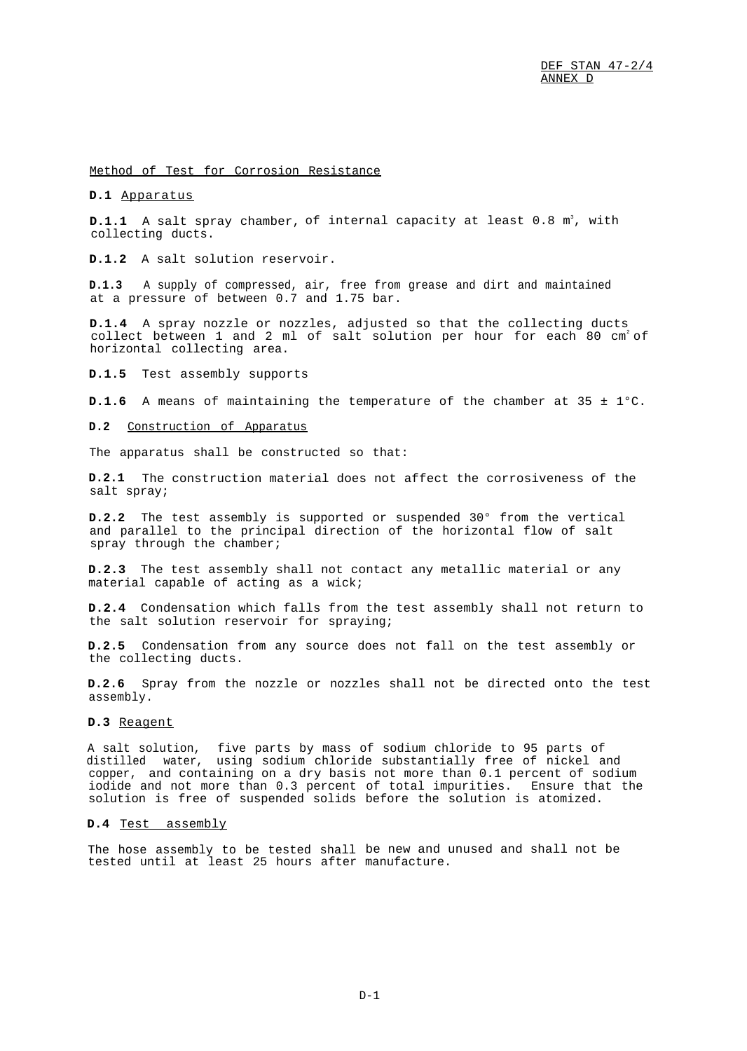Method of Test for Corrosion Resistance

**D.1** Apparatus

**D.1.1** A salt spray chamber, of internal capacity at least 0.8 $m^3$, with collecting ducts.

**D.1.2** A salt solution reservoir.

**D.1.3** A supply of compressed, air, free from grease and dirt and maintained at a pressure of between 0.7 and 1.75 bar.

**D.1.4** A spray nozzle or nozzles, adjusted so that the collecting ducts collect between 1 and 2 ml of salt solution per hour for each 80 $cm^2$ of horizontal collecting area.

**D.1.5** Test assembly supports

**D.1.6** A means of maintaining the temperature of the chamber at 35 ± 1°C.

**D.2** Construction of Apparatus

The apparatus shall be constructed so that:

**D.2.1** The construction material does not affect the corrosiveness of the salt spray;

**D.2.2** The test assembly is supported or suspended 30° from the vertical and parallel to the principal direction of the horizontal flow of salt spray through the chamber;

**D.2.3** The test assembly shall not contact any metallic material or any material capable of acting as a wick;

**D.2.4** Condensation which falls from the test assembly shall not return to the salt solution reservoir for spraying;

**D.2.5** Condensation from any source does not fall on the test assembly or the collecting ducts.

**D.2.6** Spray from the nozzle or nozzles shall not be directed onto the test assembly.

**D.3** Reagent

A salt solution, five parts by mass of sodium chloride to 95 parts of distilled water, using sodium chloride substantially free of nickel and copper, and containing on a dry basis not more than 0.1 percent of sodium iodide and not more than 0.3 percent of total impurities. Ensure that the solution is free of suspended solids before the solution is atomized.

**D.4** Test assembly

The hose assembly to be tested shall be new and unused and shall not be tested until at least 25 hours after manufacture.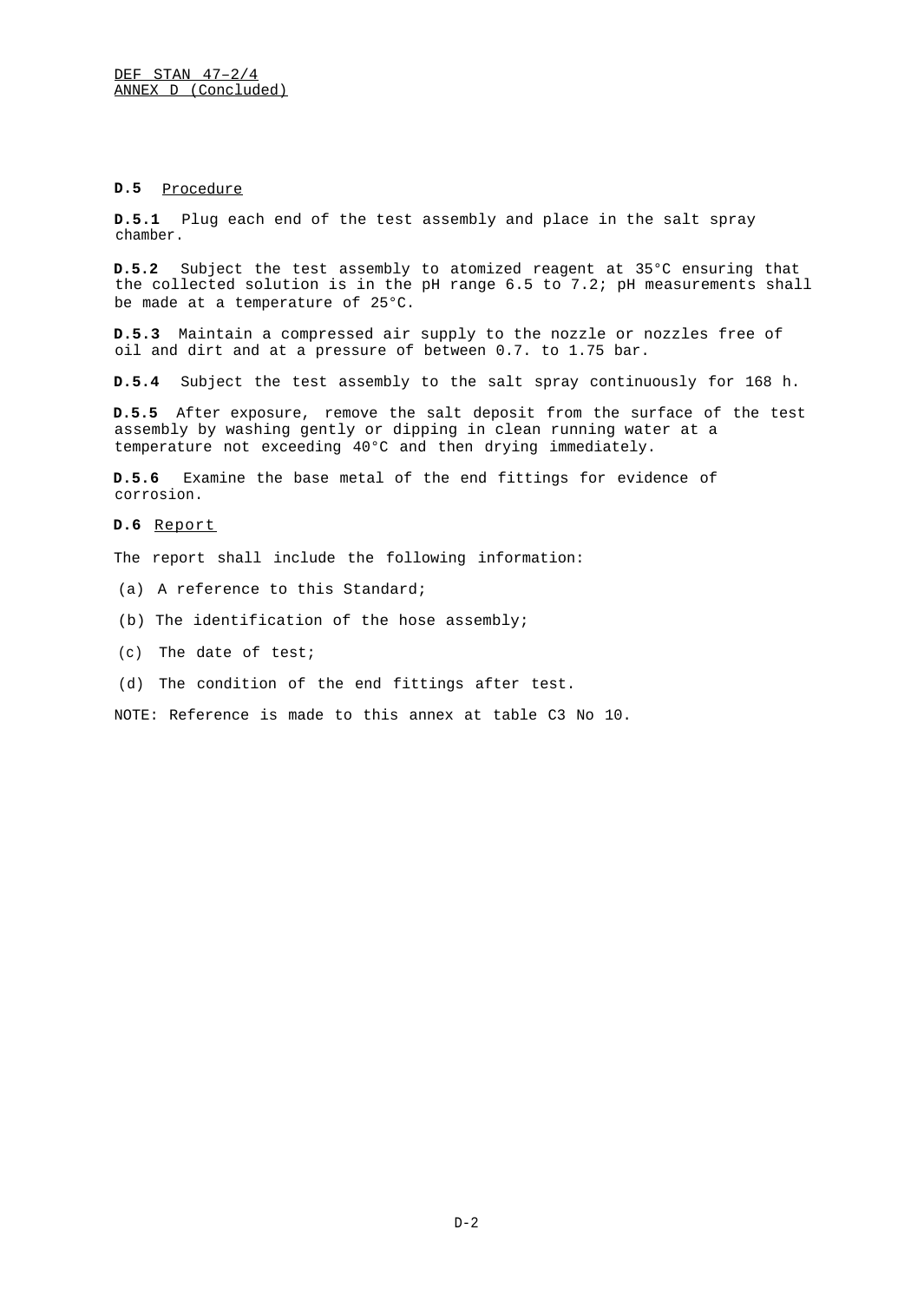**D.5** Procedure

**D.5.1** Plug each end of the test assembly and place in the salt spray chamber.

**D.5.2** Subject the test assembly to atomized reagent at 35°C ensuring that the collected solution is in the pH range 6.5 to 7.2; pH measurements shall be made at a temperature of 25°C.

**D.5.3** Maintain a compressed air supply to the nozzle or nozzles free of oil and dirt and at a pressure of between 0.7. to 1.75 bar.

**D.5.4** Subject the test assembly to the salt spray continuously for 168 h.

**D.5.5** After exposure, remove the salt deposit from the surface of the test assembly by washing gently or dipping in clean running water at a temperature not exceeding 40°C and then drying immediately.

**D.5.6** Examine the base metal of the end fittings for evidence of corrosion.

**D.6** Report

The report shall include the following information:

(a) A reference to this Standard;

(b) The identification of the hose assembly;

(c) The date of test;

(d) The condition of the end fittings after test.

NOTE: Reference is made to this annex at table C3 No 10.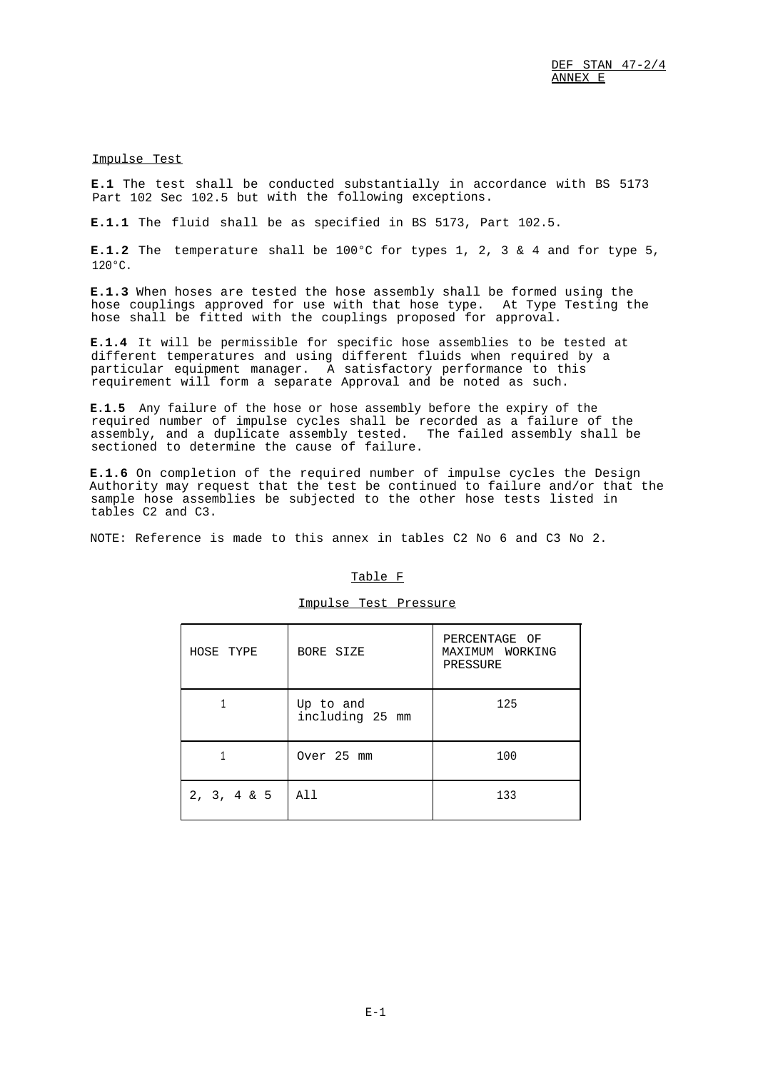## Impulse Test

**E.1** The test shall be conducted substantially in accordance with BS 5173 Part 102 Sec 102.5 but with the following exceptions.

**E.1.1** The fluid shall be as specified in BS 5173, Part 102.5.

**E.1.2** The temperature shall be 100°C for types 1, 2, 3 & 4 and for type 5, 120°C.

**E.1.3** When hoses are tested the hose assembly shall be formed using the hose couplings approved for use with that hose type. At Type Testing the hose shall be fitted with the couplings proposed for approval.

**E.1.4** It will be permissible for specific hose assemblies to be tested at different temperatures and using different fluids when required by a particular equipment manager. A satisfactory performance to this requirement will form a separate Approval and be noted as such.

**E.1.5** Any failure of the hose or hose assembly before the expiry of the required number of impulse cycles shall be recorded as a failure of the assembly, and a duplicate assembly tested. The failed assembly shall be sectioned to determine the cause of failure.

**E.1.6** On completion of the required number of impulse cycles the Design Authority may request that the test be continued to failure and/or that the sample hose assemblies be subjected to the other hose tests listed in tables C2 and C3.

NOTE: Reference is made to this annex in tables C2 No 6 and C3 No 2.

Table F

Impulse Test Pressure

| HOSE TYPE | BORE SIZE | PERCENTAGE OF MAXIMUM WORKING PRESSURE |
|---|---|---|
| 1 | Up to and including 25 mm | 125 |
| 1 | Over 25 mm | 100 |
| 2, 3, 4 & 5 | All | 133 |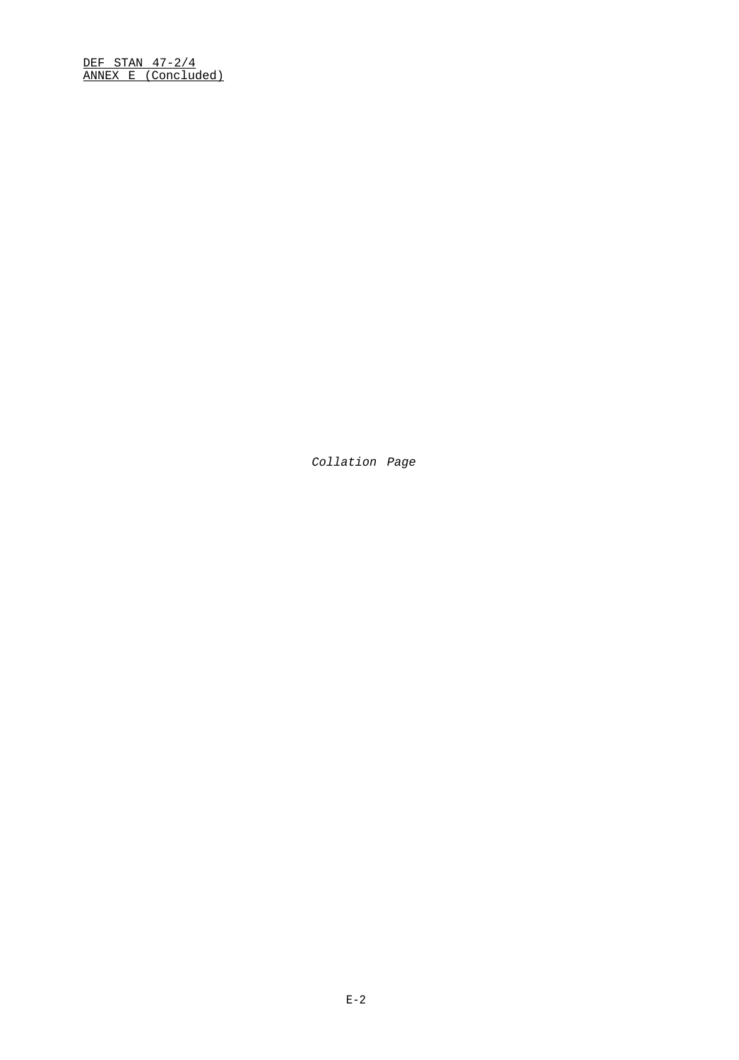*Collation Page*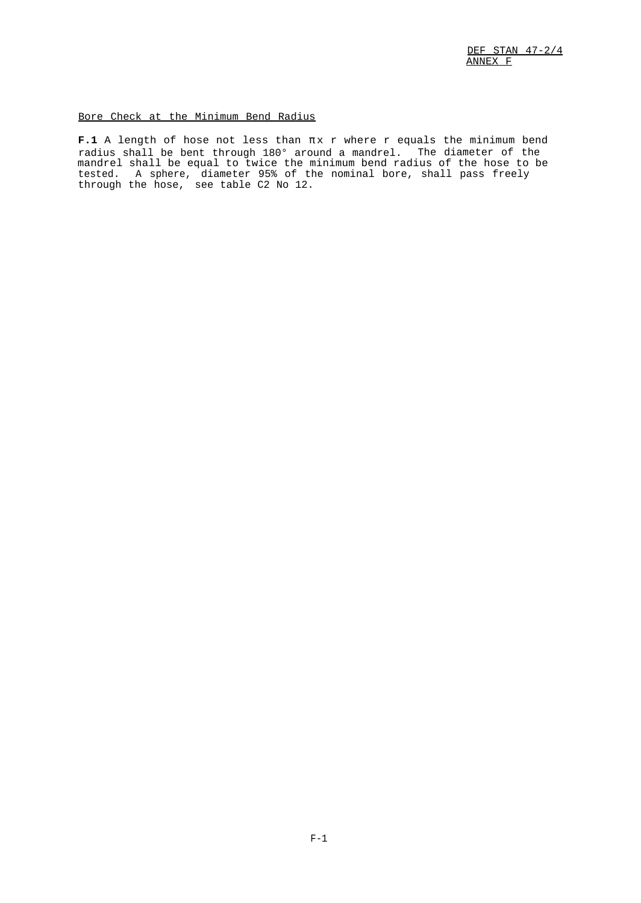## Bore Check at the Minimum Bend Radius

**F.1** A length of hose not less than $\pi \times r$ where r equals the minimum bend radius shall be bent through 180° around a mandrel. The diameter of the mandrel shall be equal to twice the minimum bend radius of the hose to be tested. A sphere, diameter 95% of the nominal bore, shall pass freely through the hose, see table C2 No 12.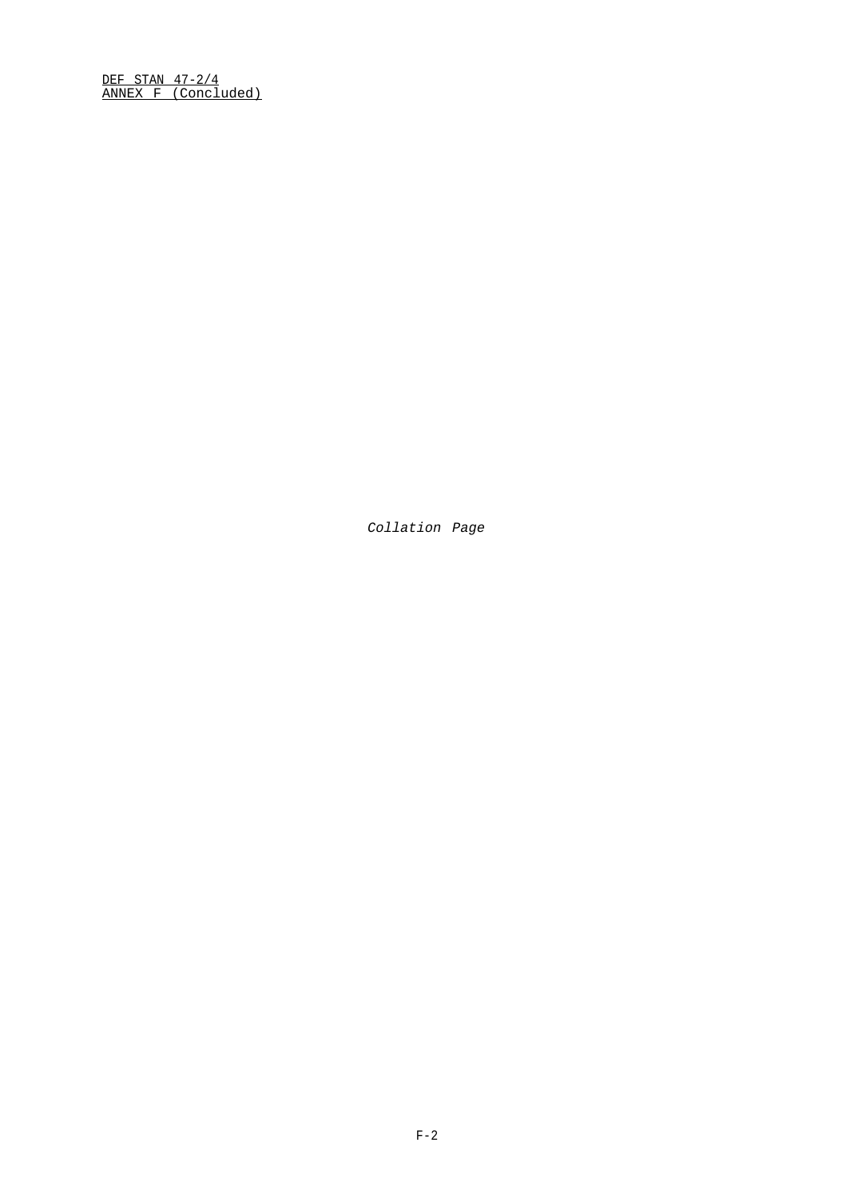*Collation Page*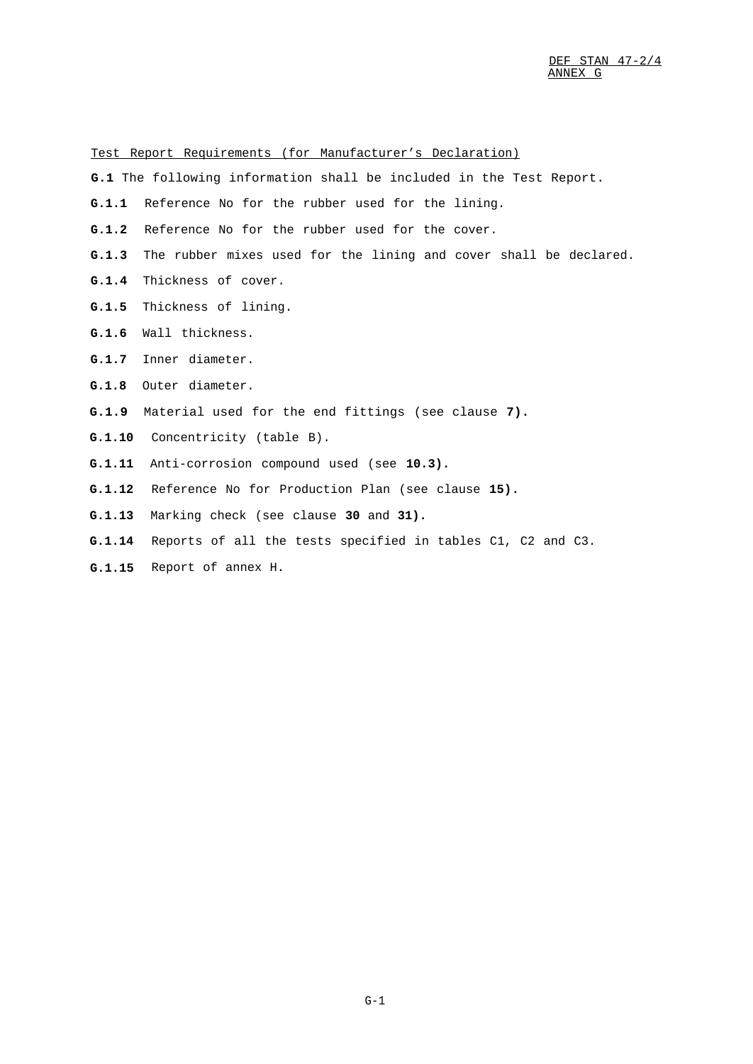Test Report Requirements (for Manufacturer's Declaration)

**G.1** The following information shall be included in the Test Report.

**G.1.1** Reference No for the rubber used for the lining.

**G.1.2** Reference No for the rubber used for the cover.

**G.1.3** The rubber mixes used for the lining and cover shall be declared.

**G.1.4** Thickness of cover.

**G.1.5** Thickness of lining.

**G.1.6** Wall thickness.

**G.1.7** Inner diameter.

**G.1.8** Outer diameter.

**G.1.9** Material used for the end fittings (see clause **7).**

**G.1.10** Concentricity (table B).

**G.1.11** Anti-corrosion compound used (see **10.3).**

**G.1.12** Reference No for Production Plan (see clause **15).**

**G.1.13** Marking check (see clause **30** and **31).**

**G.1.14** Reports of all the tests specified in tables C1, C2 and C3.

**G.1.15** Report of annex H.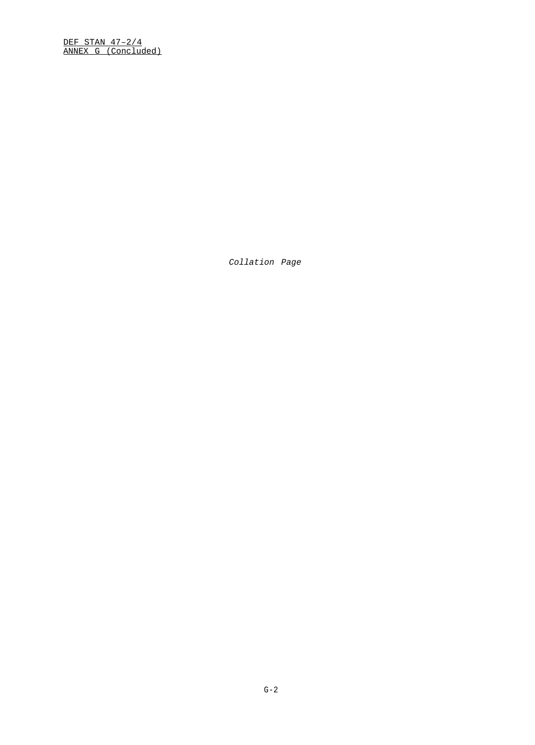*Collation Page*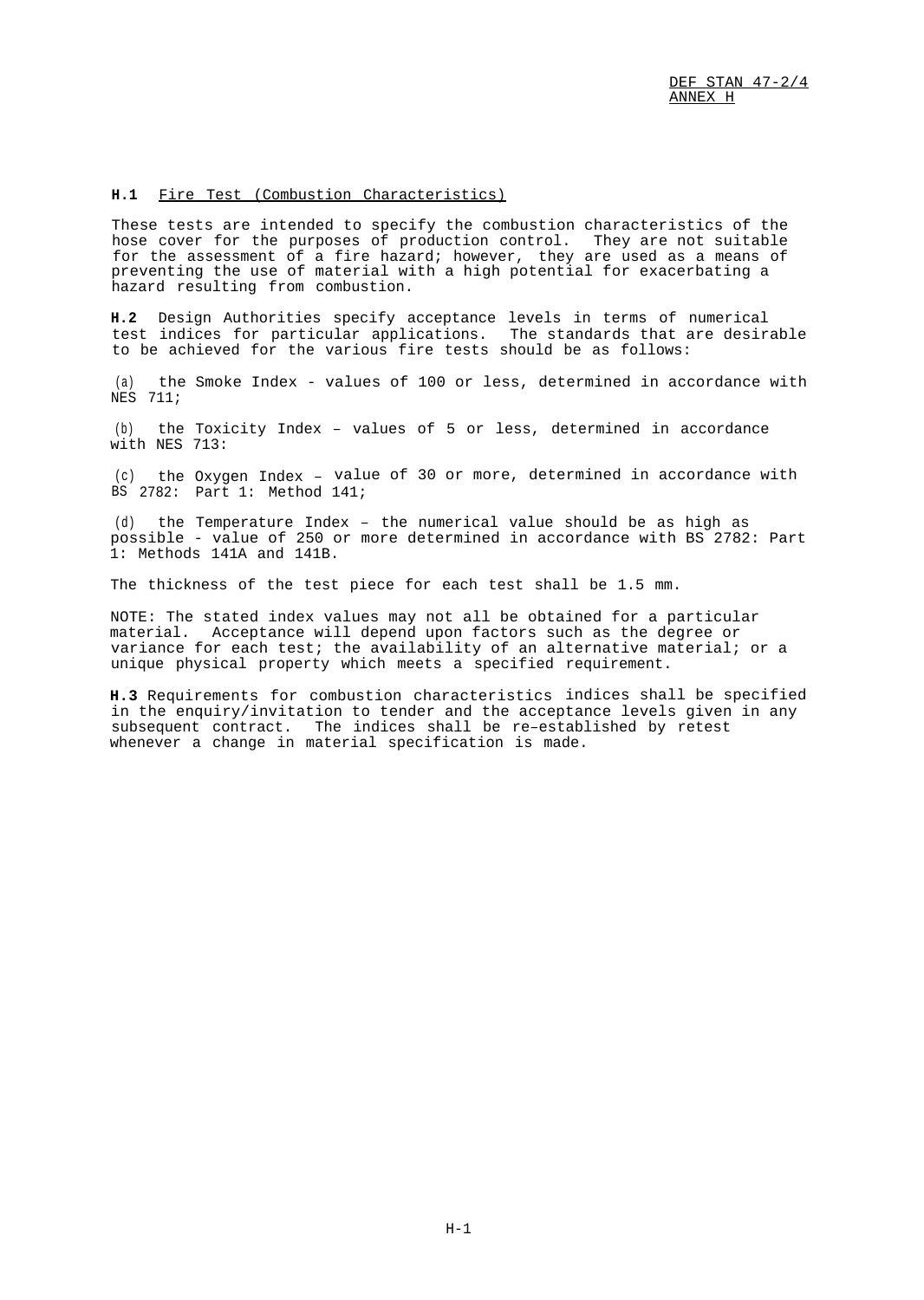## H.1 Fire Test (Combustion Characteristics)

These tests are intended to specify the combustion characteristics of the hose cover for the purposes of production control. They are not suitable for the assessment of a fire hazard; however, they are used as a means of preventing the use of material with a high potential for exacerbating a hazard resulting from combustion.

**H.2** Design Authorities specify acceptance levels in terms of numerical test indices for particular applications. The standards that are desirable to be achieved for the various fire tests should be as follows:

(a) the Smoke Index - values of 100 or less, determined in accordance with NES 711;

(b) the Toxicity Index – values of 5 or less, determined in accordance with NES 713:

(c) the Oxygen Index – value of 30 or more, determined in accordance with BS 2782: Part 1: Method 141;

(d) the Temperature Index – the numerical value should be as high as possible - value of 250 or more determined in accordance with BS 2782: Part 1: Methods 141A and 141B.

The thickness of the test piece for each test shall be 1.5 mm.

NOTE: The stated index values may not all be obtained for a particular material. Acceptance will depend upon factors such as the degree or variance for each test; the availability of an alternative material; or a unique physical property which meets a specified requirement.

**H.3** Requirements for combustion characteristics indices shall be specified in the enquiry/invitation to tender and the acceptance levels given in any subsequent contract. The indices shall be re–established by retest whenever a change in material specification is made.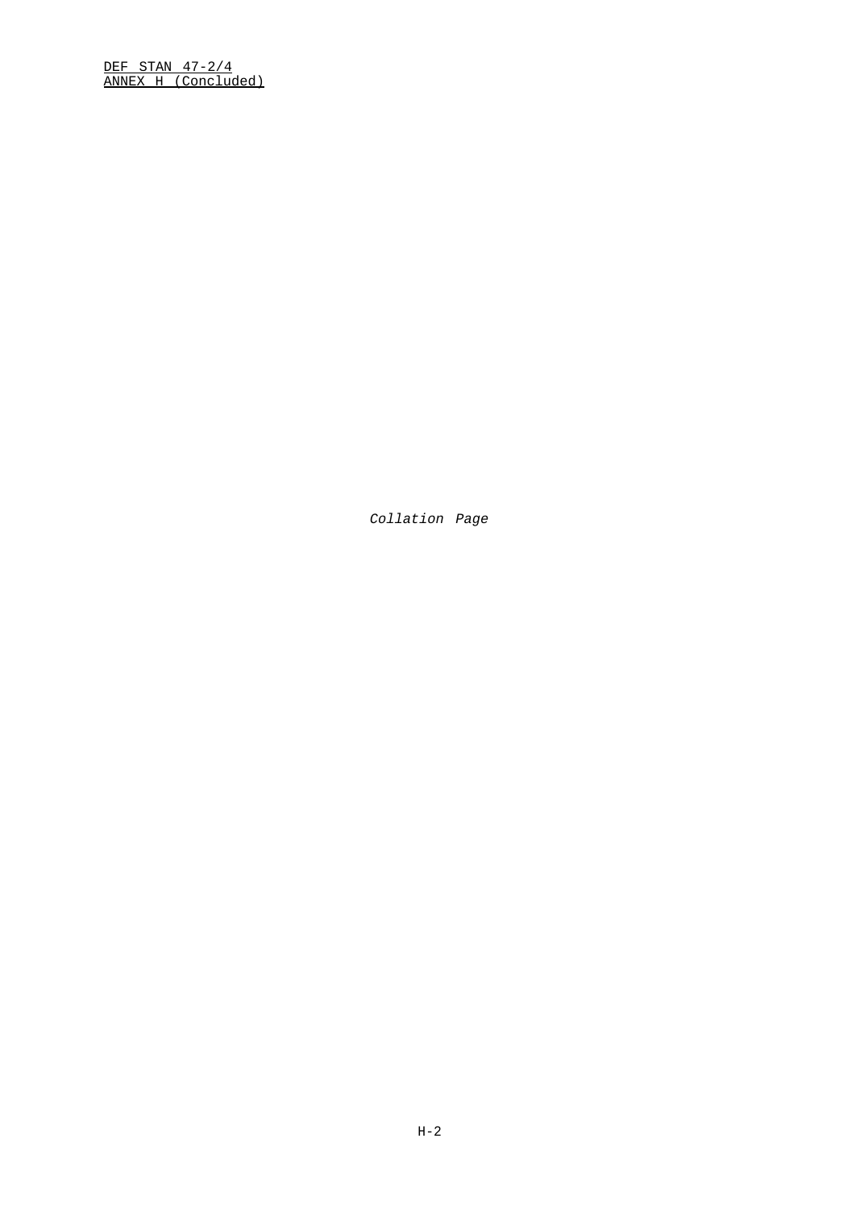*Collation Page*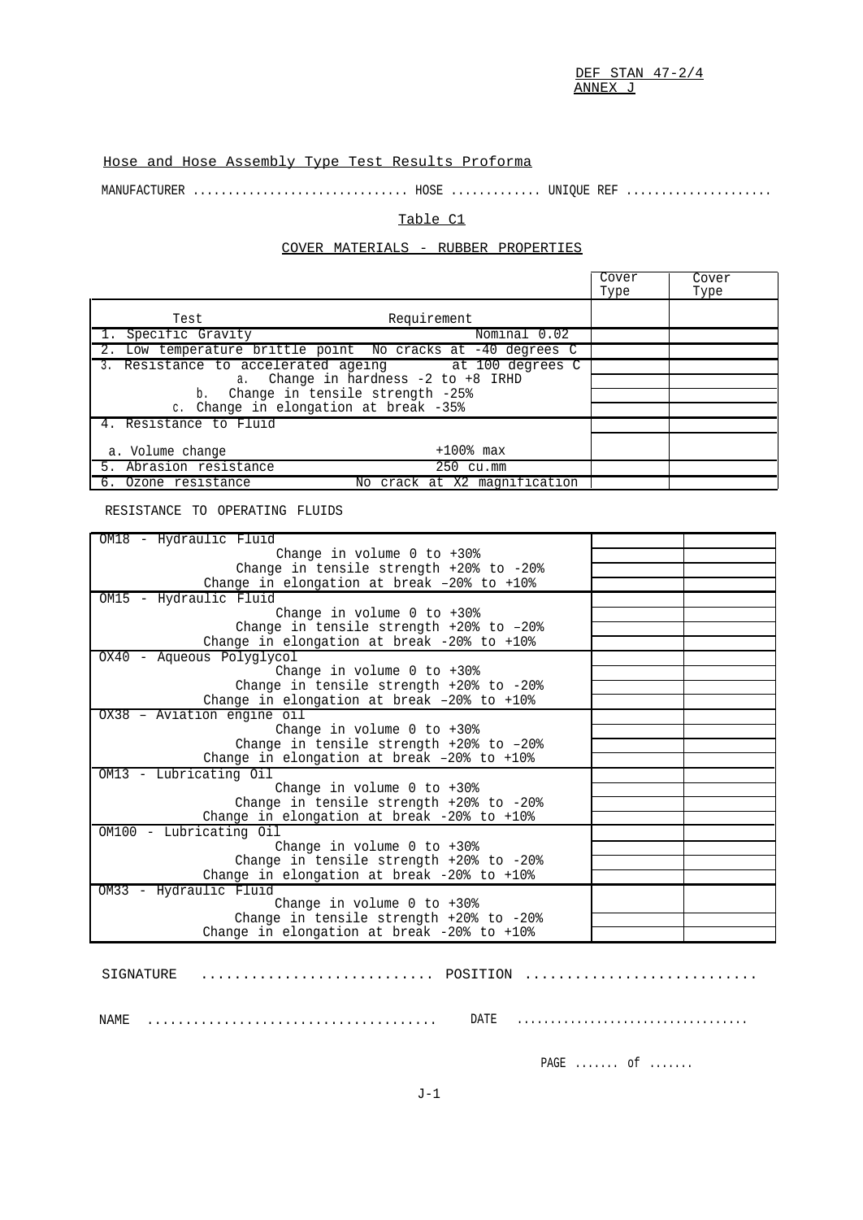DEF STAN 47-2/4
ANNEX J

Hose and Hose Assembly Type Test Results Proforma

MANUFACTURER .............................. HOSE ............ UNIQUE REF ....................

Table C1

COVER MATERIALS - RUBBER PROPERTIES

| Test | Requirement | Cover Type | Cover Type |
|---|---|---|---|
| 1. Specific Gravity | Nominal 0.02 | | |
| 2. Low temperature brittle point | No cracks at -40 degrees C | | |
| 3. Resistance to accelerated ageing | at 100 degrees C | | |
| a. Change in hardness | -2 to +8 IRHD | | |
| b. Change in tensile strength | -25% | | |
| c. Change in elongation at break | -35% | | |
| 4. Resistance to Fluid | | | |
| a. Volume change | +100% max | | |
| 5. Abrasion resistance | 250 cu.mm | | |
| 6. Ozone resistance | No crack at X2 magnification | | |

RESISTANCE TO OPERATING FLUIDS

| Fluid / Requirement | | |
|---|---|---|
| OM18 - Hydraulic Fluid | | |
| Change in volume 0 to +30% | | |
| Change in tensile strength +20% to -20% | | |
| Change in elongation at break –20% to +10% | | |
| OM15 - Hydraulic Fluid | | |
| Change in volume 0 to +30% | | |
| Change in tensile strength +20% to –20% | | |
| Change in elongation at break -20% to +10% | | |
| OX40 - Aqueous Polyglycol | | |
| Change in volume 0 to +30% | | |
| Change in tensile strength +20% to -20% | | |
| Change in elongation at break –20% to +10% | | |
| OX38 – Aviation engine oil | | |
| Change in volume 0 to +30% | | |
| Change in tensile strength +20% to –20% | | |
| Change in elongation at break –20% to +10% | | |
| OM13 - Lubricating Oil | | |
| Change in volume 0 to +30% | | |
| Change in tensile strength +20% to -20% | | |
| Change in elongation at break -20% to +10% | | |
| OM100 - Lubricating Oil | | |
| Change in volume 0 to +30% | | |
| Change in tensile strength +20% to -20% | | |
| Change in elongation at break -20% to +10% | | |
| OM33 - Hydraulic Fluid | | |
| Change in volume 0 to +30% | | |
| Change in tensile strength +20% to -20% | | |
| Change in elongation at break -20% to +10% | | |

SIGNATURE ............................ POSITION ............................

NAME ..................................... DATE ..................................

PAGE ....... of .......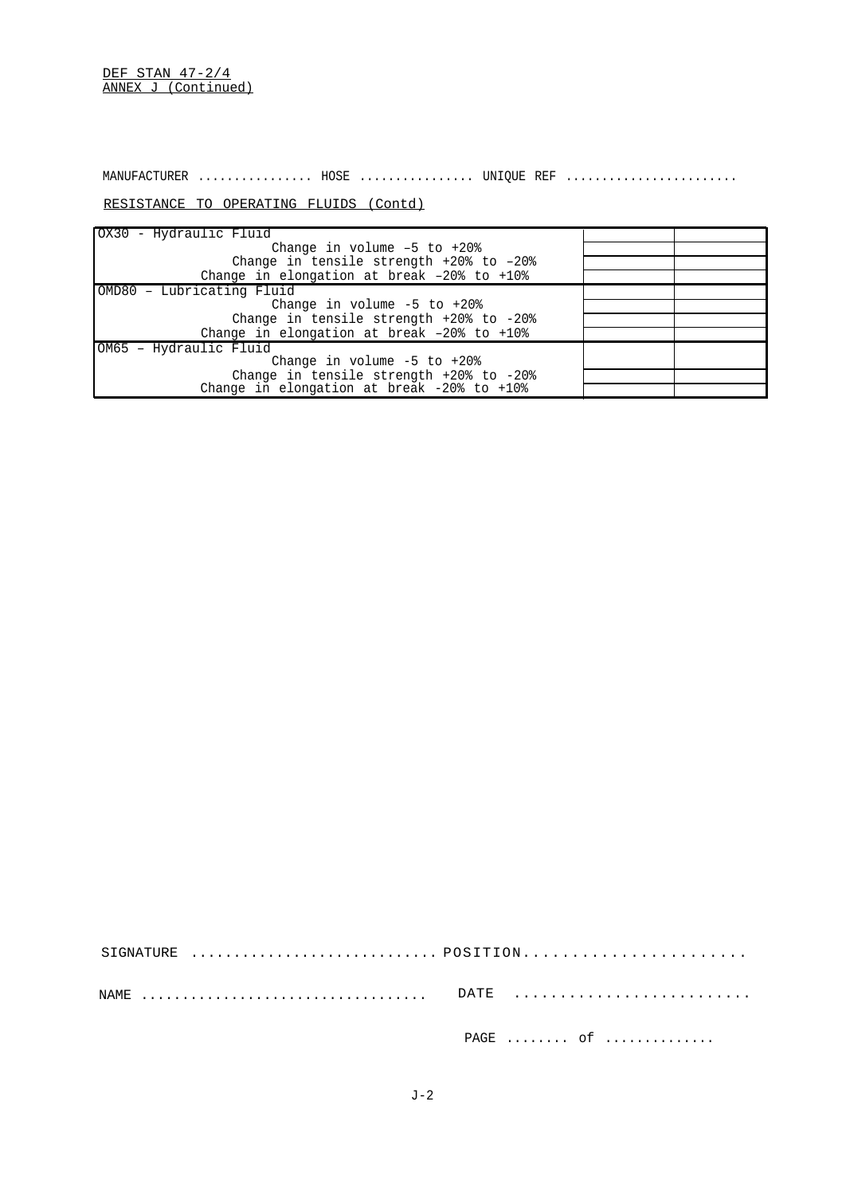MANUFACTURER ................ HOSE ................ UNIQUE REF .......................

RESISTANCE TO OPERATING FLUIDS (Contd)

| | | |
|---|---|---|
| OX30 - Hydraulic Fluid | | |
| Change in volume –5 to +20% | | |
| Change in tensile strength +20% to –20% | | |
| Change in elongation at break –20% to +10% | | |
| OMD80 – Lubricating Fluid | | |
| Change in volume -5 to +20% | | |
| Change in tensile strength +20% to -20% | | |
| Change in elongation at break –20% to +10% | | |
| OM65 – Hydraulic Fluid | | |
| Change in volume -5 to +20% | | |
| Change in tensile strength +20% to -20% | | |
| Change in elongation at break -20% to +10% | | |

SIGNATURE ............................ POSITION........................

NAME .................................. DATE ..........................

PAGE ........ of .............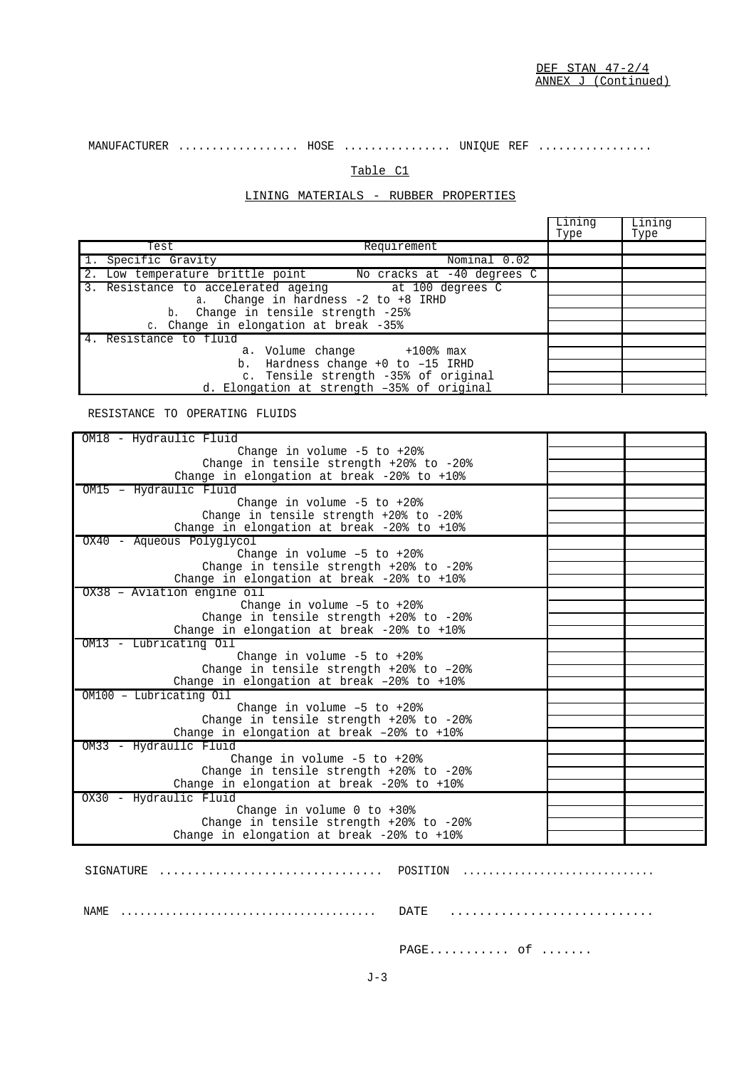MANUFACTURER ................. HOSE ............... UNIQUE REF ................

Table C1

LINING MATERIALS - RUBBER PROPERTIES

| Test | Requirement | Lining Type | Lining Type |
|---|---|---|---|
| 1. Specific Gravity | Nominal 0.02 | | |
| 2. Low temperature brittle point | No cracks at -40 degrees C | | |
| 3. Resistance to accelerated ageing | at 100 degrees C | | |
| a. Change in hardness -2 to +8 IRHD | | | |
| b. Change in tensile strength -25% | | | |
| c. Change in elongation at break -35% | | | |
| 4. Resistance to fluid | | | |
| a. Volume change +100% max | | | |
| b. Hardness change +0 to –15 IRHD | | | |
| c. Tensile strength -35% of original | | | |
| d. Elongation at strength –35% of original | | | |

RESISTANCE TO OPERATING FLUIDS

| Fluid / Requirement | Lining Type | Lining Type |
|---|---|---|
| OM18 - Hydraulic Fluid | | |
| Change in volume -5 to +20% | | |
| Change in tensile strength +20% to -20% | | |
| Change in elongation at break -20% to +10% | | |
| OM15 – Hydraulic Fluid | | |
| Change in volume -5 to +20% | | |
| Change in tensile strength +20% to -20% | | |
| Change in elongation at break -20% to +10% | | |
| OX40 - Aqueous Polyglycol | | |
| Change in volume –5 to +20% | | |
| Change in tensile strength +20% to -20% | | |
| Change in elongation at break -20% to +10% | | |
| OX38 – Aviation engine oil | | |
| Change in volume –5 to +20% | | |
| Change in tensile strength +20% to -20% | | |
| Change in elongation at break -20% to +10% | | |
| OM13 - Lubricating Oil | | |
| Change in volume -5 to +20% | | |
| Change in tensile strength +20% to –20% | | |
| Change in elongation at break –20% to +10% | | |
| OM100 – Lubricating Oil | | |
| Change in volume –5 to +20% | | |
| Change in tensile strength +20% to -20% | | |
| Change in elongation at break –20% to +10% | | |
| OM33 - Hydraulic Fluid | | |
| Change in volume -5 to +20% | | |
| Change in tensile strength +20% to -20% | | |
| Change in elongation at break -20% to +10% | | |
| OX30 - Hydraulic Fluid | | |
| Change in volume 0 to +30% | | |
| Change in tensile strength +20% to -20% | | |
| Change in elongation at break -20% to +10% | | |

SIGNATURE ................................ POSITION .............................

NAME ....................................... DATE ............................

PAGE........... of .......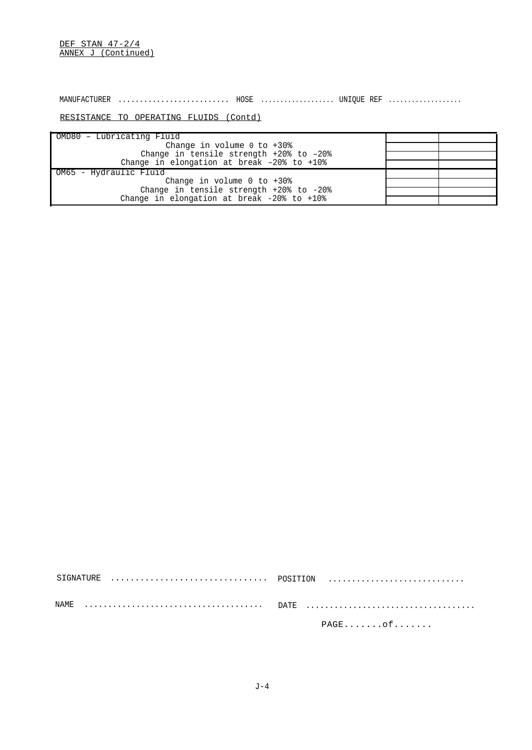MANUFACTURER .......................... HOSE .................. UNIQUE REF ..................

RESISTANCE TO OPERATING FLUIDS (Contd)

| | | |
|---|---|---|
| OMD80 – Lubricating Fluid | | |
| Change in volume 0 to +30% | | |
| Change in tensile strength +20% to –20% | | |
| Change in elongation at break –20% to +10% | | |
| OM65 - Hydraulic Fluid | | |
| Change in volume 0 to +30% | | |
| Change in tensile strength +20% to -20% | | |
| Change in elongation at break -20% to +10% | | |

SIGNATURE ................................ POSITION ............................

NAME ..................................... DATE ...................................

PAGE.......of.......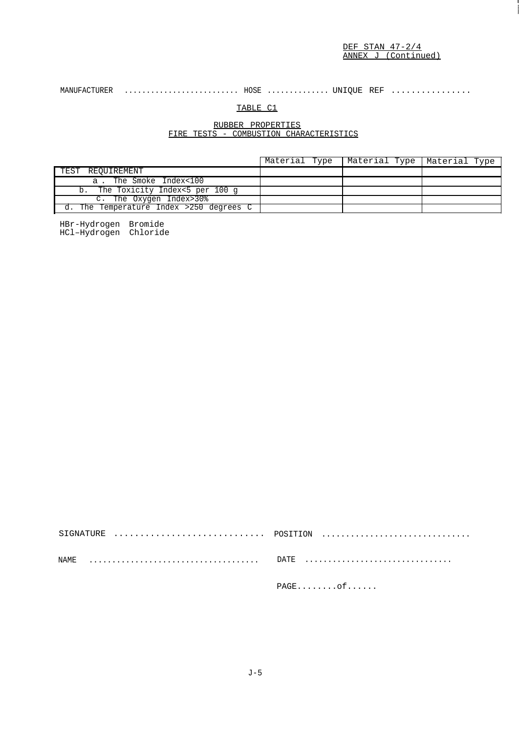MANUFACTURER .......................... HOSE .............. UNIQUE REF ................

TABLE C1

RUBBER PROPERTIES
FIRE TESTS - COMBUSTION CHARACTERISTICS

| | Material Type | Material Type | Material Type |
|---|---|---|---|
| TEST REQUIREMENT | | | |
| a . The Smoke Index<100 | | | |
| b. The Toxicity Index<5 per 100 g | | | |
| c. The Oxygen Index>30% | | | |
| d. The Temperature Index >250 degrees C | | | |

HBr-Hydrogen Bromide
HCl–Hydrogen Chloride

SIGNATURE .............................. POSITION ...............................

NAME ..................................... DATE ................................

PAGE........of......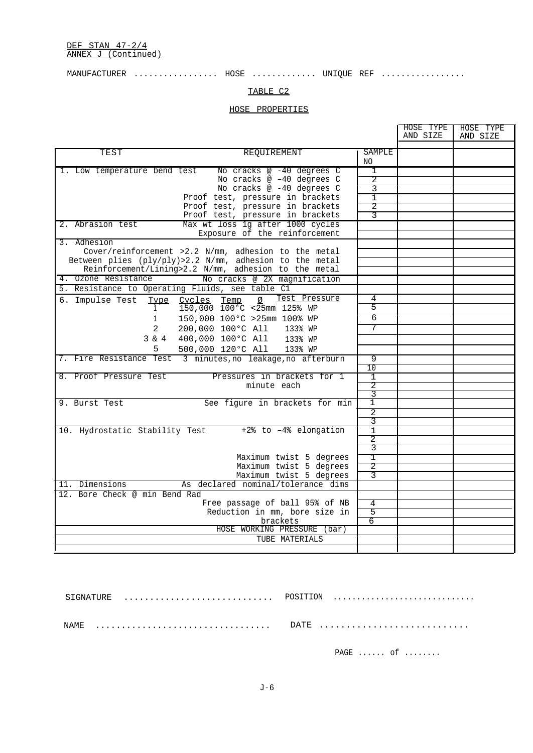DEF STAN 47-2/4
ANNEX J (Continued)

MANUFACTURER ................. HOSE ............. UNIQUE REF .................

TABLE C2

HOSE PROPERTIES

| TEST | REQUIREMENT | SAMPLE NO | HOSE TYPE AND SIZE | HOSE TYPE AND SIZE |
|---|---|---|---|---|
| 1. Low temperature bend test | No cracks @ -40 degrees C | 1 | | |
| | No cracks @ -40 degrees C | 2 | | |
| | No cracks @ -40 degrees C | 3 | | |
| | Proof test, pressure in brackets | 1 | | |
| | Proof test, pressure in brackets | 2 | | |
| | Proof test, pressure in brackets | 3 | | |
| 2. Abrasion test | Max wt loss 1g after 1000 cycles | | | |
| | Exposure of the reinforcement | | | |
| 3. Adhesion | | | | |
| | Cover/reinforcement >2.2 N/mm, adhesion to the metal | | | |
| | Between plies (ply/ply)>2.2 N/mm, adhesion to the metal | | | |
| | Reinforcement/Lining>2.2 N/mm, adhesion to the metal | | | |
| 4. Ozone Resistance | No cracks @ 2X magnification | | | |
| 5. Resistance to Operating Fluids, see table C1 | | | | |
| 6. Impulse Test Type | Cycles Temp Ø Test Pressure | 4 | | |
| 1 | 150,000 100°C <25mm 125% WP | 5 | | |
| 1 | 150,000 100°C >25mm 100% WP | 6 | | |
| 2 | 200,000 100°C All 133% WP | 7 | | |
| 3 & 4 | 400,000 100°C All 133% WP | | | |
| 5 | 500,000 120°C All 133% WP | | | |
| 7. Fire Resistance Test | 3 minutes, no leakage, no afterburn | 9 | | |
| | | 10 | | |
| 8. Proof Pressure Test | Pressures in brackets for 1 minute each | 1 | | |
| | | 2 | | |
| | | 3 | | |
| 9. Burst Test | See figure in brackets for min | 1 | | |
| | | 2 | | |
| | | 3 | | |
| 10. Hydrostatic Stability Test | +2% to –4% elongation | 1 | | |
| | | 2 | | |
| | | 3 | | |
| | Maximum twist 5 degrees | 1 | | |
| | Maximum twist 5 degrees | 2 | | |
| | Maximum twist 5 degrees | 3 | | |
| 11. Dimensions | As declared nominal/tolerance dims | | | |
| 12. Bore Check @ min Bend Rad | | | | |
| | Free passage of ball 95% of NB | 4 | | |
| | Reduction in mm, bore size in brackets | 5 | | |
| | | 6 | | |
| | HOSE WORKING PRESSURE (bar) | | | |
| | TUBE MATERIALS | | | |
| | | | | |

SIGNATURE ............................. POSITION .............................

NAME .................................. DATE ............................

PAGE ...... of ........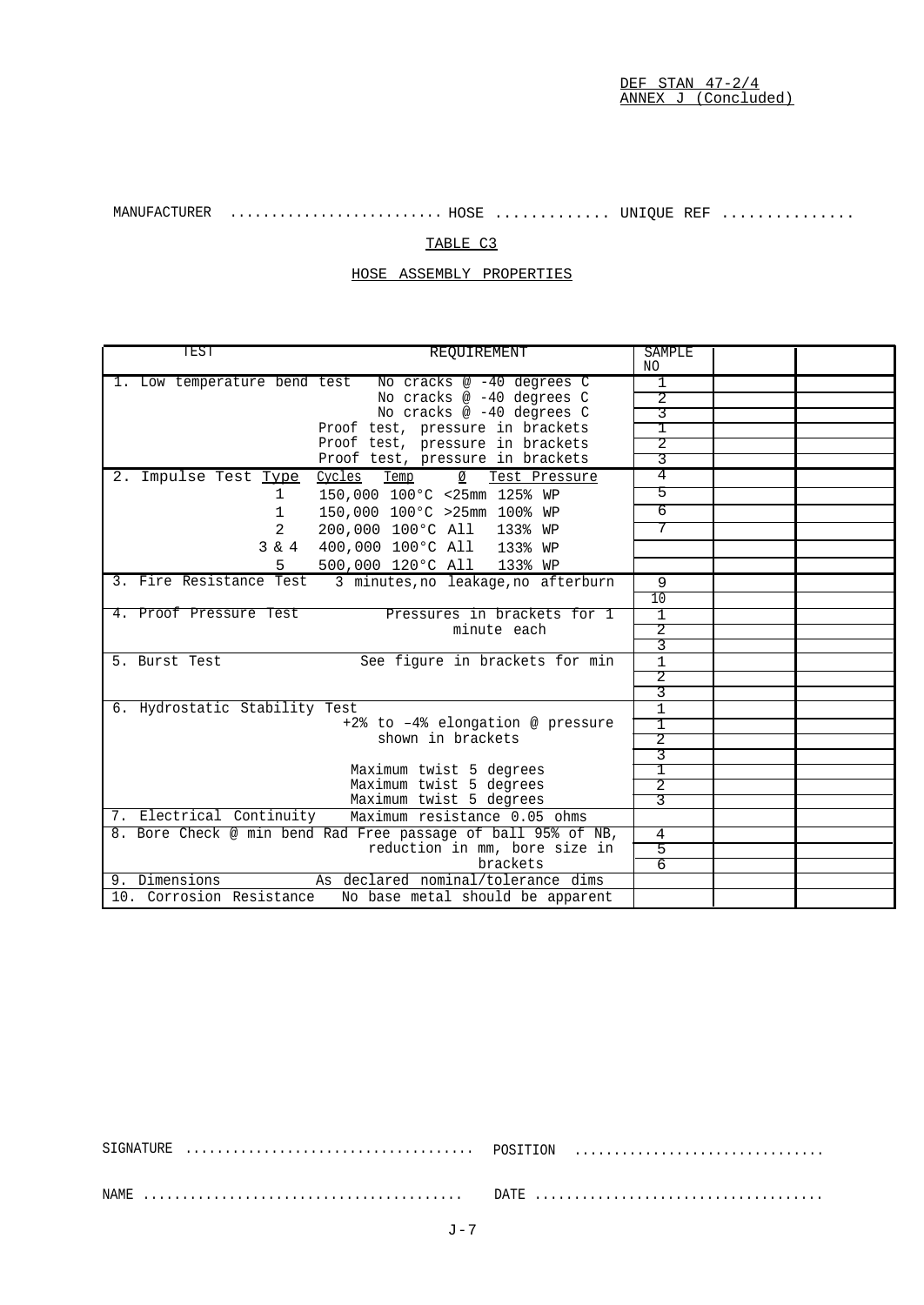MANUFACTURER .......................... HOSE ............. UNIQUE REF ...............

TABLE C3

HOSE ASSEMBLY PROPERTIES

| TEST | REQUIREMENT | SAMPLE NO | | |
|---|---|---|---|---|
| 1. Low temperature bend test | No cracks @ -40 degrees C | 1 | | |
| | No cracks @ -40 degrees C | 2 | | |
| | No cracks @ -40 degrees C | 3 | | |
| | Proof test, pressure in brackets | 1 | | |
| | Proof test, pressure in brackets | 2 | | |
| | Proof test, pressure in brackets | 3 | | |
| 2. Impulse Test Type | Cycles Temp Ø Test Pressure | 4 | | |
| 1 | 150,000 100°C <25mm 125% WP | 5 | | |
| 1 | 150,000 100°C >25mm 100% WP | 6 | | |
| 2 | 200,000 100°C All 133% WP | 7 | | |
| 3 & 4 | 400,000 100°C All 133% WP | | | |
| 5 | 500,000 120°C All 133% WP | | | |
| 3. Fire Resistance Test | 3 minutes,no leakage,no afterburn | 9 | | |
| | | 10 | | |
| 4. Proof Pressure Test | Pressures in brackets for 1 minute each | 1 | | |
| | | 2 | | |
| | | 3 | | |
| 5. Burst Test | See figure in brackets for min | 1 | | |
| | | 2 | | |
| | | 3 | | |
| 6. Hydrostatic Stability Test | | 1 | | |
| | +2% to –4% elongation @ pressure shown in brackets | 1 | | |
| | | 2 | | |
| | | 3 | | |
| | Maximum twist 5 degrees | 1 | | |
| | Maximum twist 5 degrees | 2 | | |
| | Maximum twist 5 degrees | 3 | | |
| 7. Electrical Continuity | Maximum resistance 0.05 ohms | | | |
| 8. Bore Check @ min bend Rad | Free passage of ball 95% of NB, reduction in mm, bore size in brackets | 4 | | |
| | | 5 | | |
| | | 6 | | |
| 9. Dimensions | As declared nominal/tolerance dims | | | |
| 10. Corrosion Resistance | No base metal should be apparent | | | |

SIGNATURE ..................................... POSITION ................................

NAME ......................................... DATE .....................................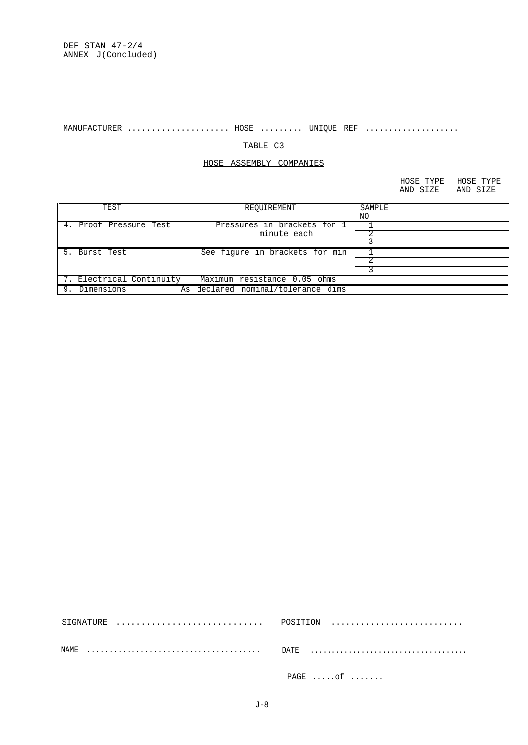MANUFACTURER .................... HOSE ......... UNIQUE REF ...................

TABLE C3

HOSE ASSEMBLY COMPANIES

| TEST | REQUIREMENT | SAMPLE NO | HOSE TYPE AND SIZE | HOSE TYPE AND SIZE |
|---|---|---|---|---|
| 4. Proof Pressure Test | Pressures in brackets for 1 minute each | 1 | | |
| | | 2 | | |
| | | 3 | | |
| 5. Burst Test | See figure in brackets for min | 1 | | |
| | | 2 | | |
| | | 3 | | |
| 7. Electrical Continuity | Maximum resistance 0.05 ohms | | | |
| 9. Dimensions | As declared nominal/tolerance dims | | | |

SIGNATURE ............................ POSITION ..........................

NAME ..................................... DATE ...................................

PAGE .....of .......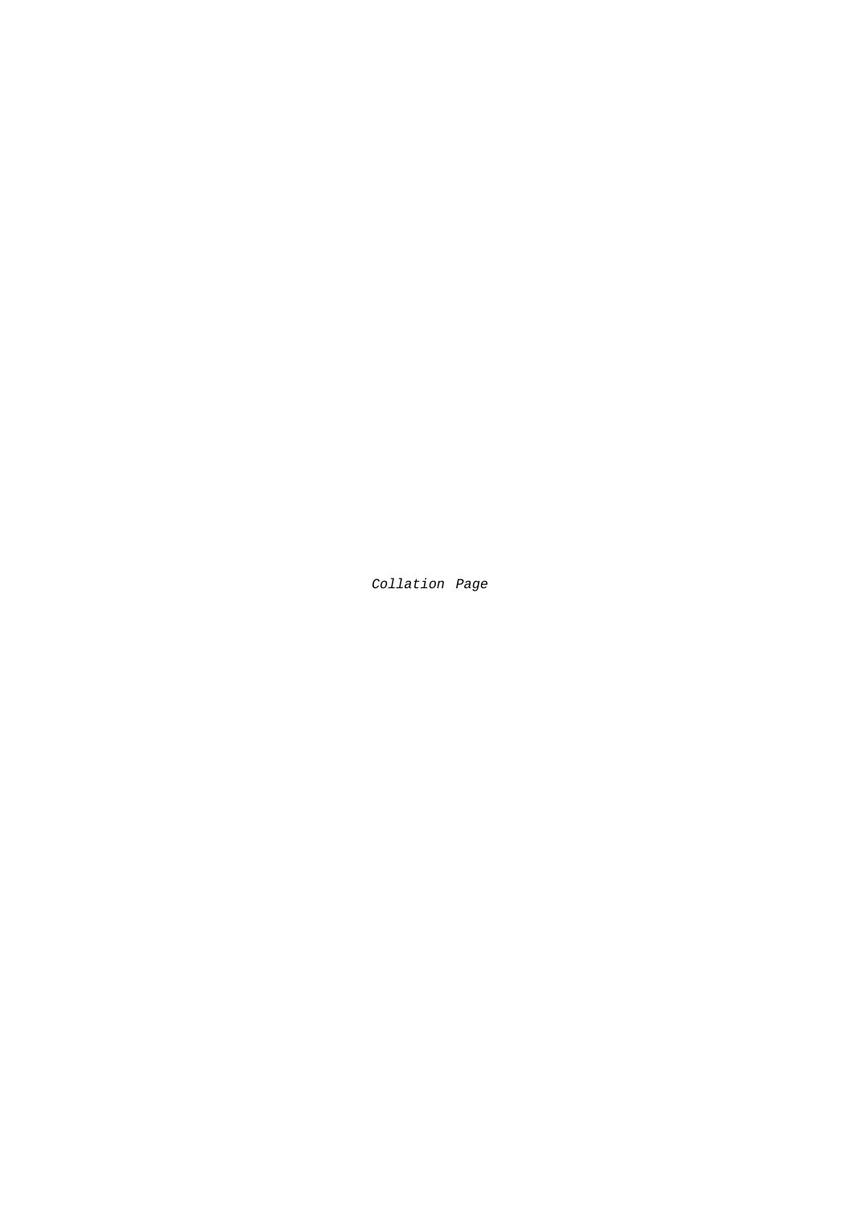*Collation Page*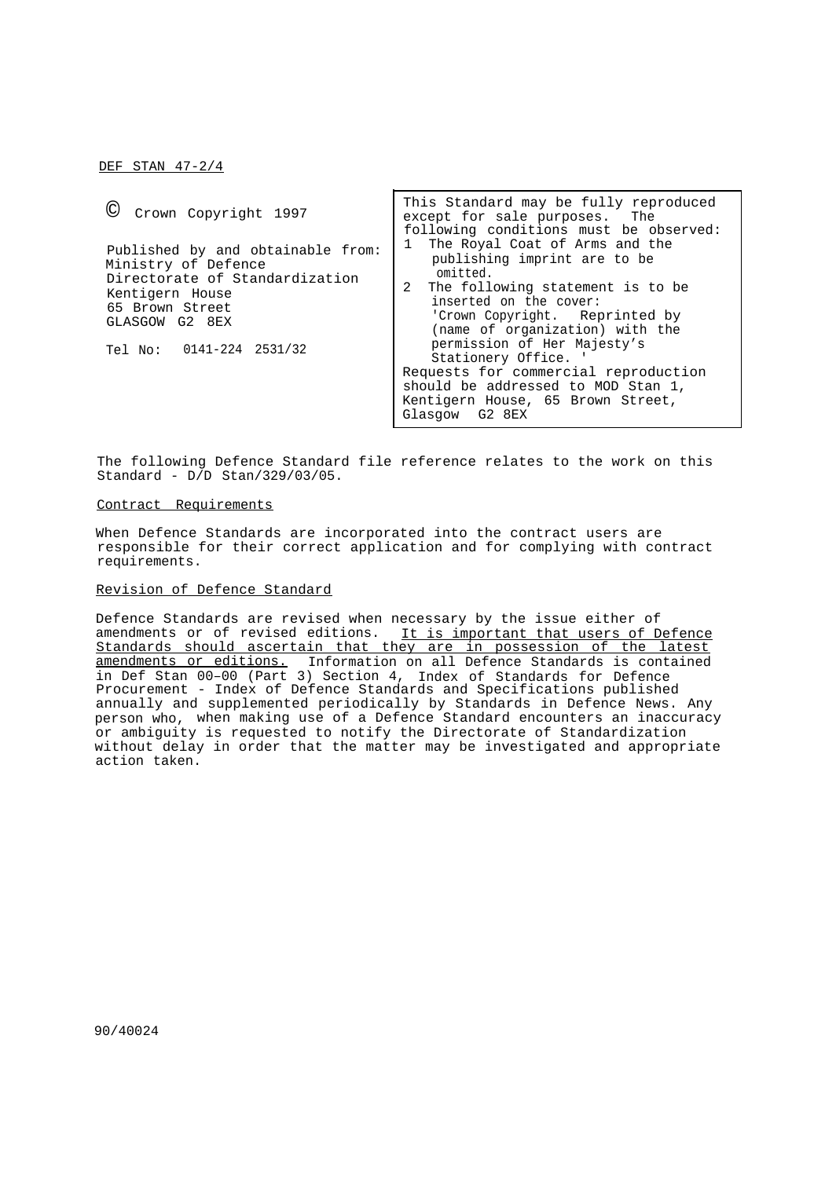DEF STAN 47-2/4

© Crown Copyright 1997

Published by and obtainable from:
Ministry of Defence
Directorate of Standardization
Kentigern House
65 Brown Street
GLASGOW G2 8EX

Tel No: 0141-224 2531/32

This Standard may be fully reproduced except for sale purposes. The following conditions must be observed:

1. The Royal Coat of Arms and the publishing imprint are to be omitted.
2. The following statement is to be inserted on the cover: 'Crown Copyright. Reprinted by (name of organization) with the permission of Her Majesty's Stationery Office. '

Requests for commercial reproduction should be addressed to MOD Stan 1, Kentigern House, 65 Brown Street, Glasgow G2 8EX

The following Defence Standard file reference relates to the work on this Standard - D/D Stan/329/03/05.

## Contract Requirements

When Defence Standards are incorporated into the contract users are responsible for their correct application and for complying with contract requirements.

## Revision of Defence Standard

Defence Standards are revised when necessary by the issue either of amendments or of revised editions. It is important that users of Defence Standards should ascertain that they are in possession of the latest amendments or editions. Information on all Defence Standards is contained in Def Stan 00–00 (Part 3) Section 4, Index of Standards for Defence Procurement - Index of Defence Standards and Specifications published annually and supplemented periodically by Standards in Defence News. Any person who, when making use of a Defence Standard encounters an inaccuracy or ambiguity is requested to notify the Directorate of Standardization without delay in order that the matter may be investigated and appropriate action taken.

90/40024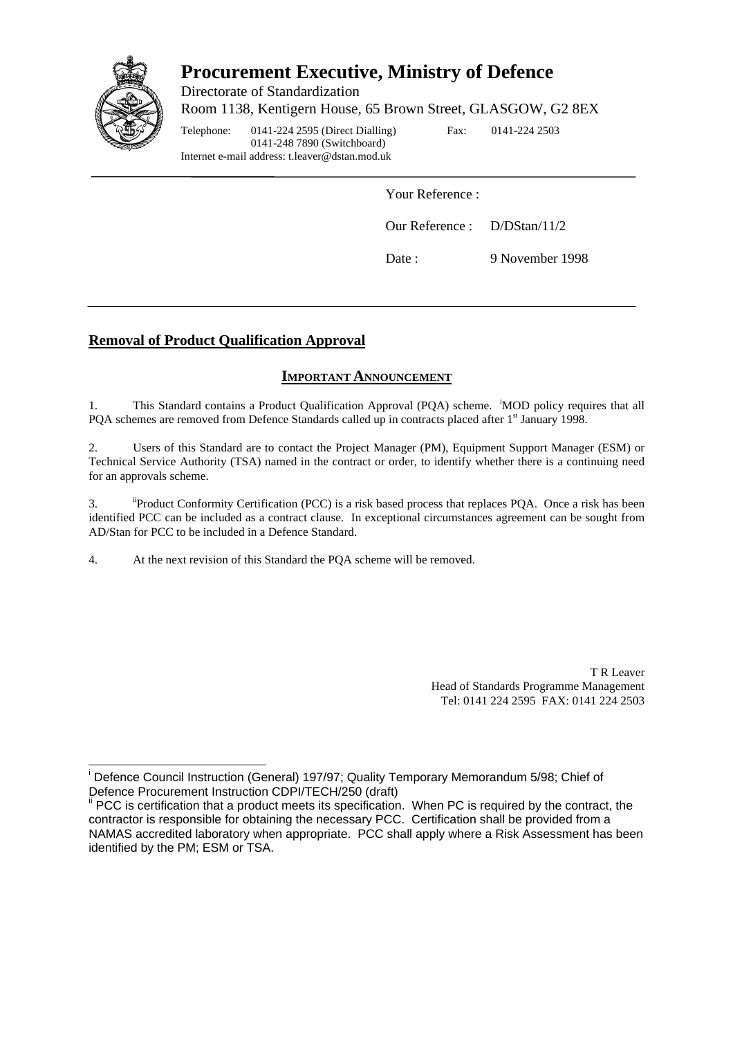# Procurement Executive, Ministry of Defence

Directorate of Standardization
Room 1138, Kentigern House, 65 Brown Street, GLASGOW, G2 8EX

Telephone: 0141-224 2595 (Direct Dialling) Fax: 0141-224 2503
0141-248 7890 (Switchboard)
Internet e-mail address: t.leaver@dstan.mod.uk

Your Reference :

Our Reference : D/DStan/11/2

Date : 9 November 1998

## Removal of Product Qualification Approval

**IMPORTANT ANNOUNCEMENT**

1. This Standard contains a Product Qualification Approval (PQA) scheme. [i]MOD policy requires that all PQA schemes are removed from Defence Standards called up in contracts placed after 1st January 1998.

2. Users of this Standard are to contact the Project Manager (PM), Equipment Support Manager (ESM) or Technical Service Authority (TSA) named in the contract or order, to identify whether there is a continuing need for an approvals scheme.

3. [ii]Product Conformity Certification (PCC) is a risk based process that replaces PQA. Once a risk has been identified PCC can be included as a contract clause. In exceptional circumstances agreement can be sought from AD/Stan for PCC to be included in a Defence Standard.

4. At the next revision of this Standard the PQA scheme will be removed.

T R Leaver
Head of Standards Programme Management
Tel: 0141 224 2595 FAX: 0141 224 2503

---

[i] Defence Council Instruction (General) 197/97; Quality Temporary Memorandum 5/98; Chief of Defence Procurement Instruction CDPI/TECH/250 (draft)

[ii] PCC is certification that a product meets its specification. When PC is required by the contract, the contractor is responsible for obtaining the necessary PCC. Certification shall be provided from a NAMAS accredited laboratory when appropriate. PCC shall apply where a Risk Assessment has been identified by the PM; ESM or TSA.